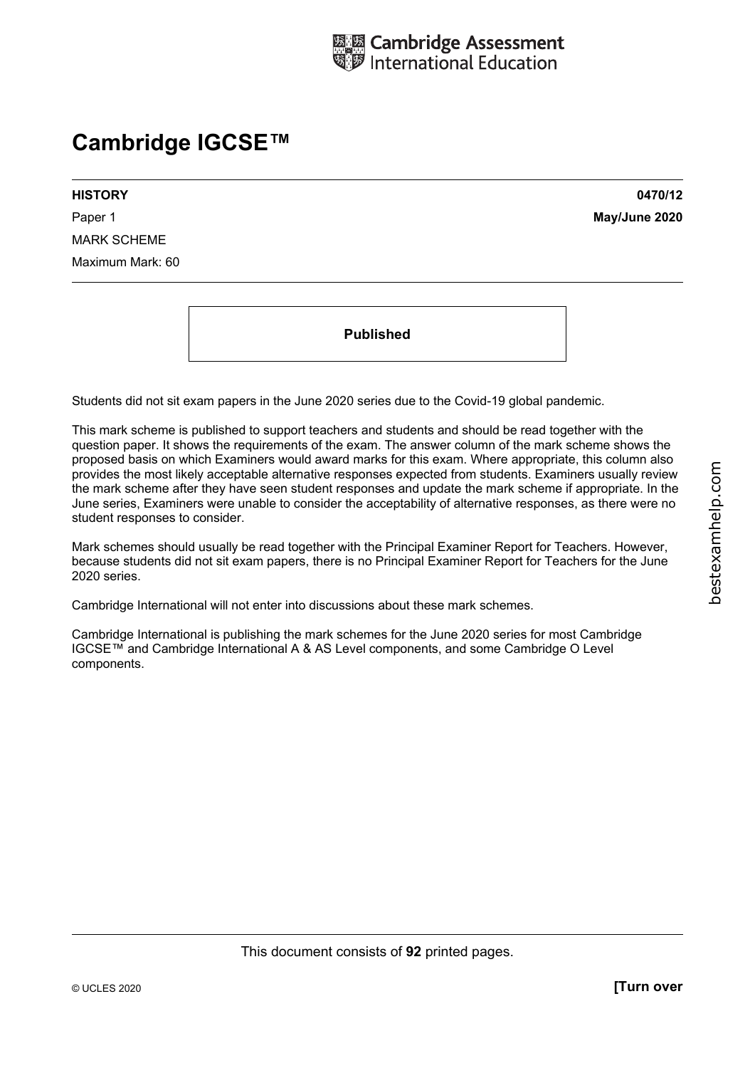Cambridge Assessment International Education

# Cambridge IGCSE™

**HISTORY** **0470/12**

Paper 1 **May/June 2020**

MARK SCHEME

Maximum Mark: 60

**Published**

Students did not sit exam papers in the June 2020 series due to the Covid-19 global pandemic.

This mark scheme is published to support teachers and students and should be read together with the question paper. It shows the requirements of the exam. The answer column of the mark scheme shows the proposed basis on which Examiners would award marks for this exam. Where appropriate, this column also provides the most likely acceptable alternative responses expected from students. Examiners usually review the mark scheme after they have seen student responses and update the mark scheme if appropriate. In the June series, Examiners were unable to consider the acceptability of alternative responses, as there were no student responses to consider.

Mark schemes should usually be read together with the Principal Examiner Report for Teachers. However, because students did not sit exam papers, there is no Principal Examiner Report for Teachers for the June 2020 series.

Cambridge International will not enter into discussions about these mark schemes.

Cambridge International is publishing the mark schemes for the June 2020 series for most Cambridge IGCSE™ and Cambridge International A & AS Level components, and some Cambridge O Level components.

This document consists of **92** printed pages.

© UCLES 2020 **[Turn over**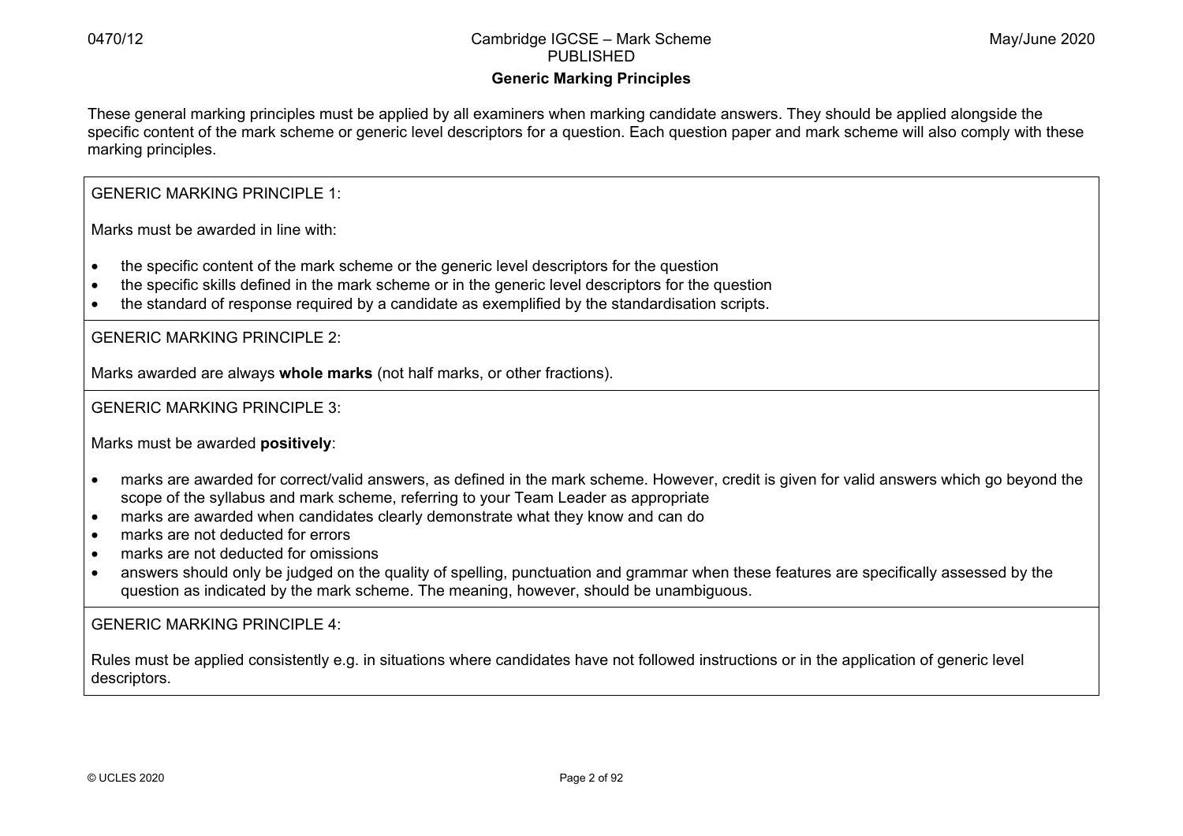## Generic Marking Principles

These general marking principles must be applied by all examiners when marking candidate answers. They should be applied alongside the specific content of the mark scheme or generic level descriptors for a question. Each question paper and mark scheme will also comply with these marking principles.

GENERIC MARKING PRINCIPLE 1:

Marks must be awarded in line with:

- the specific content of the mark scheme or the generic level descriptors for the question
- the specific skills defined in the mark scheme or in the generic level descriptors for the question
- the standard of response required by a candidate as exemplified by the standardisation scripts.

GENERIC MARKING PRINCIPLE 2:

Marks awarded are always **whole marks** (not half marks, or other fractions).

GENERIC MARKING PRINCIPLE 3:

Marks must be awarded **positively**:

- marks are awarded for correct/valid answers, as defined in the mark scheme. However, credit is given for valid answers which go beyond the scope of the syllabus and mark scheme, referring to your Team Leader as appropriate
- marks are awarded when candidates clearly demonstrate what they know and can do
- marks are not deducted for errors
- marks are not deducted for omissions
- answers should only be judged on the quality of spelling, punctuation and grammar when these features are specifically assessed by the question as indicated by the mark scheme. The meaning, however, should be unambiguous.

GENERIC MARKING PRINCIPLE 4:

Rules must be applied consistently e.g. in situations where candidates have not followed instructions or in the application of generic level descriptors.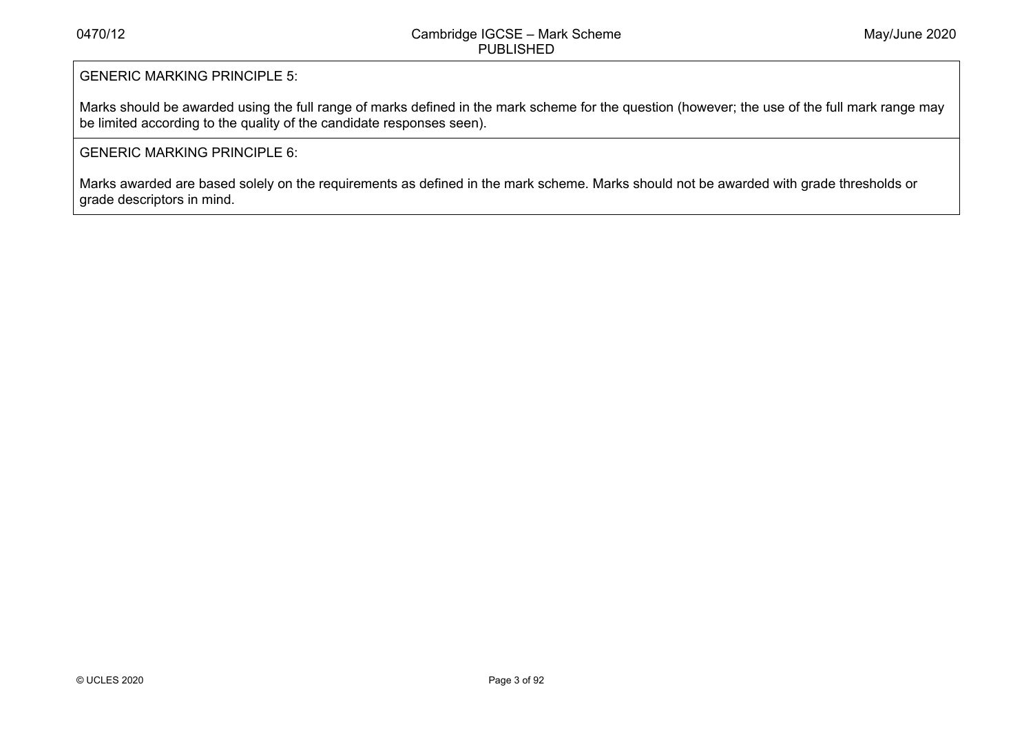| GENERIC MARKING PRINCIPLE 5: |
| --- |
| Marks should be awarded using the full range of marks defined in the mark scheme for the question (however; the use of the full mark range may be limited according to the quality of the candidate responses seen). |
| GENERIC MARKING PRINCIPLE 6: |
| Marks awarded are based solely on the requirements as defined in the mark scheme. Marks should not be awarded with grade thresholds or grade descriptors in mind. |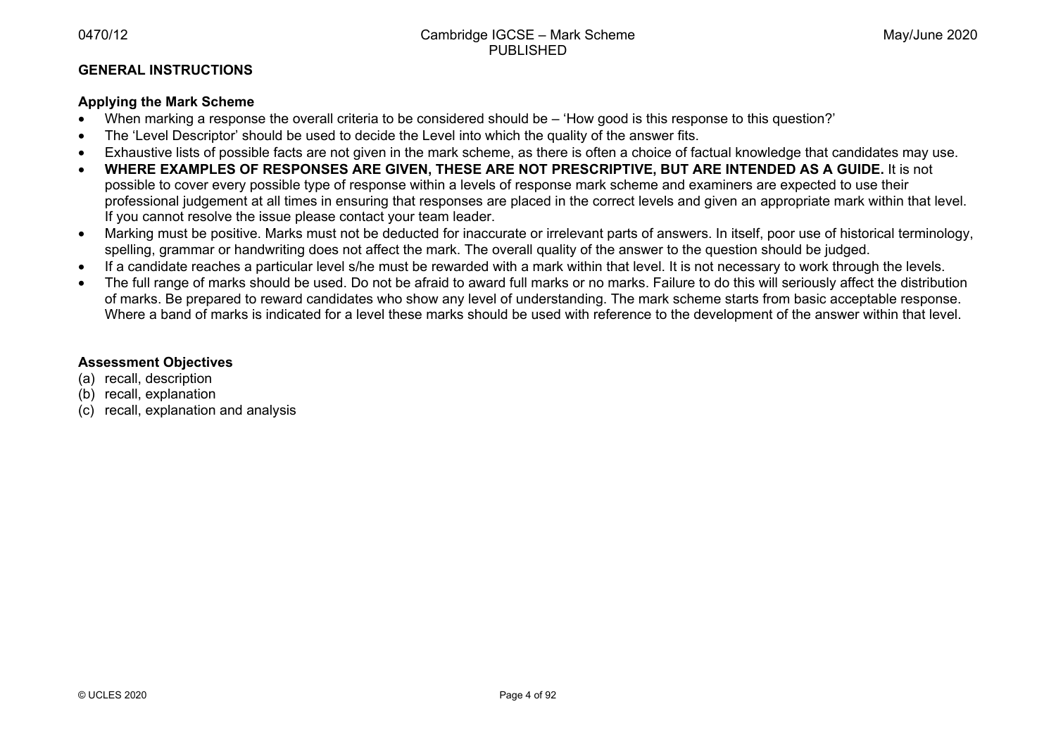## GENERAL INSTRUCTIONS

### Applying the Mark Scheme

- When marking a response the overall criteria to be considered should be – 'How good is this response to this question?'
- The 'Level Descriptor' should be used to decide the Level into which the quality of the answer fits.
- Exhaustive lists of possible facts are not given in the mark scheme, as there is often a choice of factual knowledge that candidates may use.
- **WHERE EXAMPLES OF RESPONSES ARE GIVEN, THESE ARE NOT PRESCRIPTIVE, BUT ARE INTENDED AS A GUIDE.** It is not possible to cover every possible type of response within a levels of response mark scheme and examiners are expected to use their professional judgement at all times in ensuring that responses are placed in the correct levels and given an appropriate mark within that level. If you cannot resolve the issue please contact your team leader.
- Marking must be positive. Marks must not be deducted for inaccurate or irrelevant parts of answers. In itself, poor use of historical terminology, spelling, grammar or handwriting does not affect the mark. The overall quality of the answer to the question should be judged.
- If a candidate reaches a particular level s/he must be rewarded with a mark within that level. It is not necessary to work through the levels.
- The full range of marks should be used. Do not be afraid to award full marks or no marks. Failure to do this will seriously affect the distribution of marks. Be prepared to reward candidates who show any level of understanding. The mark scheme starts from basic acceptable response. Where a band of marks is indicated for a level these marks should be used with reference to the development of the answer within that level.

### Assessment Objectives

(a) recall, description
(b) recall, explanation
(c) recall, explanation and analysis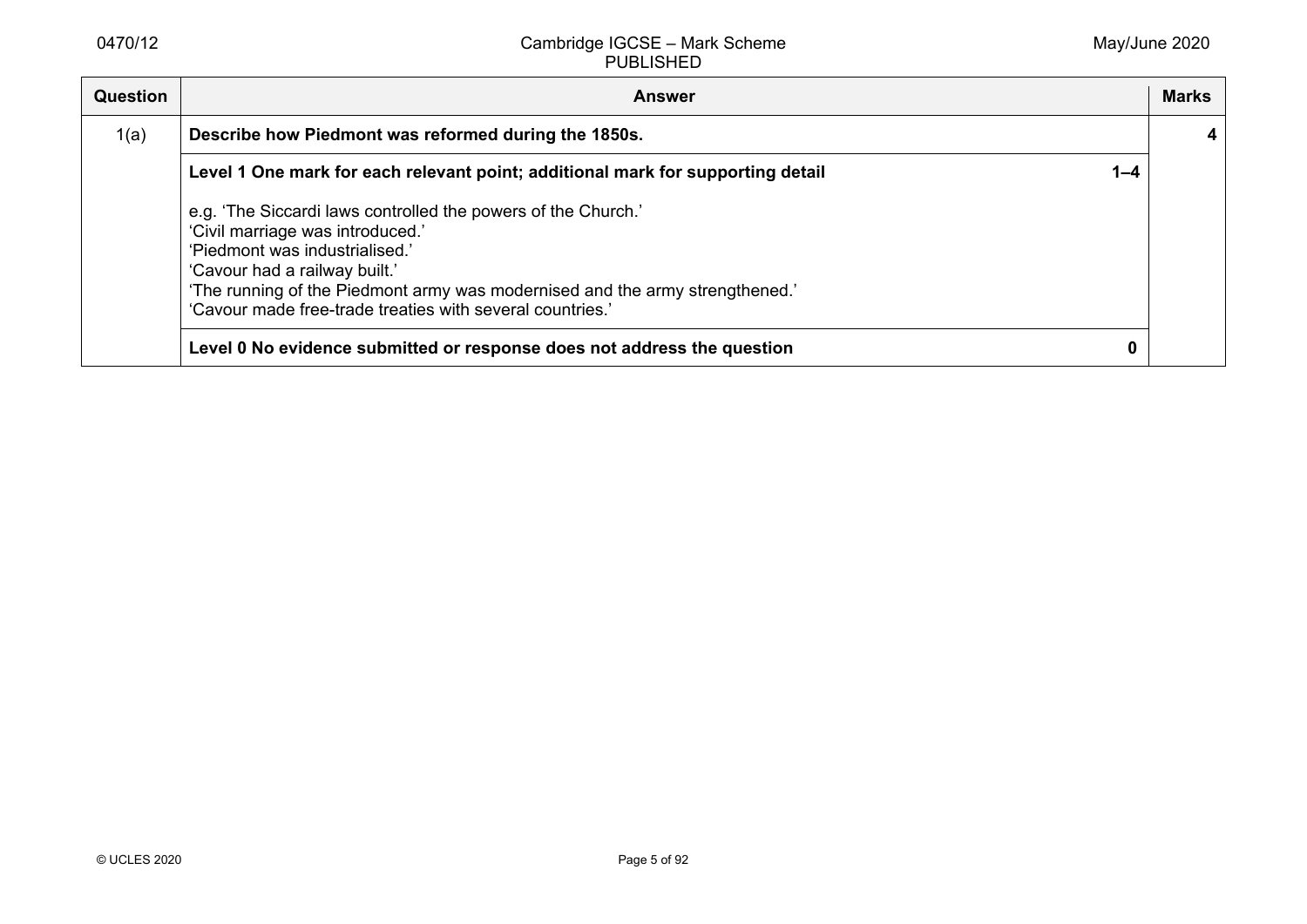| Question | Answer | | Marks |
|---|---|---|---|
| 1(a) | **Describe how Piedmont was reformed during the 1850s.** | | **4** |
| | **Level 1 One mark for each relevant point; additional mark for supporting detail**<br><br>e.g. 'The Siccardi laws controlled the powers of the Church.'<br>'Civil marriage was introduced.'<br>'Piedmont was industrialised.'<br>'Cavour had a railway built.'<br>'The running of the Piedmont army was modernised and the army strengthened.'<br>'Cavour made free-trade treaties with several countries.' | **1–4** | |
| | **Level 0 No evidence submitted or response does not address the question** | **0** | |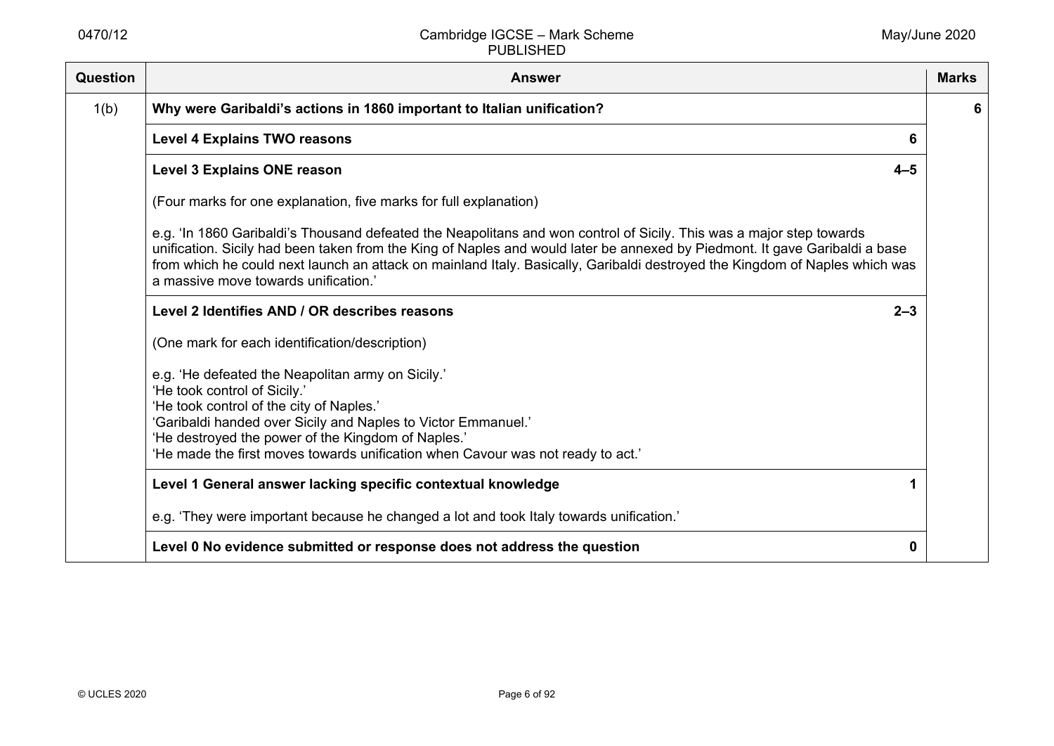| Question | Answer | | Marks |
|---|---|---|---|
| 1(b) | **Why were Garibaldi's actions in 1860 important to Italian unification?** | | **6** |
| | **Level 4 Explains TWO reasons** | **6** | |
| | **Level 3 Explains ONE reason**<br><br>(Four marks for one explanation, five marks for full explanation)<br><br>e.g. 'In 1860 Garibaldi's Thousand defeated the Neapolitans and won control of Sicily. This was a major step towards unification. Sicily had been taken from the King of Naples and would later be annexed by Piedmont. It gave Garibaldi a base from which he could next launch an attack on mainland Italy. Basically, Garibaldi destroyed the Kingdom of Naples which was a massive move towards unification.' | **4–5** | |
| | **Level 2 Identifies AND / OR describes reasons**<br><br>(One mark for each identification/description)<br><br>e.g. 'He defeated the Neapolitan army on Sicily.'<br>'He took control of Sicily.'<br>'He took control of the city of Naples.'<br>'Garibaldi handed over Sicily and Naples to Victor Emmanuel.'<br>'He destroyed the power of the Kingdom of Naples.'<br>'He made the first moves towards unification when Cavour was not ready to act.' | **2–3** | |
| | **Level 1 General answer lacking specific contextual knowledge**<br><br>e.g. 'They were important because he changed a lot and took Italy towards unification.' | **1** | |
| | **Level 0 No evidence submitted or response does not address the question** | **0** | |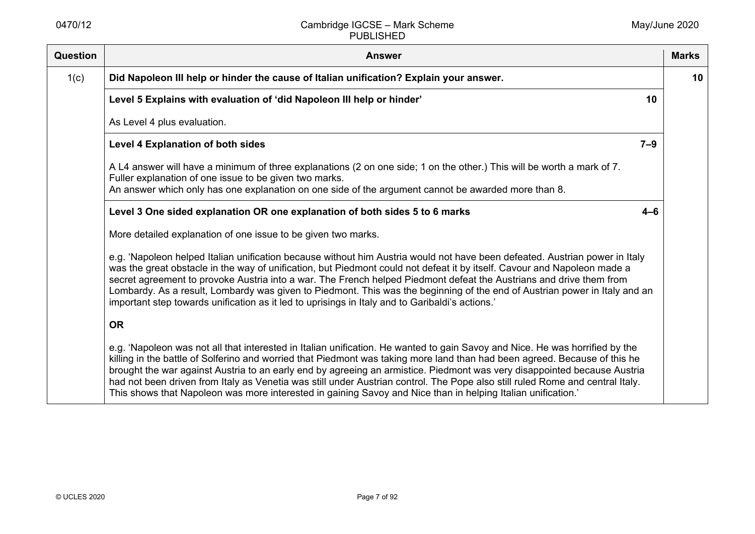| Question | Answer | Marks |
|---|---|---|
| 1(c) | **Did Napoleon III help or hinder the cause of Italian unification? Explain your answer.** | **10** |
| | **Level 5 Explains with evaluation of 'did Napoleon III help or hinder' — 10**<br><br>As Level 4 plus evaluation. | |
| | **Level 4 Explanation of both sides — 7–9**<br><br>A L4 answer will have a minimum of three explanations (2 on one side; 1 on the other.) This will be worth a mark of 7.<br>Fuller explanation of one issue to be given two marks.<br>An answer which only has one explanation on one side of the argument cannot be awarded more than 8. | |
| | **Level 3 One sided explanation OR one explanation of both sides 5 to 6 marks — 4–6**<br><br>More detailed explanation of one issue to be given two marks.<br><br>e.g. 'Napoleon helped Italian unification because without him Austria would not have been defeated. Austrian power in Italy was the great obstacle in the way of unification, but Piedmont could not defeat it by itself. Cavour and Napoleon made a secret agreement to provoke Austria into a war. The French helped Piedmont defeat the Austrians and drive them from Lombardy. As a result, Lombardy was given to Piedmont. This was the beginning of the end of Austrian power in Italy and an important step towards unification as it led to uprisings in Italy and to Garibaldi's actions.'<br><br>**OR**<br><br>e.g. 'Napoleon was not all that interested in Italian unification. He wanted to gain Savoy and Nice. He was horrified by the killing in the battle of Solferino and worried that Piedmont was taking more land than had been agreed. Because of this he brought the war against Austria to an early end by agreeing an armistice. Piedmont was very disappointed because Austria had not been driven from Italy as Venetia was still under Austrian control. The Pope also still ruled Rome and central Italy. This shows that Napoleon was more interested in gaining Savoy and Nice than in helping Italian unification.' | |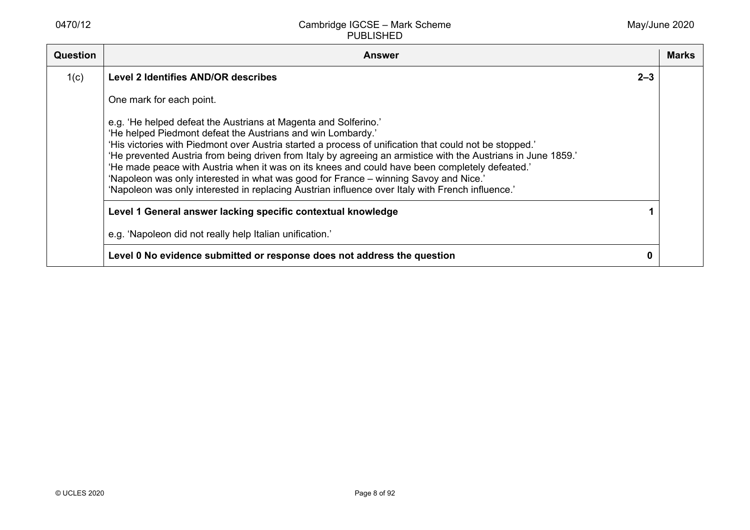| Question | Answer | | Marks |
|---|---|---|---|
| 1(c) | **Level 2 Identifies AND/OR describes**<br><br>One mark for each point.<br><br>e.g. 'He helped defeat the Austrians at Magenta and Solferino.'<br>'He helped Piedmont defeat the Austrians and win Lombardy.'<br>'His victories with Piedmont over Austria started a process of unification that could not be stopped.'<br>'He prevented Austria from being driven from Italy by agreeing an armistice with the Austrians in June 1859.'<br>'He made peace with Austria when it was on its knees and could have been completely defeated.'<br>'Napoleon was only interested in what was good for France – winning Savoy and Nice.'<br>'Napoleon was only interested in replacing Austrian influence over Italy with French influence.' | **2–3** | |
| | **Level 1 General answer lacking specific contextual knowledge**<br><br>e.g. 'Napoleon did not really help Italian unification.' | **1** | |
| | **Level 0 No evidence submitted or response does not address the question** | **0** | |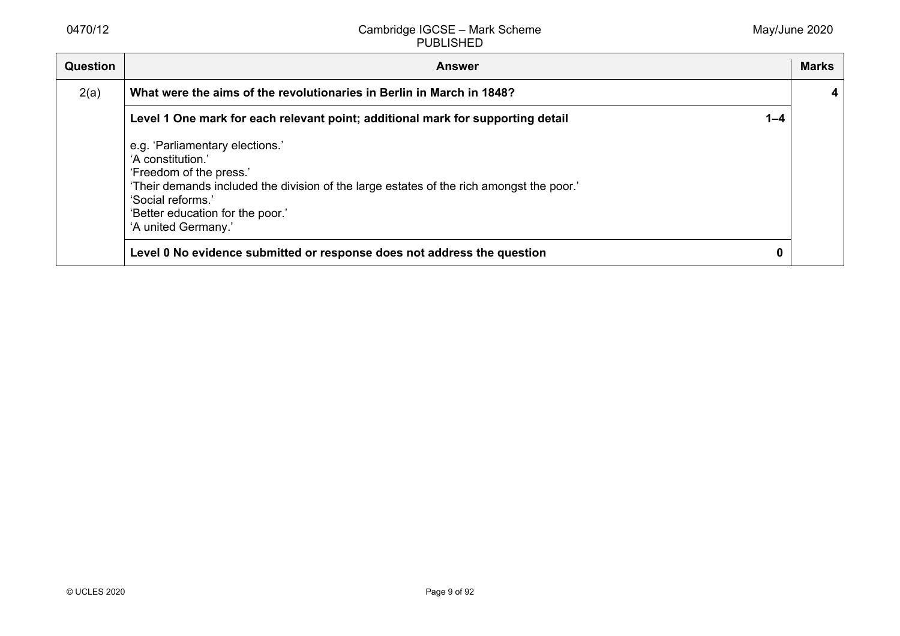| Question | Answer | Marks |
| --- | --- | --- |
| 2(a) | **What were the aims of the revolutionaries in Berlin in March 1848?** | **4** |
| | **Level 1 One mark for each relevant point; additional mark for supporting detail** **1–4**<br><br>e.g. 'Parliamentary elections.'<br>'A constitution.'<br>'Freedom of the press.'<br>'Their demands included the division of the large estates of the rich amongst the poor.'<br>'Social reforms.'<br>'Better education for the poor.'<br>'A united Germany.' | |
| | **Level 0 No evidence submitted or response does not address the question** **0** | |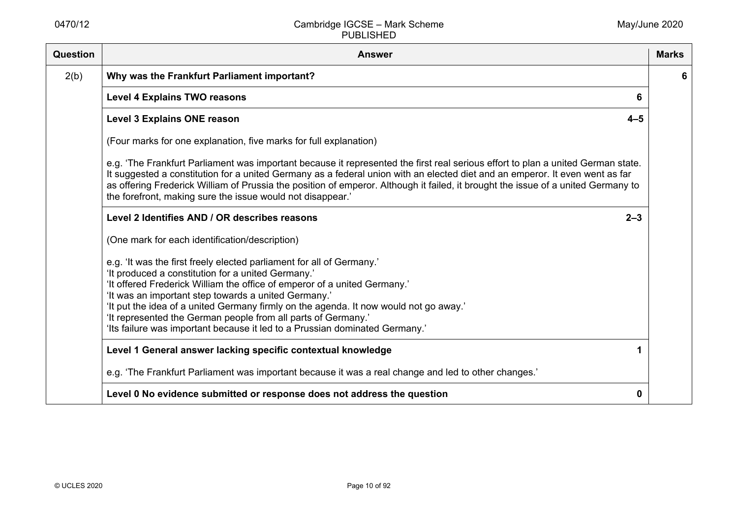| Question | Answer | Marks |
|---|---|---|
| 2(b) | **Why was the Frankfurt Parliament important?** | **6** |
| | **Level 4 Explains TWO reasons** **6** | |
| | **Level 3 Explains ONE reason** **4–5**<br><br>(Four marks for one explanation, five marks for full explanation)<br><br>e.g. 'The Frankfurt Parliament was important because it represented the first real serious effort to plan a united German state. It suggested a constitution for a united Germany as a federal union with an elected diet and an emperor. It even went as far as offering Frederick William of Prussia the position of emperor. Although it failed, it brought the issue of a united Germany to the forefront, making sure the issue would not disappear.' | |
| | **Level 2 Identifies AND / OR describes reasons** **2–3**<br><br>(One mark for each identification/description)<br><br>e.g. 'It was the first freely elected parliament for all of Germany.'<br>'It produced a constitution for a united Germany.'<br>'It offered Frederick William the office of emperor of a united Germany.'<br>'It was an important step towards a united Germany.'<br>'It put the idea of a united Germany firmly on the agenda. It now would not go away.'<br>'It represented the German people from all parts of Germany.'<br>'Its failure was important because it led to a Prussian dominated Germany.' | |
| | **Level 1 General answer lacking specific contextual knowledge** **1**<br><br>e.g. 'The Frankfurt Parliament was important because it was a real change and led to other changes.' | |
| | **Level 0 No evidence submitted or response does not address the question** **0** | |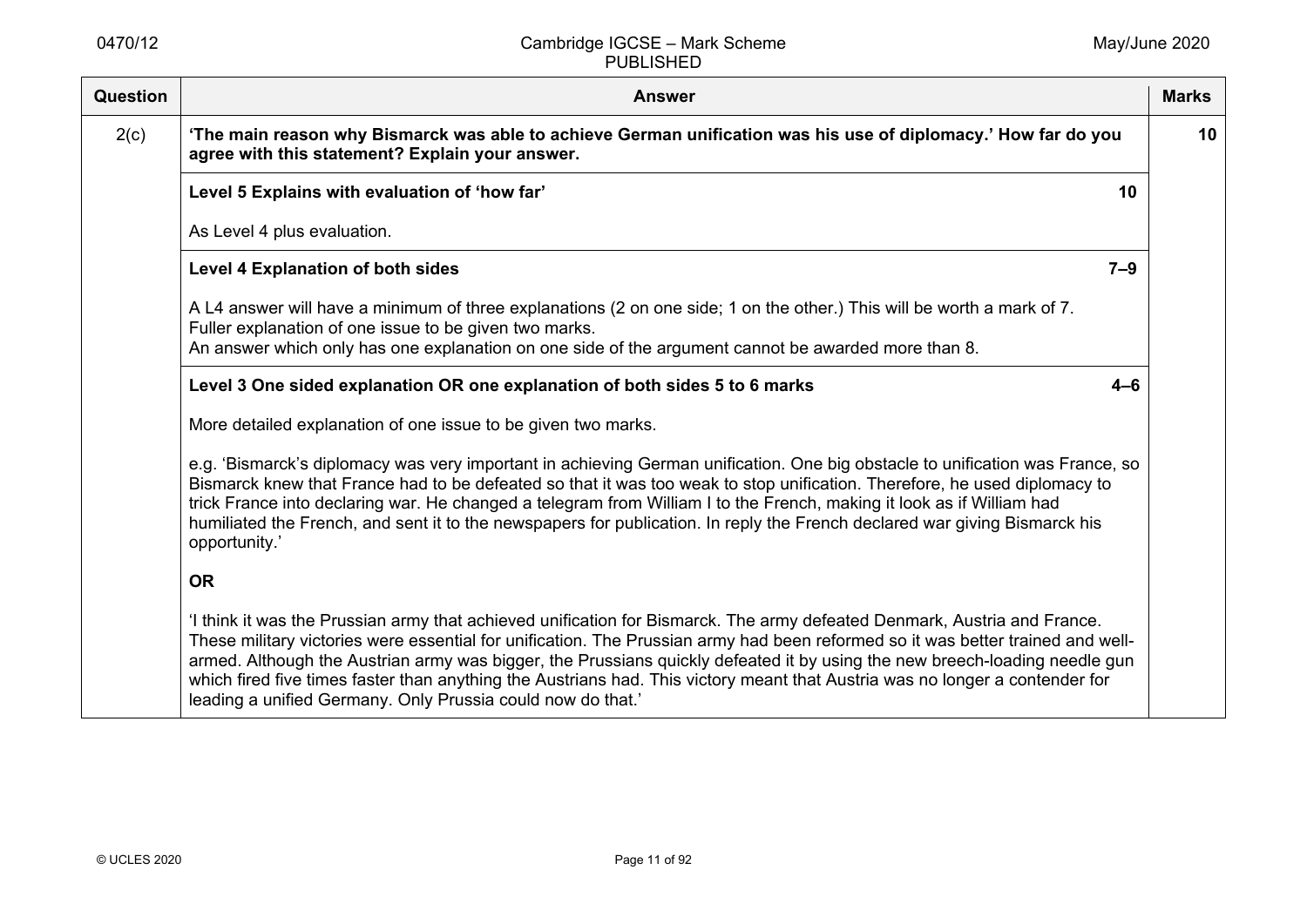| Question | Answer | Marks |
|---|---|---|
| 2(c) | **'The main reason why Bismarck was able to achieve German unification was his use of diplomacy.' How far do you agree with this statement? Explain your answer.** | **10** |
| | **Level 5 Explains with evaluation of 'how far'** **10**<br><br>As Level 4 plus evaluation. | |
| | **Level 4 Explanation of both sides** **7–9**<br><br>A L4 answer will have a minimum of three explanations (2 on one side; 1 on the other.) This will be worth a mark of 7.<br>Fuller explanation of one issue to be given two marks.<br>An answer which only has one explanation on one side of the argument cannot be awarded more than 8. | |
| | **Level 3 One sided explanation OR one explanation of both sides 5 to 6 marks** **4–6**<br><br>More detailed explanation of one issue to be given two marks.<br><br>e.g. 'Bismarck's diplomacy was very important in achieving German unification. One big obstacle to unification was France, so Bismarck knew that France had to be defeated so that it was too weak to stop unification. Therefore, he used diplomacy to trick France into declaring war. He changed a telegram from William I to the French, making it look as if William had humiliated the French, and sent it to the newspapers for publication. In reply the French declared war giving Bismarck his opportunity.'<br><br>**OR**<br><br>'I think it was the Prussian army that achieved unification for Bismarck. The army defeated Denmark, Austria and France. These military victories were essential for unification. The Prussian army had been reformed so it was better trained and well-armed. Although the Austrian army was bigger, the Prussians quickly defeated it by using the new breech-loading needle gun which fired five times faster than anything the Austrians had. This victory meant that Austria was no longer a contender for leading a unified Germany. Only Prussia could now do that.' | |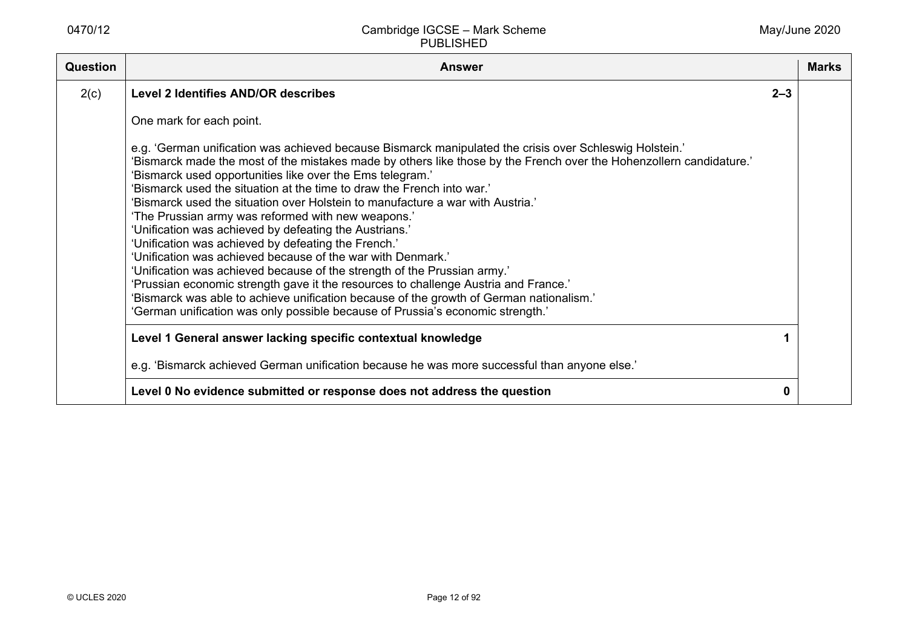| Question | Answer | | Marks |
|---|---|---|---|
| 2(c) | **Level 2 Identifies AND/OR describes**<br><br>One mark for each point.<br><br>e.g. 'German unification was achieved because Bismarck manipulated the crisis over Schleswig Holstein.'<br>'Bismarck made the most of the mistakes made by others like those by the French over the Hohenzollern candidature.'<br>'Bismarck used opportunities like over the Ems telegram.'<br>'Bismarck used the situation at the time to draw the French into war.'<br>'Bismarck used the situation over Holstein to manufacture a war with Austria.'<br>'The Prussian army was reformed with new weapons.'<br>'Unification was achieved by defeating the Austrians.'<br>'Unification was achieved by defeating the French.'<br>'Unification was achieved because of the war with Denmark.'<br>'Unification was achieved because of the strength of the Prussian army.'<br>'Prussian economic strength gave it the resources to challenge Austria and France.'<br>'Bismarck was able to achieve unification because of the growth of German nationalism.'<br>'German unification was only possible because of Prussia's economic strength.' | **2–3** | |
| | **Level 1 General answer lacking specific contextual knowledge**<br><br>e.g. 'Bismarck achieved German unification because he was more successful than anyone else.' | **1** | |
| | **Level 0 No evidence submitted or response does not address the question** | **0** | |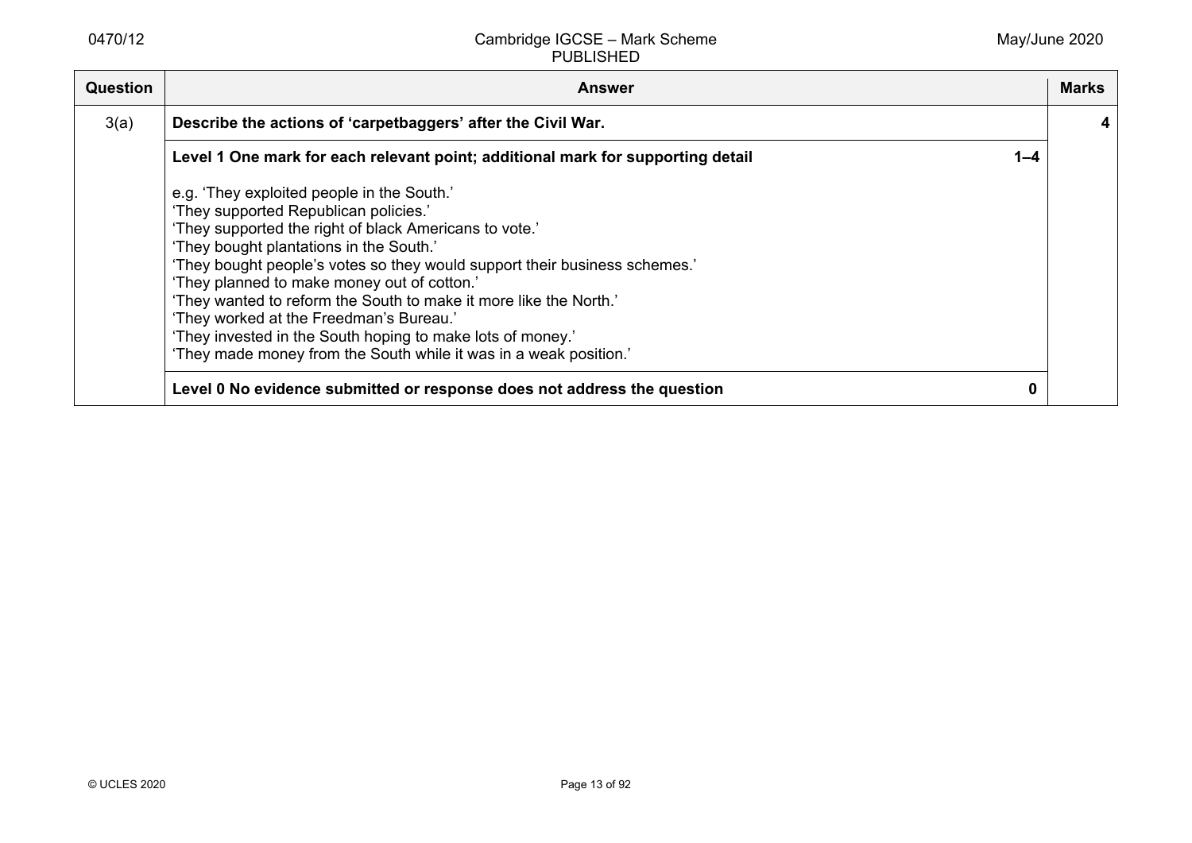| Question | Answer | Marks |
|---|---|---|
| 3(a) | **Describe the actions of 'carpetbaggers' after the Civil War.** | **4** |
| | **Level 1 One mark for each relevant point; additional mark for supporting detail** **1–4**<br><br>e.g. 'They exploited people in the South.'<br>'They supported Republican policies.'<br>'They supported the right of black Americans to vote.'<br>'They bought plantations in the South.'<br>'They bought people's votes so they would support their business schemes.'<br>'They planned to make money out of cotton.'<br>'They wanted to reform the South to make it more like the North.'<br>'They worked at the Freedman's Bureau.'<br>'They invested in the South hoping to make lots of money.'<br>'They made money from the South while it was in a weak position.' | |
| | **Level 0 No evidence submitted or response does not address the question** **0** | |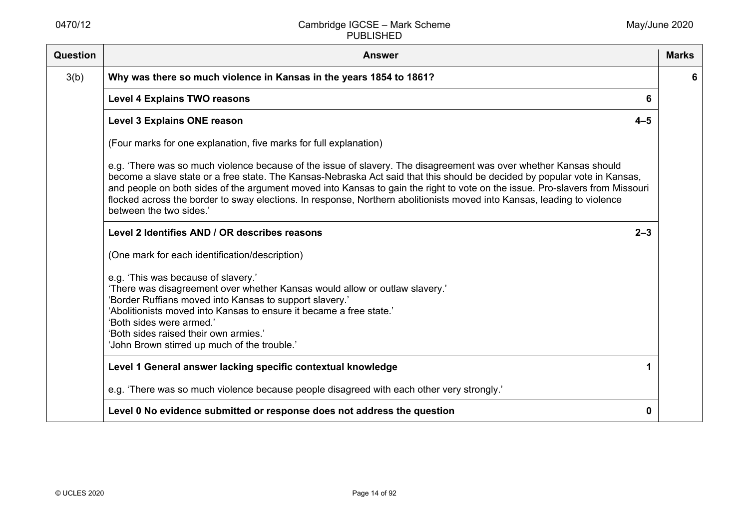| Question | Answer | Marks |
| --- | --- | --- |
| 3(b) | **Why was there so much violence in Kansas in the years 1854 to 1861?** | **6** |
| | **Level 4 Explains TWO reasons** **6** | |
| | **Level 3 Explains ONE reason** **4–5**<br><br>(Four marks for one explanation, five marks for full explanation)<br><br>e.g. 'There was so much violence because of the issue of slavery. The disagreement was over whether Kansas should become a slave state or a free state. The Kansas-Nebraska Act said that this should be decided by popular vote in Kansas, and people on both sides of the argument moved into Kansas to gain the right to vote on the issue. Pro-slavers from Missouri flocked across the border to sway elections. In response, Northern abolitionists moved into Kansas, leading to violence between the two sides.' | |
| | **Level 2 Identifies AND / OR describes reasons** **2–3**<br><br>(One mark for each identification/description)<br><br>e.g. 'This was because of slavery.'<br>'There was disagreement over whether Kansas would allow or outlaw slavery.'<br>'Border Ruffians moved into Kansas to support slavery.'<br>'Abolitionists moved into Kansas to ensure it became a free state.'<br>'Both sides were armed.'<br>'Both sides raised their own armies.'<br>'John Brown stirred up much of the trouble.' | |
| | **Level 1 General answer lacking specific contextual knowledge** **1**<br><br>e.g. 'There was so much violence because people disagreed with each other very strongly.' | |
| | **Level 0 No evidence submitted or response does not address the question** **0** | |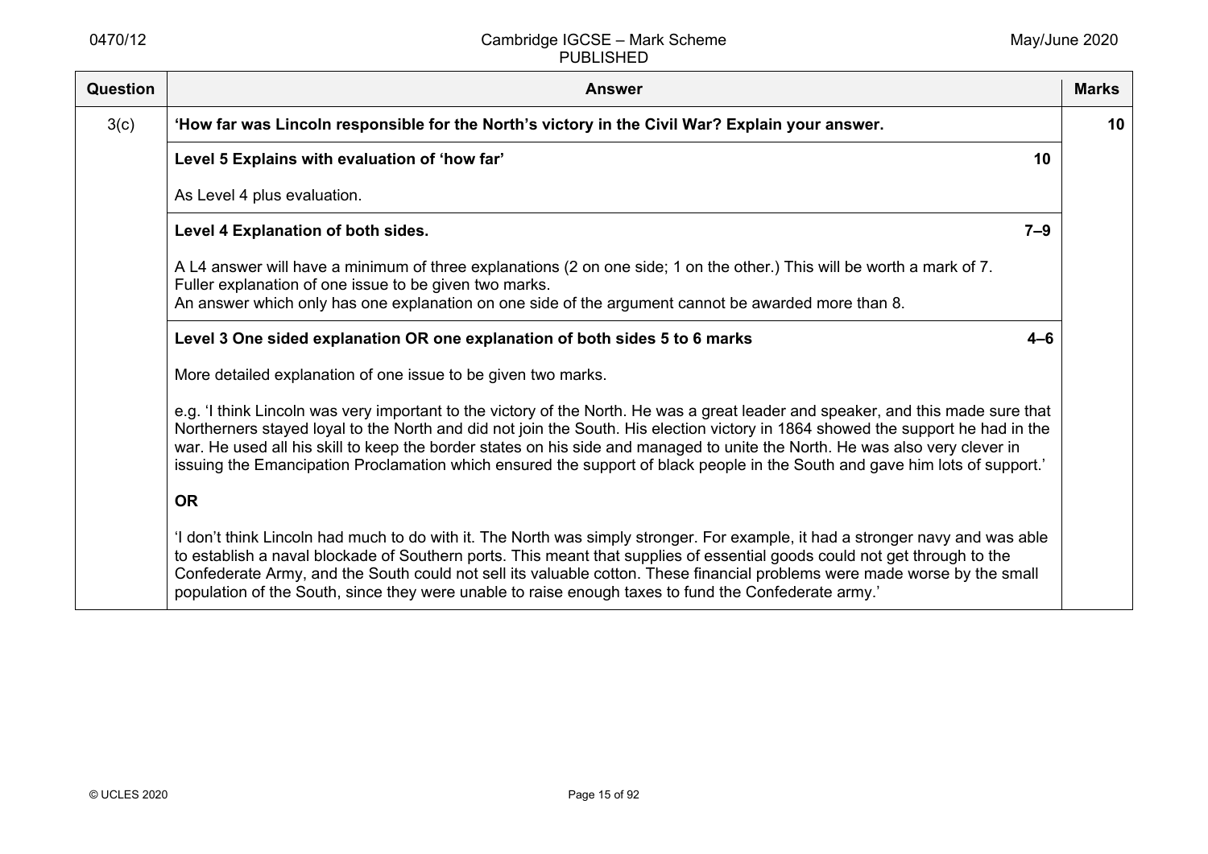| Question | Answer | Marks |
|---|---|---|
| 3(c) | **'How far was Lincoln responsible for the North's victory in the Civil War? Explain your answer.** | **10** |
| | **Level 5 Explains with evaluation of 'how far'** **10**<br><br>As Level 4 plus evaluation. | |
| | **Level 4 Explanation of both sides.** **7–9**<br><br>A L4 answer will have a minimum of three explanations (2 on one side; 1 on the other.) This will be worth a mark of 7. Fuller explanation of one issue to be given two marks.<br>An answer which only has one explanation on one side of the argument cannot be awarded more than 8. | |
| | **Level 3 One sided explanation OR one explanation of both sides 5 to 6 marks** **4–6**<br><br>More detailed explanation of one issue to be given two marks.<br><br>e.g. 'I think Lincoln was very important to the victory of the North. He was a great leader and speaker, and this made sure that Northerners stayed loyal to the North and did not join the South. His election victory in 1864 showed the support he had in the war. He used all his skill to keep the border states on his side and managed to unite the North. He was also very clever in issuing the Emancipation Proclamation which ensured the support of black people in the South and gave him lots of support.'<br><br>**OR**<br><br>'I don't think Lincoln had much to do with it. The North was simply stronger. For example, it had a stronger navy and was able to establish a naval blockade of Southern ports. This meant that supplies of essential goods could not get through to the Confederate Army, and the South could not sell its valuable cotton. These financial problems were made worse by the small population of the South, since they were unable to raise enough taxes to fund the Confederate army.' | |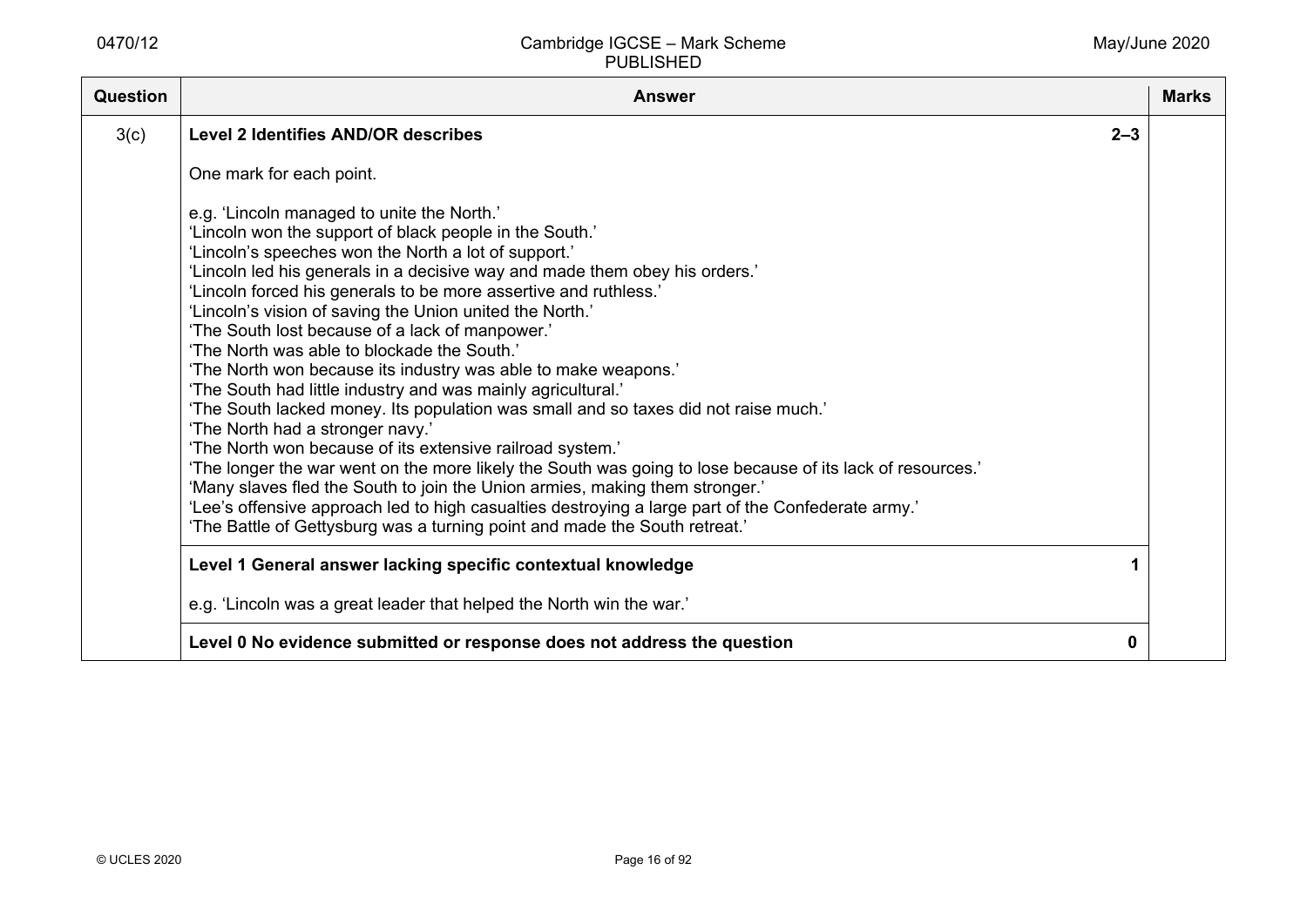| Question | Answer | | Marks |
|---|---|---|---|
| 3(c) | **Level 2 Identifies AND/OR describes**<br><br>One mark for each point.<br><br>e.g. 'Lincoln managed to unite the North.'<br>'Lincoln won the support of black people in the South.'<br>'Lincoln's speeches won the North a lot of support.'<br>'Lincoln led his generals in a decisive way and made them obey his orders.'<br>'Lincoln forced his generals to be more assertive and ruthless.'<br>'Lincoln's vision of saving the Union united the North.'<br>'The South lost because of a lack of manpower.'<br>'The North was able to blockade the South.'<br>'The North won because its industry was able to make weapons.'<br>'The South had little industry and was mainly agricultural.'<br>'The South lacked money. Its population was small and so taxes did not raise much.'<br>'The North had a stronger navy.'<br>'The North won because of its extensive railroad system.'<br>'The longer the war went on the more likely the South was going to lose because of its lack of resources.'<br>'Many slaves fled the South to join the Union armies, making them stronger.'<br>'Lee's offensive approach led to high casualties destroying a large part of the Confederate army.'<br>'The Battle of Gettysburg was a turning point and made the South retreat.' | **2–3** | |
| | **Level 1 General answer lacking specific contextual knowledge**<br><br>e.g. 'Lincoln was a great leader that helped the North win the war.' | **1** | |
| | **Level 0 No evidence submitted or response does not address the question** | **0** | |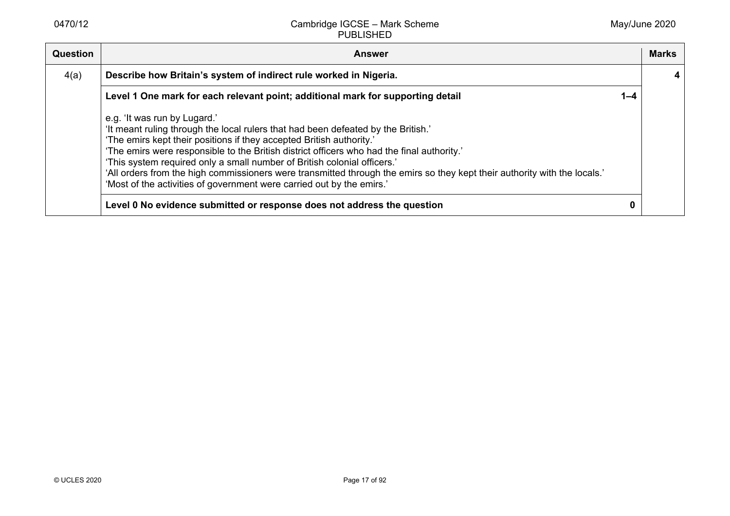| Question | Answer | | Marks |
|---|---|---|---|
| 4(a) | **Describe how Britain's system of indirect rule worked in Nigeria.** | | **4** |
| | **Level 1 One mark for each relevant point; additional mark for supporting detail**<br><br>e.g. 'It was run by Lugard.'<br>'It meant ruling through the local rulers that had been defeated by the British.'<br>'The emirs kept their positions if they accepted British authority.'<br>'The emirs were responsible to the British district officers who had the final authority.'<br>'This system required only a small number of British colonial officers.'<br>'All orders from the high commissioners were transmitted through the emirs so they kept their authority with the locals.'<br>'Most of the activities of government were carried out by the emirs.' | **1–4** | |
| | **Level 0 No evidence submitted or response does not address the question** | **0** | |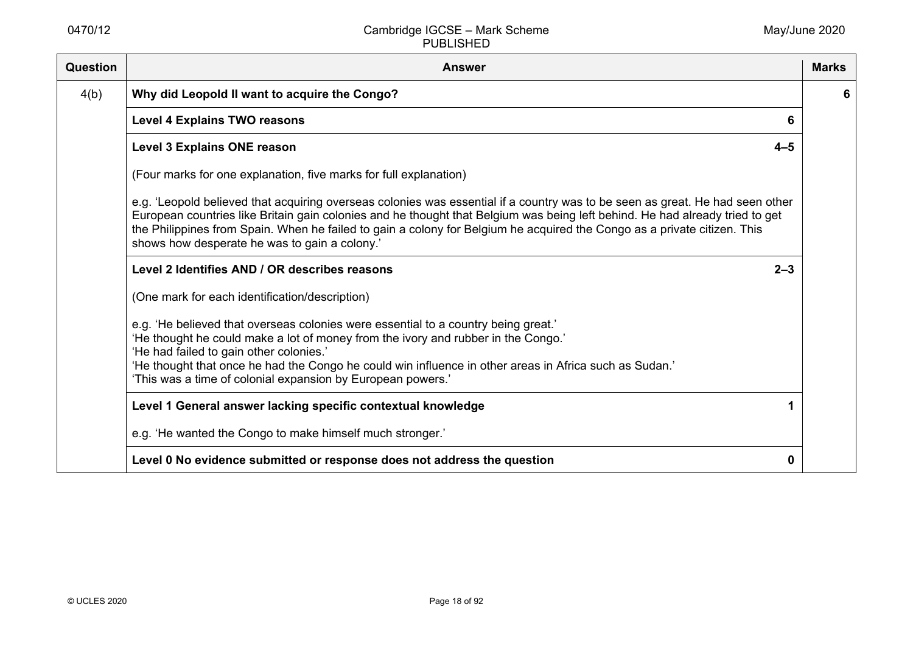| Question | Answer | Marks |
|---|---|---|
| 4(b) | **Why did Leopold II want to acquire the Congo?** | **6** |
| | **Level 4 Explains TWO reasons** **6** | |
| | **Level 3 Explains ONE reason** **4–5**<br><br>(Four marks for one explanation, five marks for full explanation)<br><br>e.g. 'Leopold believed that acquiring overseas colonies was essential if a country was to be seen as great. He had seen other European countries like Britain gain colonies and he thought that Belgium was being left behind. He had already tried to get the Philippines from Spain. When he failed to gain a colony for Belgium he acquired the Congo as a private citizen. This shows how desperate he was to gain a colony.' | |
| | **Level 2 Identifies AND / OR describes reasons** **2–3**<br><br>(One mark for each identification/description)<br><br>e.g. 'He believed that overseas colonies were essential to a country being great.'<br>'He thought he could make a lot of money from the ivory and rubber in the Congo.'<br>'He had failed to gain other colonies.'<br>'He thought that once he had the Congo he could win influence in other areas in Africa such as Sudan.'<br>'This was a time of colonial expansion by European powers.' | |
| | **Level 1 General answer lacking specific contextual knowledge** **1**<br><br>e.g. 'He wanted the Congo to make himself much stronger.' | |
| | **Level 0 No evidence submitted or response does not address the question** **0** | |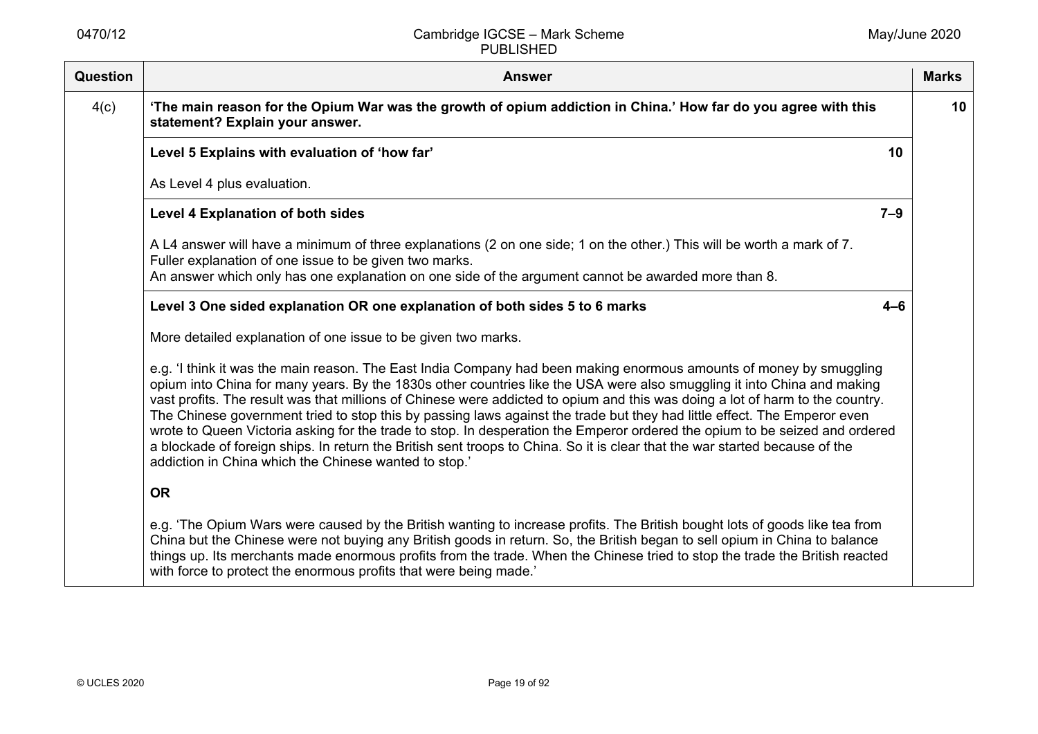| Question | Answer | Marks |
|---|---|---|
| 4(c) | **'The main reason for the Opium War was the growth of opium addiction in China.' How far do you agree with this statement? Explain your answer.** | **10** |
| | **Level 5 Explains with evaluation of 'how far'** **10**<br><br>As Level 4 plus evaluation. | |
| | **Level 4 Explanation of both sides** **7–9**<br><br>A L4 answer will have a minimum of three explanations (2 on one side; 1 on the other.) This will be worth a mark of 7.<br>Fuller explanation of one issue to be given two marks.<br>An answer which only has one explanation on one side of the argument cannot be awarded more than 8. | |
| | **Level 3 One sided explanation OR one explanation of both sides 5 to 6 marks** **4–6**<br><br>More detailed explanation of one issue to be given two marks.<br><br>e.g. 'I think it was the main reason. The East India Company had been making enormous amounts of money by smuggling opium into China for many years. By the 1830s other countries like the USA were also smuggling it into China and making vast profits. The result was that millions of Chinese were addicted to opium and this was doing a lot of harm to the country. The Chinese government tried to stop this by passing laws against the trade but they had little effect. The Emperor even wrote to Queen Victoria asking for the trade to stop. In desperation the Emperor ordered the opium to be seized and ordered a blockade of foreign ships. In return the British sent troops to China. So it is clear that the war started because of the addiction in China which the Chinese wanted to stop.'<br><br>**OR**<br><br>e.g. 'The Opium Wars were caused by the British wanting to increase profits. The British bought lots of goods like tea from China but the Chinese were not buying any British goods in return. So, the British began to sell opium in China to balance things up. Its merchants made enormous profits from the trade. When the Chinese tried to stop the trade the British reacted with force to protect the enormous profits that were being made.' | |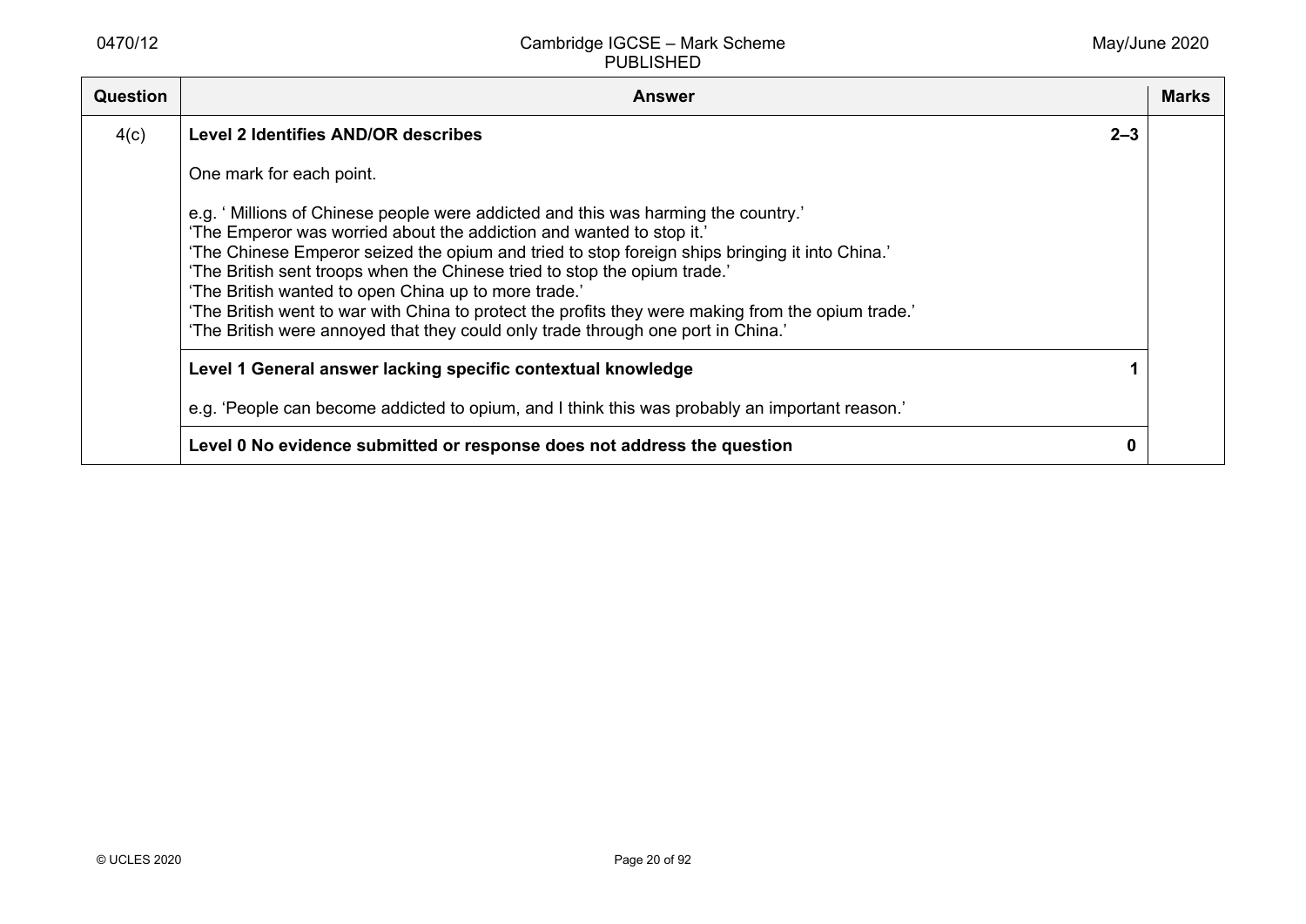| Question | Answer | Marks |
| --- | --- | --- |
| 4(c) | **Level 2 Identifies AND/OR describes** **2–3**<br><br>One mark for each point.<br><br>e.g. ' Millions of Chinese people were addicted and this was harming the country.'<br>'The Emperor was worried about the addiction and wanted to stop it.'<br>'The Chinese Emperor seized the opium and tried to stop foreign ships bringing it into China.'<br>'The British sent troops when the Chinese tried to stop the opium trade.'<br>'The British wanted to open China up to more trade.'<br>'The British went to war with China to protect the profits they were making from the opium trade.'<br>'The British were annoyed that they could only trade through one port in China.' | |
| | **Level 1 General answer lacking specific contextual knowledge** **1**<br><br>e.g. 'People can become addicted to opium, and I think this was probably an important reason.' | |
| | **Level 0 No evidence submitted or response does not address the question** **0** | |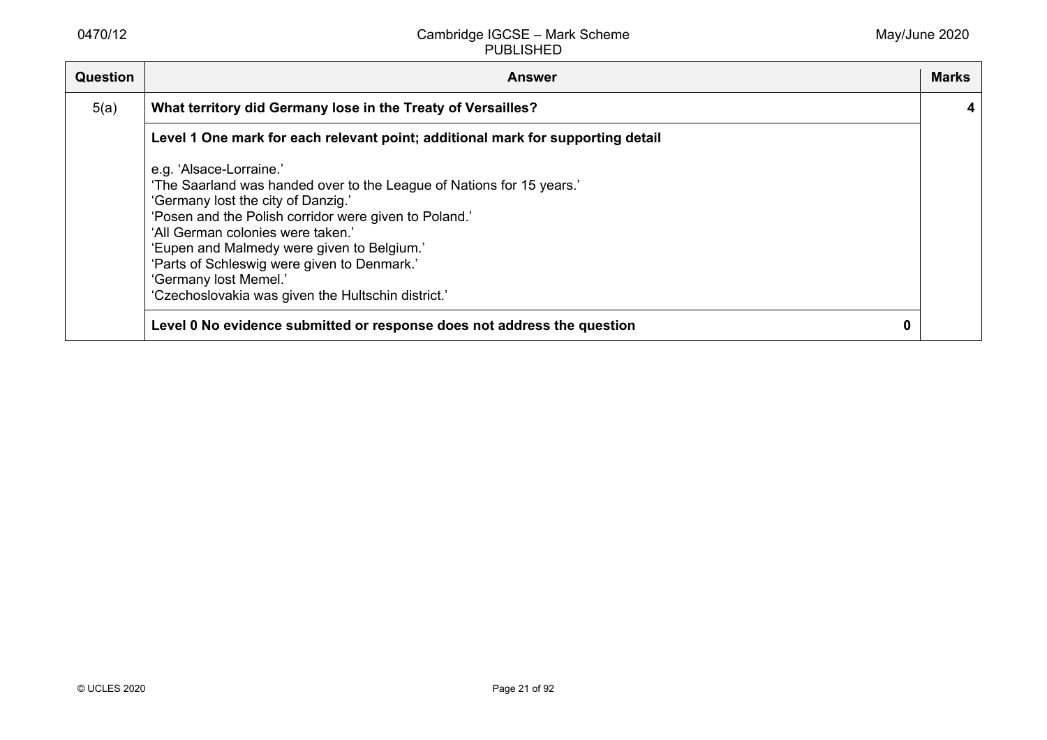| Question | Answer | Marks |
|---|---|---|
| 5(a) | **What territory did Germany lose in the Treaty of Versailles?** | **4** |
| | **Level 1 One mark for each relevant point; additional mark for supporting detail**<br><br>e.g. 'Alsace-Lorraine.'<br>'The Saarland was handed over to the League of Nations for 15 years.'<br>'Germany lost the city of Danzig.'<br>'Posen and the Polish corridor were given to Poland.'<br>'All German colonies were taken.'<br>'Eupen and Malmedy were given to Belgium.'<br>'Parts of Schleswig were given to Denmark.'<br>'Germany lost Memel.'<br>'Czechoslovakia was given the Hultschin district.' | |
| | **Level 0 No evidence submitted or response does not address the question** **0** | |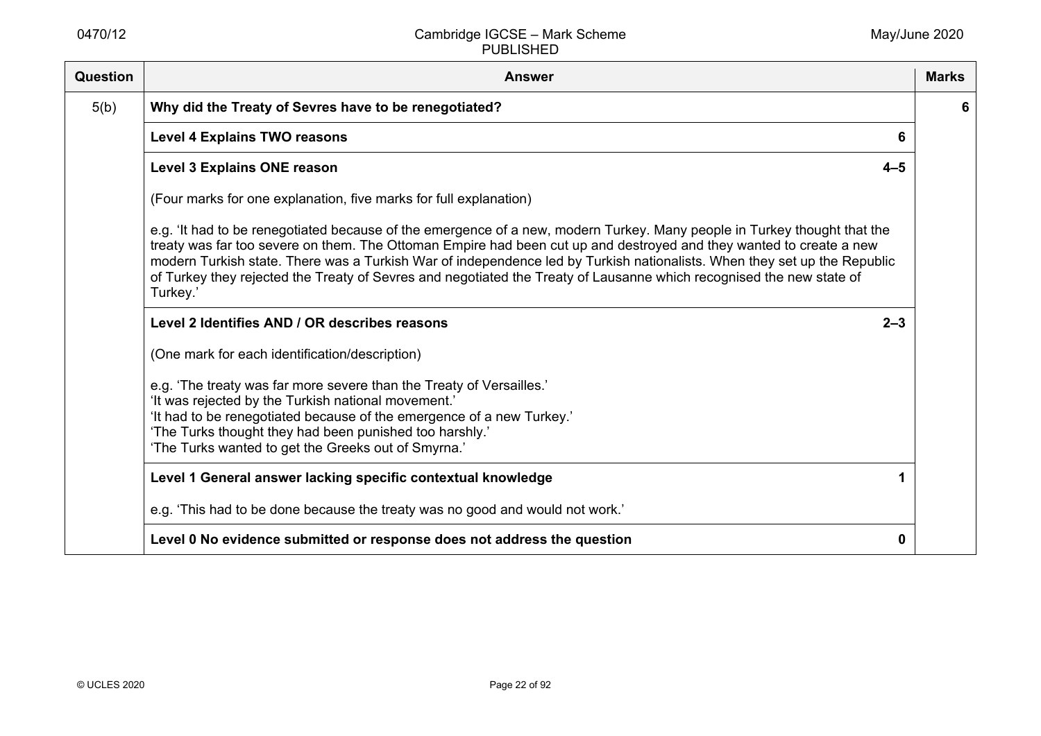| Question | Answer | | Marks |
|---|---|---|---|
| 5(b) | **Why did the Treaty of Sevres have to be renegotiated?** | | **6** |
| | **Level 4 Explains TWO reasons** | **6** | |
| | **Level 3 Explains ONE reason**<br><br>(Four marks for one explanation, five marks for full explanation)<br><br>e.g. 'It had to be renegotiated because of the emergence of a new, modern Turkey. Many people in Turkey thought that the treaty was far too severe on them. The Ottoman Empire had been cut up and destroyed and they wanted to create a new modern Turkish state. There was a Turkish War of independence led by Turkish nationalists. When they set up the Republic of Turkey they rejected the Treaty of Sevres and negotiated the Treaty of Lausanne which recognised the new state of Turkey.' | **4–5** | |
| | **Level 2 Identifies AND / OR describes reasons**<br><br>(One mark for each identification/description)<br><br>e.g. 'The treaty was far more severe than the Treaty of Versailles.'<br>'It was rejected by the Turkish national movement.'<br>'It had to be renegotiated because of the emergence of a new Turkey.'<br>'The Turks thought they had been punished too harshly.'<br>'The Turks wanted to get the Greeks out of Smyrna.' | **2–3** | |
| | **Level 1 General answer lacking specific contextual knowledge**<br><br>e.g. 'This had to be done because the treaty was no good and would not work.' | **1** | |
| | **Level 0 No evidence submitted or response does not address the question** | **0** | |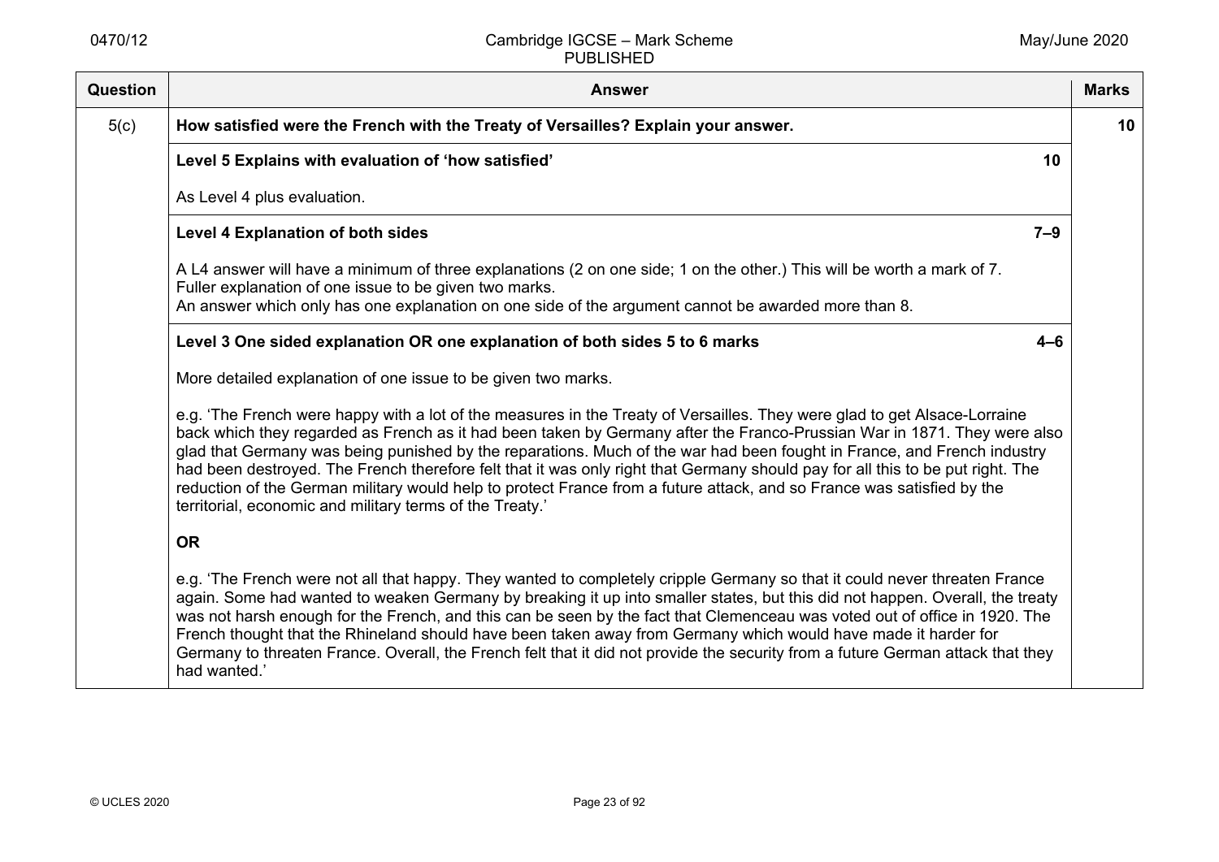| Question | Answer | Marks |
|---|---|---|
| 5(c) | **How satisfied were the French with the Treaty of Versailles? Explain your answer.** | **10** |
| | **Level 5 Explains with evaluation of 'how satisfied'** **10**<br><br>As Level 4 plus evaluation. | |
| | **Level 4 Explanation of both sides** **7–9**<br><br>A L4 answer will have a minimum of three explanations (2 on one side; 1 on the other.) This will be worth a mark of 7.<br>Fuller explanation of one issue to be given two marks.<br>An answer which only has one explanation on one side of the argument cannot be awarded more than 8. | |
| | **Level 3 One sided explanation OR one explanation of both sides 5 to 6 marks** **4–6**<br><br>More detailed explanation of one issue to be given two marks.<br><br>e.g. 'The French were happy with a lot of the measures in the Treaty of Versailles. They were glad to get Alsace-Lorraine back which they regarded as French as it had been taken by Germany after the Franco-Prussian War in 1871. They were also glad that Germany was being punished by the reparations. Much of the war had been fought in France, and French industry had been destroyed. The French therefore felt that it was only right that Germany should pay for all this to be put right. The reduction of the German military would help to protect France from a future attack, and so France was satisfied by the territorial, economic and military terms of the Treaty.'<br><br>**OR**<br><br>e.g. 'The French were not all that happy. They wanted to completely cripple Germany so that it could never threaten France again. Some had wanted to weaken Germany by breaking it up into smaller states, but this did not happen. Overall, the treaty was not harsh enough for the French, and this can be seen by the fact that Clemenceau was voted out of office in 1920. The French thought that the Rhineland should have been taken away from Germany which would have made it harder for Germany to threaten France. Overall, the French felt that it did not provide the security from a future German attack that they had wanted.' | |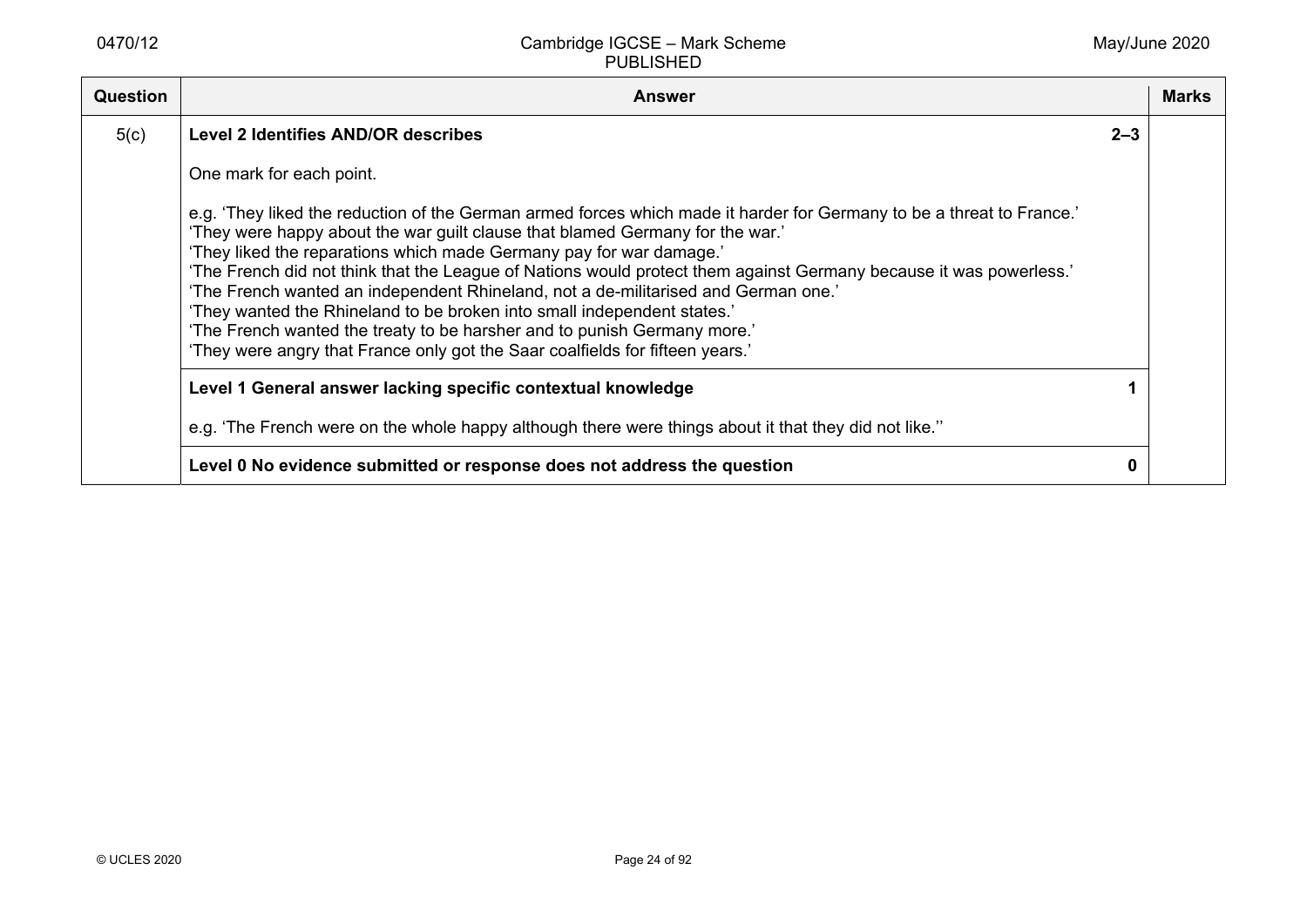| Question | Answer | | Marks |
|---|---|---|---|
| 5(c) | **Level 2 Identifies AND/OR describes**<br><br>One mark for each point.<br><br>e.g. 'They liked the reduction of the German armed forces which made it harder for Germany to be a threat to France.'<br>'They were happy about the war guilt clause that blamed Germany for the war.'<br>'They liked the reparations which made Germany pay for war damage.'<br>'The French did not think that the League of Nations would protect them against Germany because it was powerless.'<br>'The French wanted an independent Rhineland, not a de-militarised and German one.'<br>'They wanted the Rhineland to be broken into small independent states.'<br>'The French wanted the treaty to be harsher and to punish Germany more.'<br>'They were angry that France only got the Saar coalfields for fifteen years.' | **2–3** | |
| | **Level 1 General answer lacking specific contextual knowledge**<br><br>e.g. 'The French were on the whole happy although there were things about it that they did not like.'' | **1** | |
| | **Level 0 No evidence submitted or response does not address the question** | **0** | |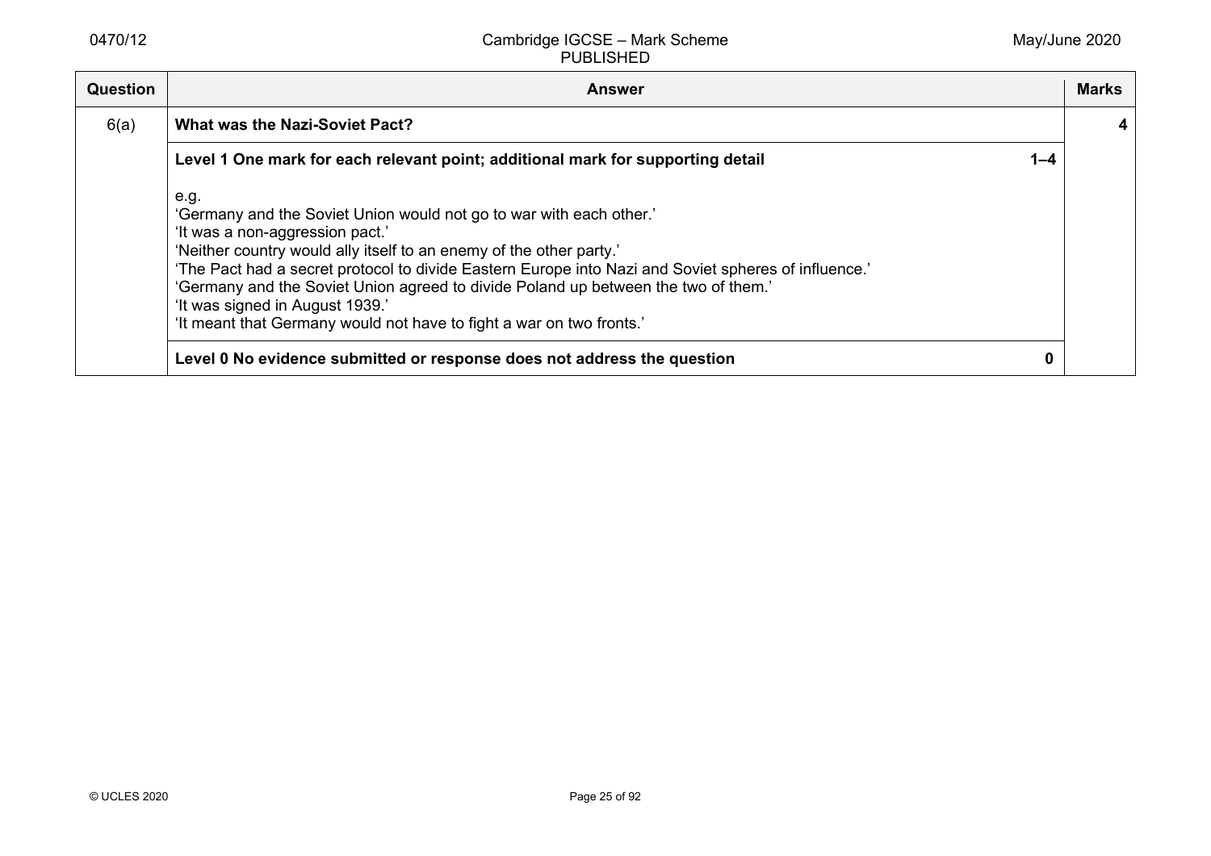| Question | Answer | | Marks |
|---|---|---|---|
| 6(a) | **What was the Nazi-Soviet Pact?** | | **4** |
| | **Level 1 One mark for each relevant point; additional mark for supporting detail**<br><br>e.g.<br>'Germany and the Soviet Union would not go to war with each other.'<br>'It was a non-aggression pact.'<br>'Neither country would ally itself to an enemy of the other party.'<br>'The Pact had a secret protocol to divide Eastern Europe into Nazi and Soviet spheres of influence.'<br>'Germany and the Soviet Union agreed to divide Poland up between the two of them.'<br>'It was signed in August 1939.'<br>'It meant that Germany would not have to fight a war on two fronts.' | **1–4** | |
| | **Level 0 No evidence submitted or response does not address the question** | **0** | |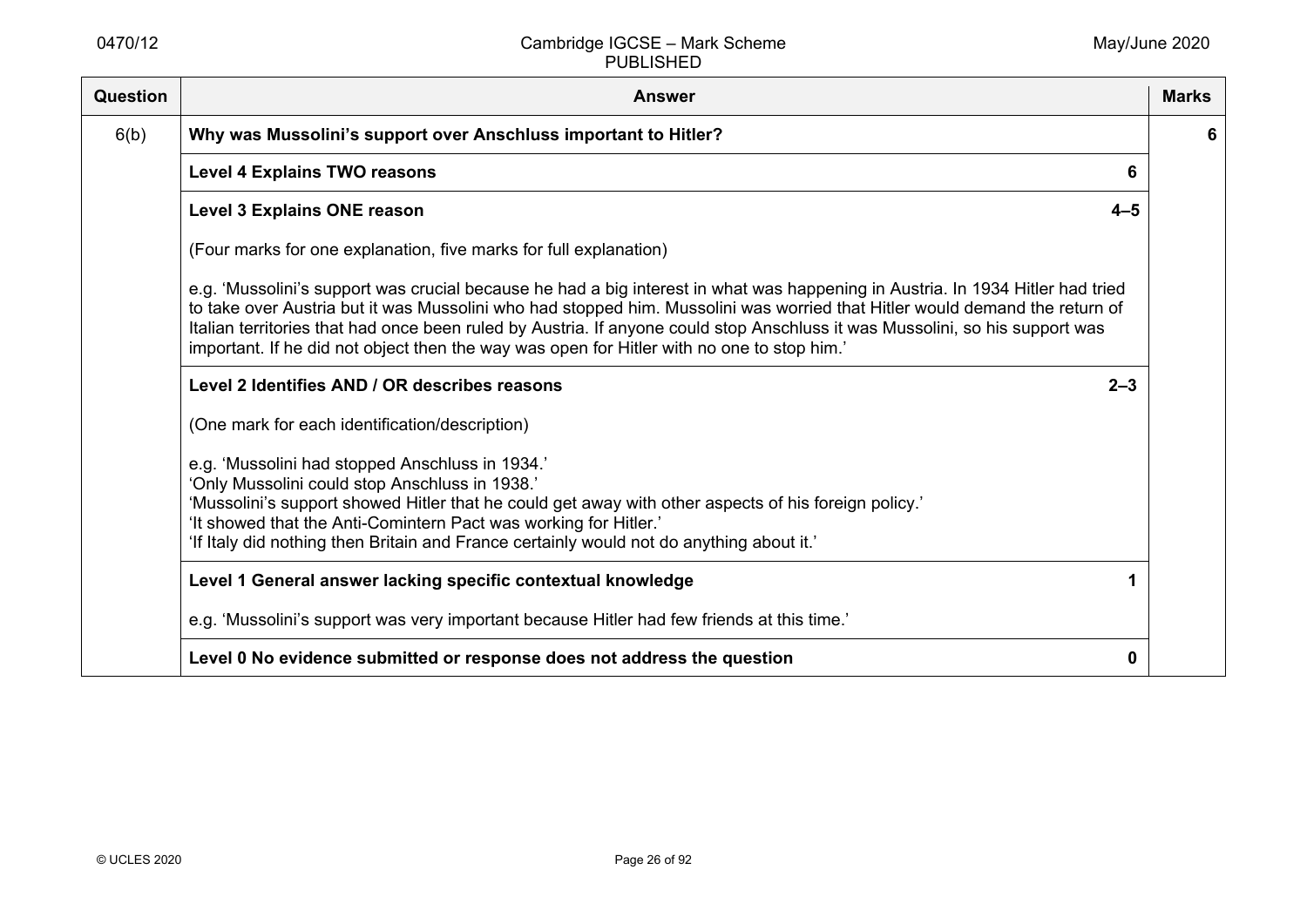| Question | Answer | Marks |
|---|---|---|
| 6(b) | **Why was Mussolini's support over Anschluss important to Hitler?** | **6** |
| | **Level 4 Explains TWO reasons** **6** | |
| | **Level 3 Explains ONE reason** **4–5**<br><br>(Four marks for one explanation, five marks for full explanation)<br><br>e.g. 'Mussolini's support was crucial because he had a big interest in what was happening in Austria. In 1934 Hitler had tried to take over Austria but it was Mussolini who had stopped him. Mussolini was worried that Hitler would demand the return of Italian territories that had once been ruled by Austria. If anyone could stop Anschluss it was Mussolini, so his support was important. If he did not object then the way was open for Hitler with no one to stop him.' | |
| | **Level 2 Identifies AND / OR describes reasons** **2–3**<br><br>(One mark for each identification/description)<br><br>e.g. 'Mussolini had stopped Anschluss in 1934.'<br>'Only Mussolini could stop Anschluss in 1938.'<br>'Mussolini's support showed Hitler that he could get away with other aspects of his foreign policy.'<br>'It showed that the Anti-Comintern Pact was working for Hitler.'<br>'If Italy did nothing then Britain and France certainly would not do anything about it.' | |
| | **Level 1 General answer lacking specific contextual knowledge** **1**<br><br>e.g. 'Mussolini's support was very important because Hitler had few friends at this time.' | |
| | **Level 0 No evidence submitted or response does not address the question** **0** | |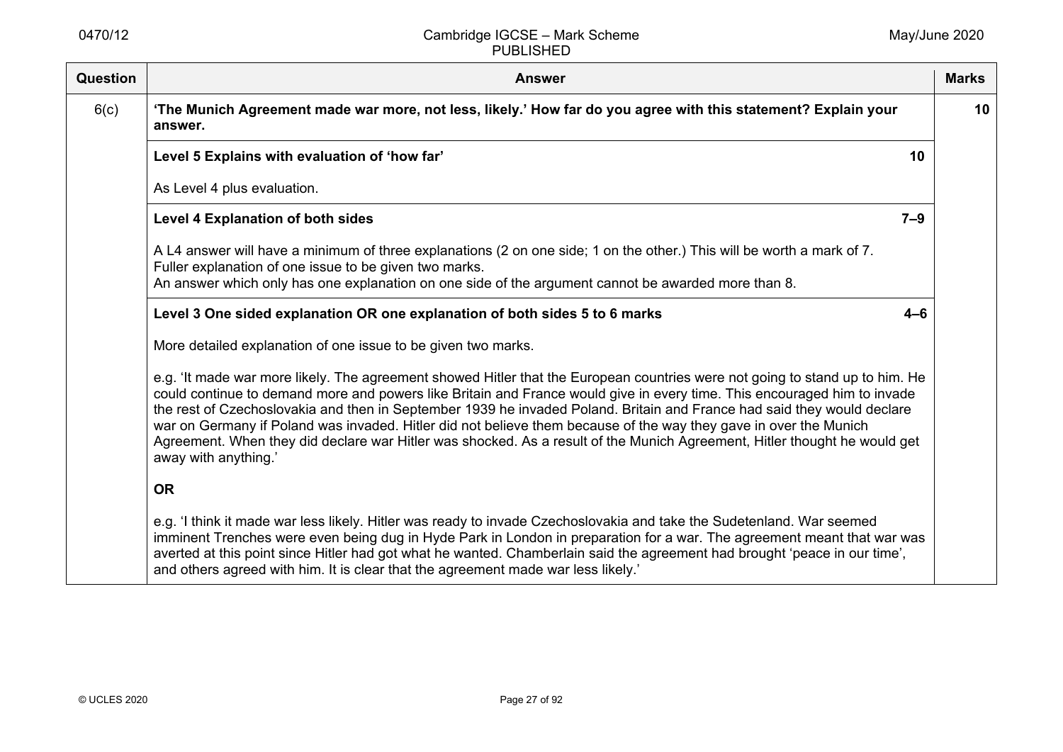| Question | Answer | Marks |
|---|---|---|
| 6(c) | **'The Munich Agreement made war more, not less, likely.' How far do you agree with this statement? Explain your answer.** | **10** |
| | **Level 5 Explains with evaluation of 'how far'** **10**<br><br>As Level 4 plus evaluation. | |
| | **Level 4 Explanation of both sides** **7–9**<br><br>A L4 answer will have a minimum of three explanations (2 on one side; 1 on the other.) This will be worth a mark of 7.<br>Fuller explanation of one issue to be given two marks.<br>An answer which only has one explanation on one side of the argument cannot be awarded more than 8. | |
| | **Level 3 One sided explanation OR one explanation of both sides 5 to 6 marks** **4–6**<br><br>More detailed explanation of one issue to be given two marks.<br><br>e.g. 'It made war more likely. The agreement showed Hitler that the European countries were not going to stand up to him. He could continue to demand more and powers like Britain and France would give in every time. This encouraged him to invade the rest of Czechoslovakia and then in September 1939 he invaded Poland. Britain and France had said they would declare war on Germany if Poland was invaded. Hitler did not believe them because of the way they gave in over the Munich Agreement. When they did declare war Hitler was shocked. As a result of the Munich Agreement, Hitler thought he would get away with anything.'<br><br>**OR**<br><br>e.g. 'I think it made war less likely. Hitler was ready to invade Czechoslovakia and take the Sudetenland. War seemed imminent Trenches were even being dug in Hyde Park in London in preparation for a war. The agreement meant that war was averted at this point since Hitler had got what he wanted. Chamberlain said the agreement had brought 'peace in our time', and others agreed with him. It is clear that the agreement made war less likely.' | |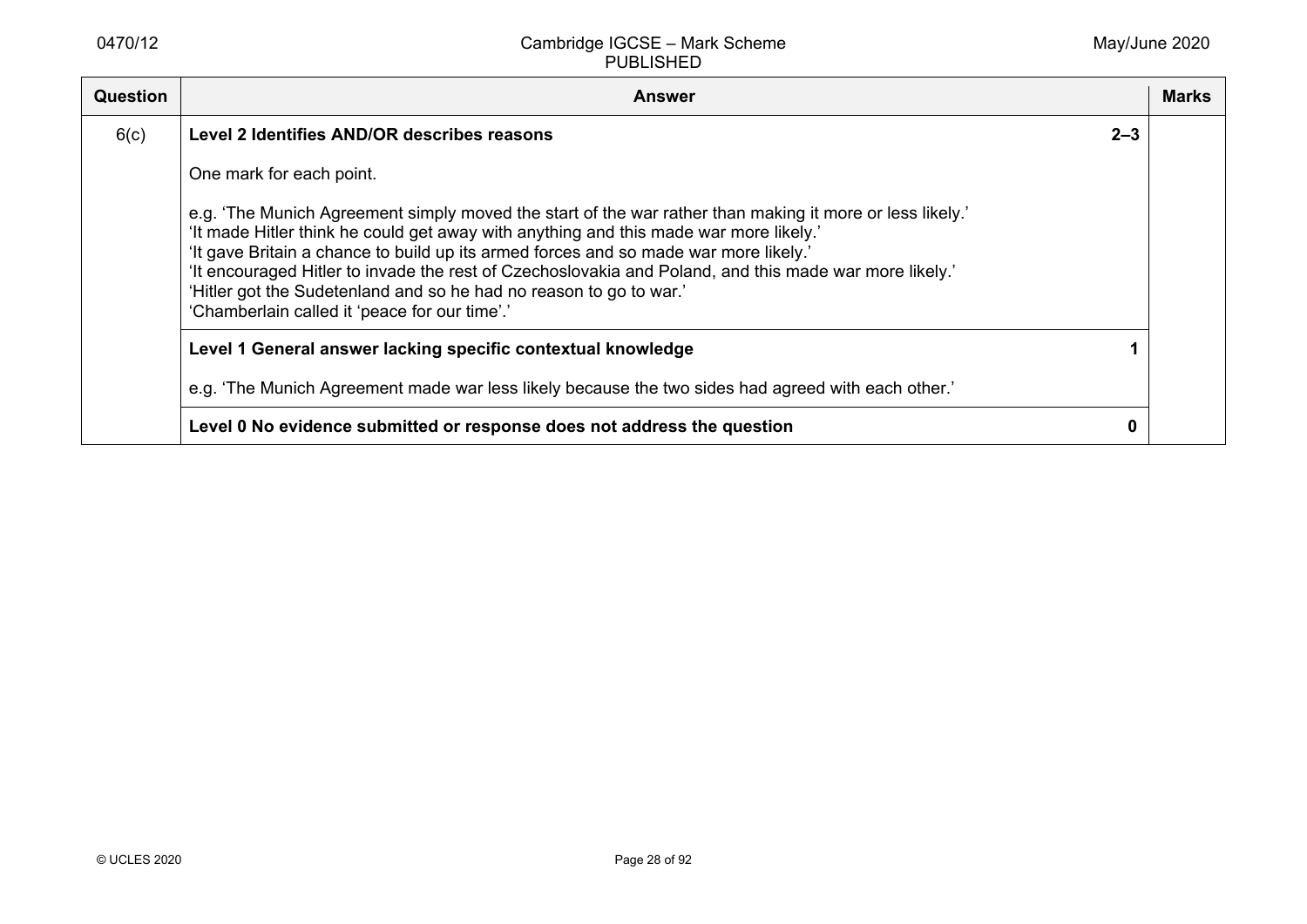| Question | Answer | Marks |
|---|---|---|
| 6(c) | **Level 2 Identifies AND/OR describes reasons** **2–3**<br><br>One mark for each point.<br><br>e.g. 'The Munich Agreement simply moved the start of the war rather than making it more or less likely.'<br>'It made Hitler think he could get away with anything and this made war more likely.'<br>'It gave Britain a chance to build up its armed forces and so made war more likely.'<br>'It encouraged Hitler to invade the rest of Czechoslovakia and Poland, and this made war more likely.'<br>'Hitler got the Sudetenland and so he had no reason to go to war.'<br>'Chamberlain called it 'peace for our time'.' | |
| | **Level 1 General answer lacking specific contextual knowledge** **1**<br><br>e.g. 'The Munich Agreement made war less likely because the two sides had agreed with each other.' | |
| | **Level 0 No evidence submitted or response does not address the question** **0** | |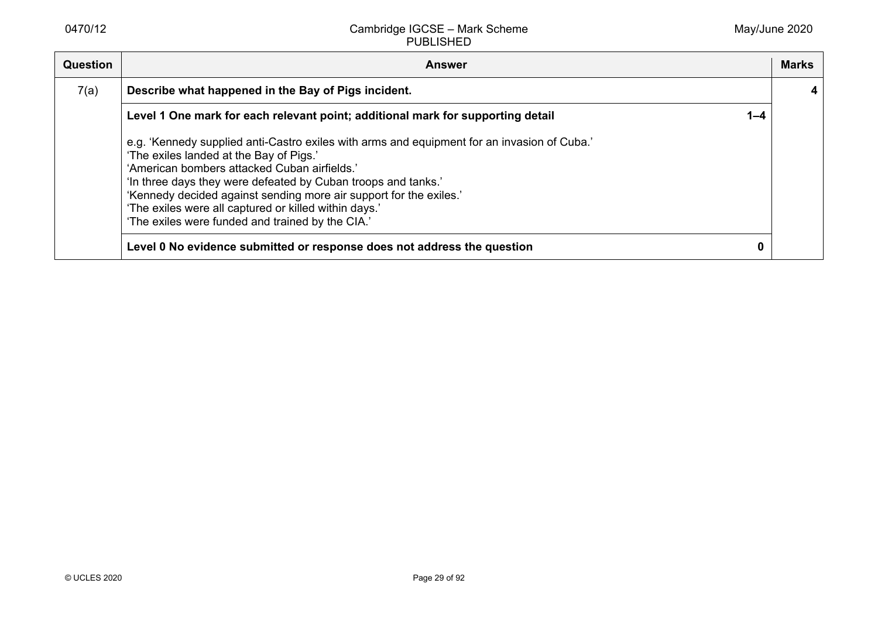| Question | Answer | | Marks |
|---|---|---|---|
| 7(a) | **Describe what happened in the Bay of Pigs incident.** | | **4** |
| | **Level 1 One mark for each relevant point; additional mark for supporting detail**<br><br>e.g. 'Kennedy supplied anti-Castro exiles with arms and equipment for an invasion of Cuba.'<br>'The exiles landed at the Bay of Pigs.'<br>'American bombers attacked Cuban airfields.'<br>'In three days they were defeated by Cuban troops and tanks.'<br>'Kennedy decided against sending more air support for the exiles.'<br>'The exiles were all captured or killed within days.'<br>'The exiles were funded and trained by the CIA.' | **1–4** | |
| | **Level 0 No evidence submitted or response does not address the question** | **0** | |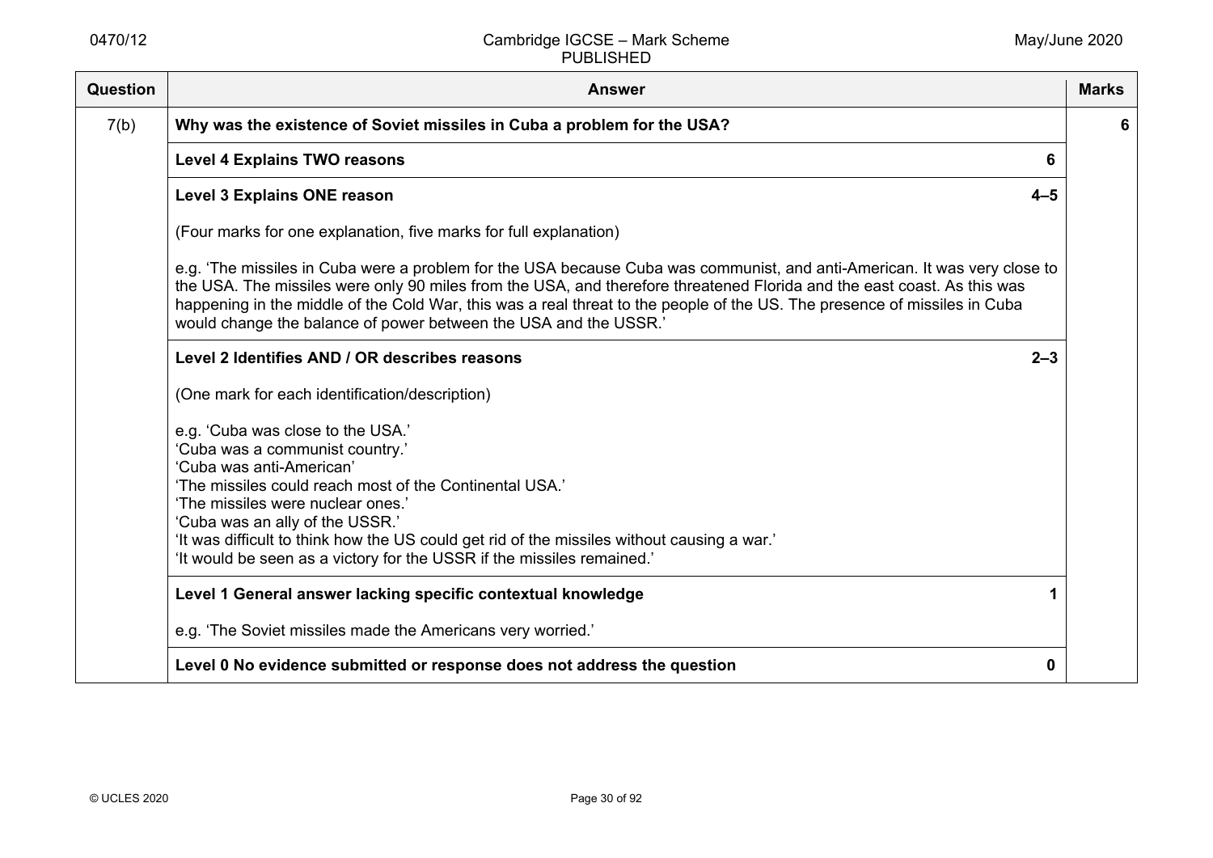| Question | Answer | Marks |
|---|---|---|
| 7(b) | **Why was the existence of Soviet missiles in Cuba a problem for the USA?** | **6** |
| | **Level 4 Explains TWO reasons** **6** | |
| | **Level 3 Explains ONE reason** **4–5**<br><br>(Four marks for one explanation, five marks for full explanation)<br><br>e.g. 'The missiles in Cuba were a problem for the USA because Cuba was communist, and anti-American. It was very close to the USA. The missiles were only 90 miles from the USA, and therefore threatened Florida and the east coast. As this was happening in the middle of the Cold War, this was a real threat to the people of the US. The presence of missiles in Cuba would change the balance of power between the USA and the USSR.' | |
| | **Level 2 Identifies AND / OR describes reasons** **2–3**<br><br>(One mark for each identification/description)<br><br>e.g. 'Cuba was close to the USA.'<br>'Cuba was a communist country.'<br>'Cuba was anti-American'<br>'The missiles could reach most of the Continental USA.'<br>'The missiles were nuclear ones.'<br>'Cuba was an ally of the USSR.'<br>'It was difficult to think how the US could get rid of the missiles without causing a war.'<br>'It would be seen as a victory for the USSR if the missiles remained.' | |
| | **Level 1 General answer lacking specific contextual knowledge** **1**<br><br>e.g. 'The Soviet missiles made the Americans very worried.' | |
| | **Level 0 No evidence submitted or response does not address the question** **0** | |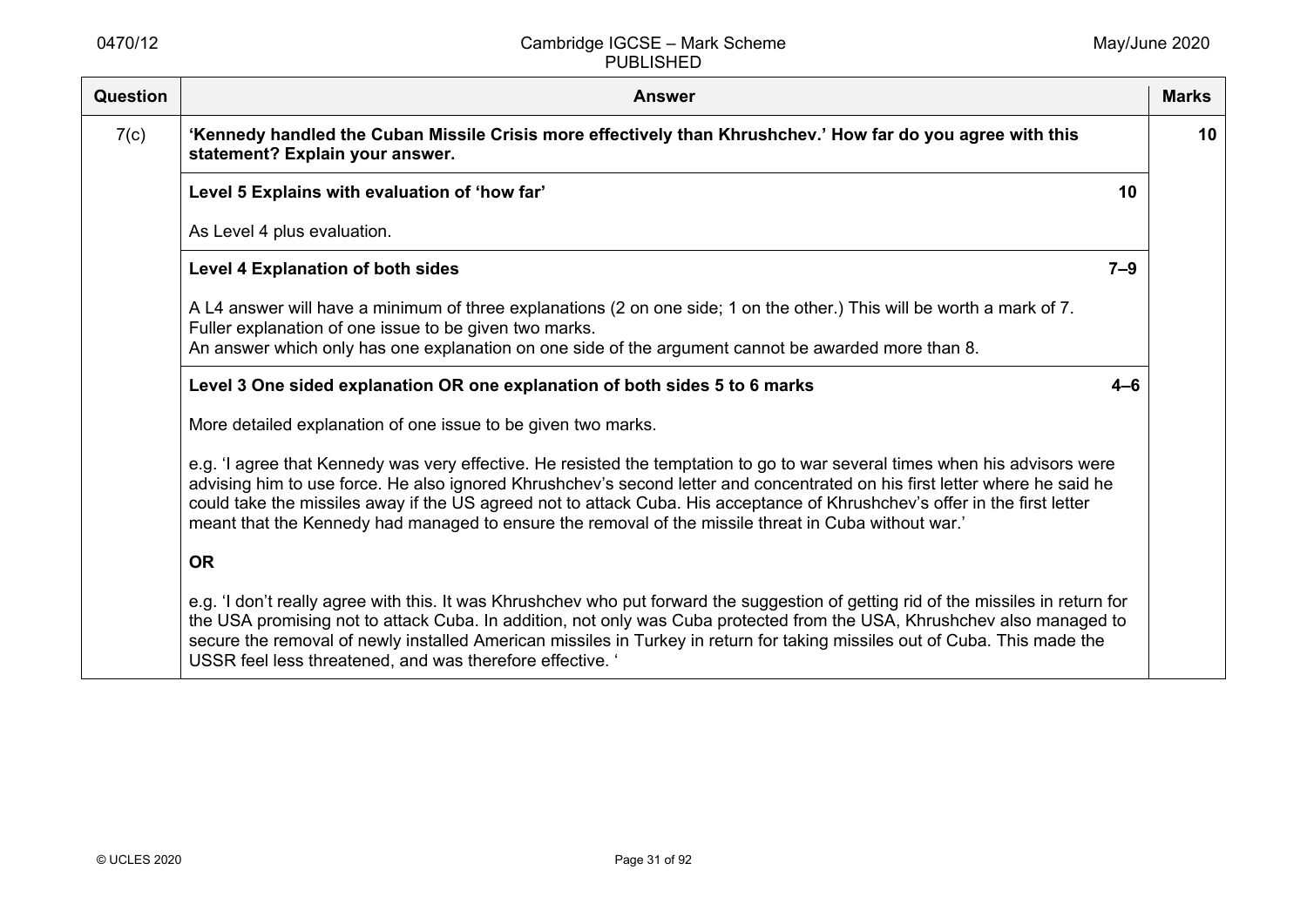| Question | Answer | Marks |
|---|---|---|
| 7(c) | **'Kennedy handled the Cuban Missile Crisis more effectively than Khrushchev.' How far do you agree with this statement? Explain your answer.** | **10** |
| | **Level 5 Explains with evaluation of 'how far'** **10**<br><br>As Level 4 plus evaluation. | |
| | **Level 4 Explanation of both sides** **7–9**<br><br>A L4 answer will have a minimum of three explanations (2 on one side; 1 on the other.) This will be worth a mark of 7.<br>Fuller explanation of one issue to be given two marks.<br>An answer which only has one explanation on one side of the argument cannot be awarded more than 8. | |
| | **Level 3 One sided explanation OR one explanation of both sides 5 to 6 marks** **4–6**<br><br>More detailed explanation of one issue to be given two marks.<br><br>e.g. 'I agree that Kennedy was very effective. He resisted the temptation to go to war several times when his advisors were advising him to use force. He also ignored Khrushchev's second letter and concentrated on his first letter where he said he could take the missiles away if the US agreed not to attack Cuba. His acceptance of Khrushchev's offer in the first letter meant that the Kennedy had managed to ensure the removal of the missile threat in Cuba without war.'<br><br>**OR**<br><br>e.g. 'I don't really agree with this. It was Khrushchev who put forward the suggestion of getting rid of the missiles in return for the USA promising not to attack Cuba. In addition, not only was Cuba protected from the USA, Khrushchev also managed to secure the removal of newly installed American missiles in Turkey in return for taking missiles out of Cuba. This made the USSR feel less threatened, and was therefore effective. ' | |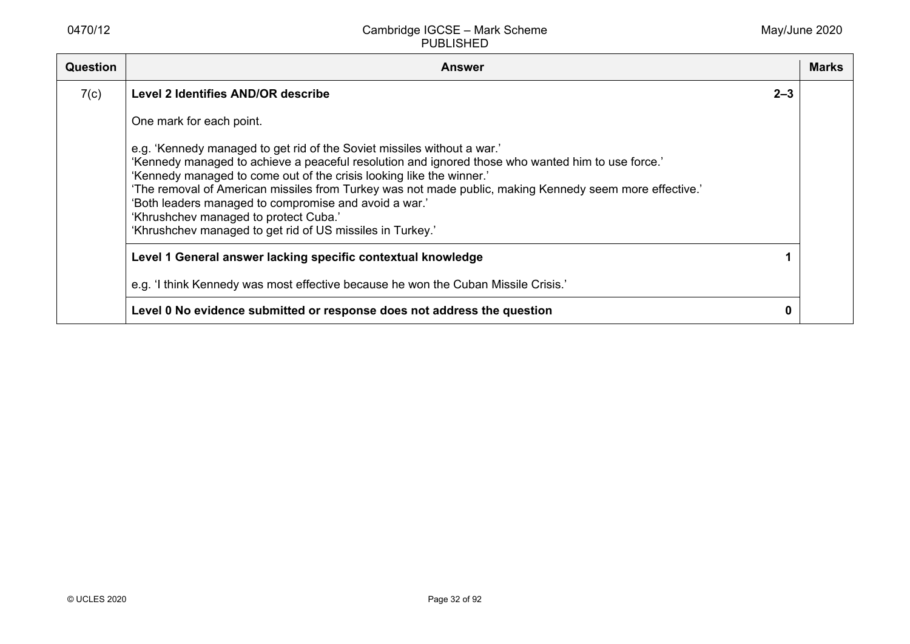| Question | Answer | Marks |
|---|---|---|
| 7(c) | **Level 2 Identifies AND/OR describe** **2–3**<br><br>One mark for each point.<br><br>e.g. 'Kennedy managed to get rid of the Soviet missiles without a war.'<br>'Kennedy managed to achieve a peaceful resolution and ignored those who wanted him to use force.'<br>'Kennedy managed to come out of the crisis looking like the winner.'<br>'The removal of American missiles from Turkey was not made public, making Kennedy seem more effective.'<br>'Both leaders managed to compromise and avoid a war.'<br>'Khrushchev managed to protect Cuba.'<br>'Khrushchev managed to get rid of US missiles in Turkey.' | |
| | **Level 1 General answer lacking specific contextual knowledge** **1**<br><br>e.g. 'I think Kennedy was most effective because he won the Cuban Missile Crisis.' | |
| | **Level 0 No evidence submitted or response does not address the question** **0** | |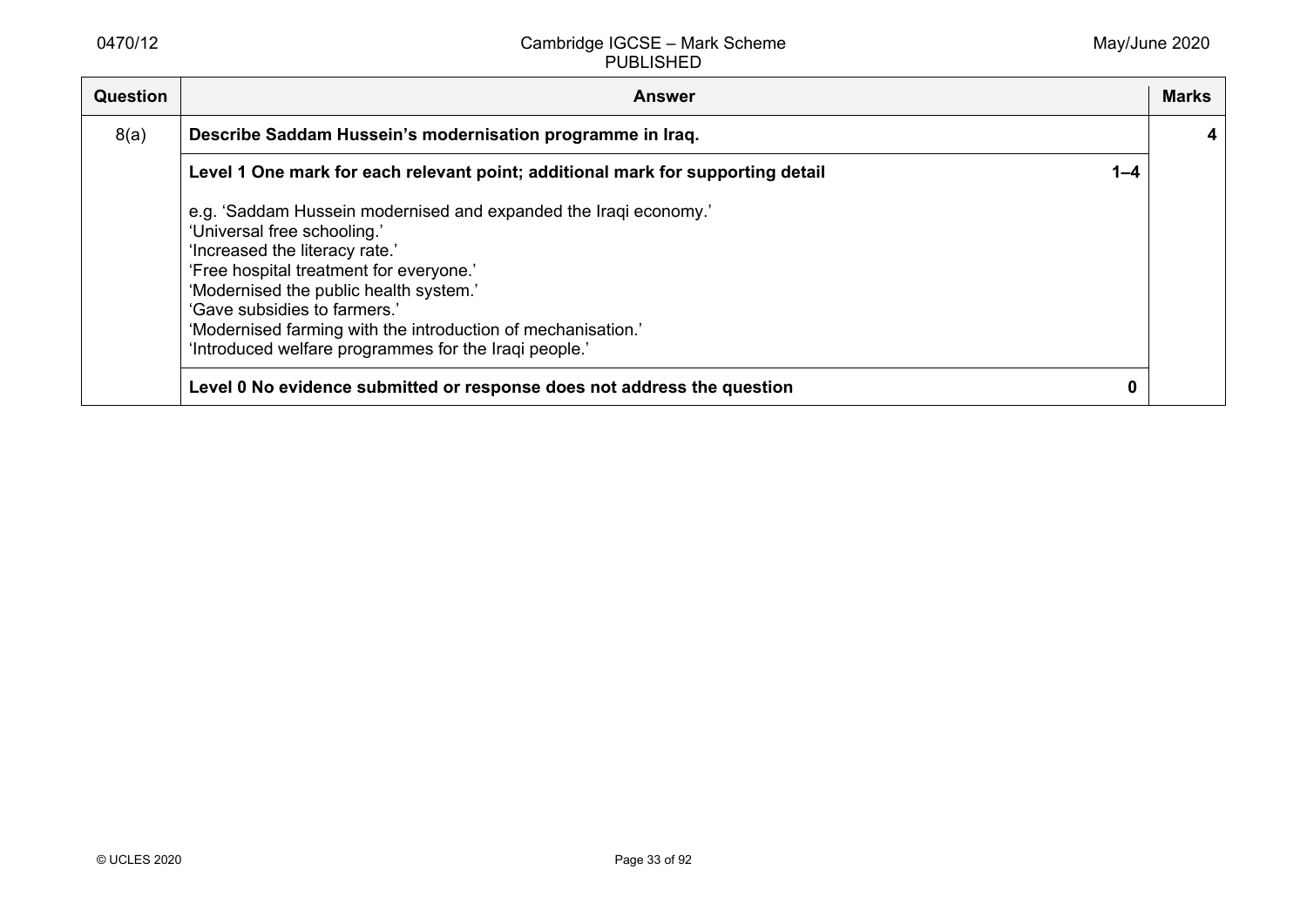| Question | Answer | | Marks |
|---|---|---|---|
| 8(a) | **Describe Saddam Hussein's modernisation programme in Iraq.** | | **4** |
| | **Level 1 One mark for each relevant point; additional mark for supporting detail**<br><br>e.g. 'Saddam Hussein modernised and expanded the Iraqi economy.'<br>'Universal free schooling.'<br>'Increased the literacy rate.'<br>'Free hospital treatment for everyone.'<br>'Modernised the public health system.'<br>'Gave subsidies to farmers.'<br>'Modernised farming with the introduction of mechanisation.'<br>'Introduced welfare programmes for the Iraqi people.' | **1–4** | |
| | **Level 0 No evidence submitted or response does not address the question** | **0** | |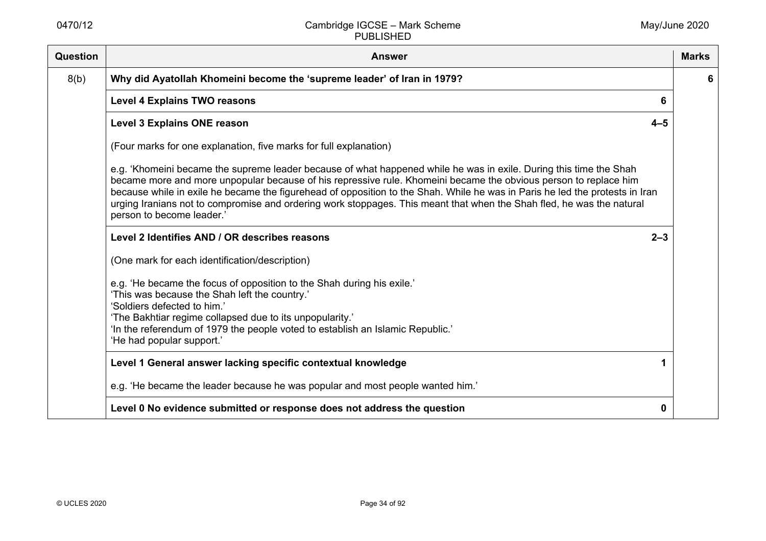| Question | Answer | | Marks |
|---|---|---|---|
| 8(b) | **Why did Ayatollah Khomeini become the 'supreme leader' of Iran in 1979?** | | **6** |
| | **Level 4 Explains TWO reasons** | **6** | |
| | **Level 3 Explains ONE reason**<br><br>(Four marks for one explanation, five marks for full explanation)<br><br>e.g. 'Khomeini became the supreme leader because of what happened while he was in exile. During this time the Shah became more and more unpopular because of his repressive rule. Khomeini became the obvious person to replace him because while in exile he became the figurehead of opposition to the Shah. While he was in Paris he led the protests in Iran urging Iranians not to compromise and ordering work stoppages. This meant that when the Shah fled, he was the natural person to become leader.' | **4–5** | |
| | **Level 2 Identifies AND / OR describes reasons**<br><br>(One mark for each identification/description)<br><br>e.g. 'He became the focus of opposition to the Shah during his exile.'<br>'This was because the Shah left the country.'<br>'Soldiers defected to him.'<br>'The Bakhtiar regime collapsed due to its unpopularity.'<br>'In the referendum of 1979 the people voted to establish an Islamic Republic.'<br>'He had popular support.' | **2–3** | |
| | **Level 1 General answer lacking specific contextual knowledge**<br><br>e.g. 'He became the leader because he was popular and most people wanted him.' | **1** | |
| | **Level 0 No evidence submitted or response does not address the question** | **0** | |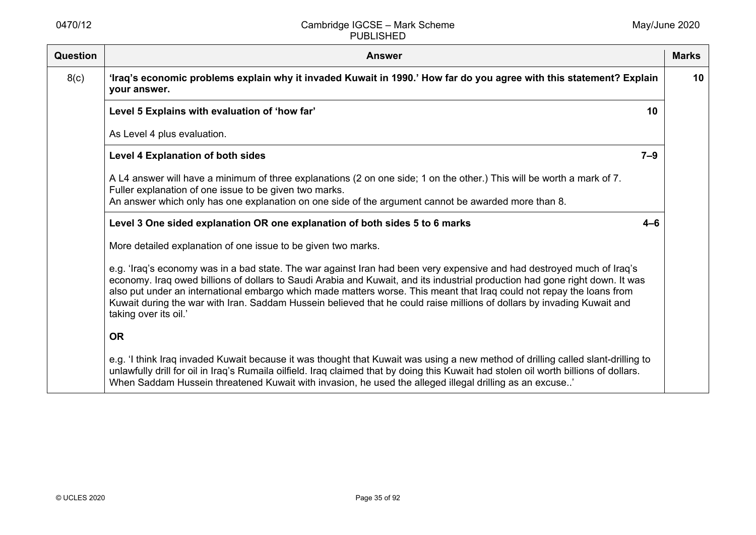| Question | Answer | Marks |
|---|---|---|
| 8(c) | **'Iraq's economic problems explain why it invaded Kuwait in 1990.' How far do you agree with this statement? Explain your answer.** | **10** |
| | **Level 5 Explains with evaluation of 'how far'** **10**<br><br>As Level 4 plus evaluation. | |
| | **Level 4 Explanation of both sides** **7–9**<br><br>A L4 answer will have a minimum of three explanations (2 on one side; 1 on the other.) This will be worth a mark of 7.<br>Fuller explanation of one issue to be given two marks.<br>An answer which only has one explanation on one side of the argument cannot be awarded more than 8. | |
| | **Level 3 One sided explanation OR one explanation of both sides 5 to 6 marks** **4–6**<br><br>More detailed explanation of one issue to be given two marks.<br><br>e.g. 'Iraq's economy was in a bad state. The war against Iran had been very expensive and had destroyed much of Iraq's economy. Iraq owed billions of dollars to Saudi Arabia and Kuwait, and its industrial production had gone right down. It was also put under an international embargo which made matters worse. This meant that Iraq could not repay the loans from Kuwait during the war with Iran. Saddam Hussein believed that he could raise millions of dollars by invading Kuwait and taking over its oil.'<br><br>**OR**<br><br>e.g. 'I think Iraq invaded Kuwait because it was thought that Kuwait was using a new method of drilling called slant-drilling to unlawfully drill for oil in Iraq's Rumaila oilfield. Iraq claimed that by doing this Kuwait had stolen oil worth billions of dollars. When Saddam Hussein threatened Kuwait with invasion, he used the alleged illegal drilling as an excuse..' | |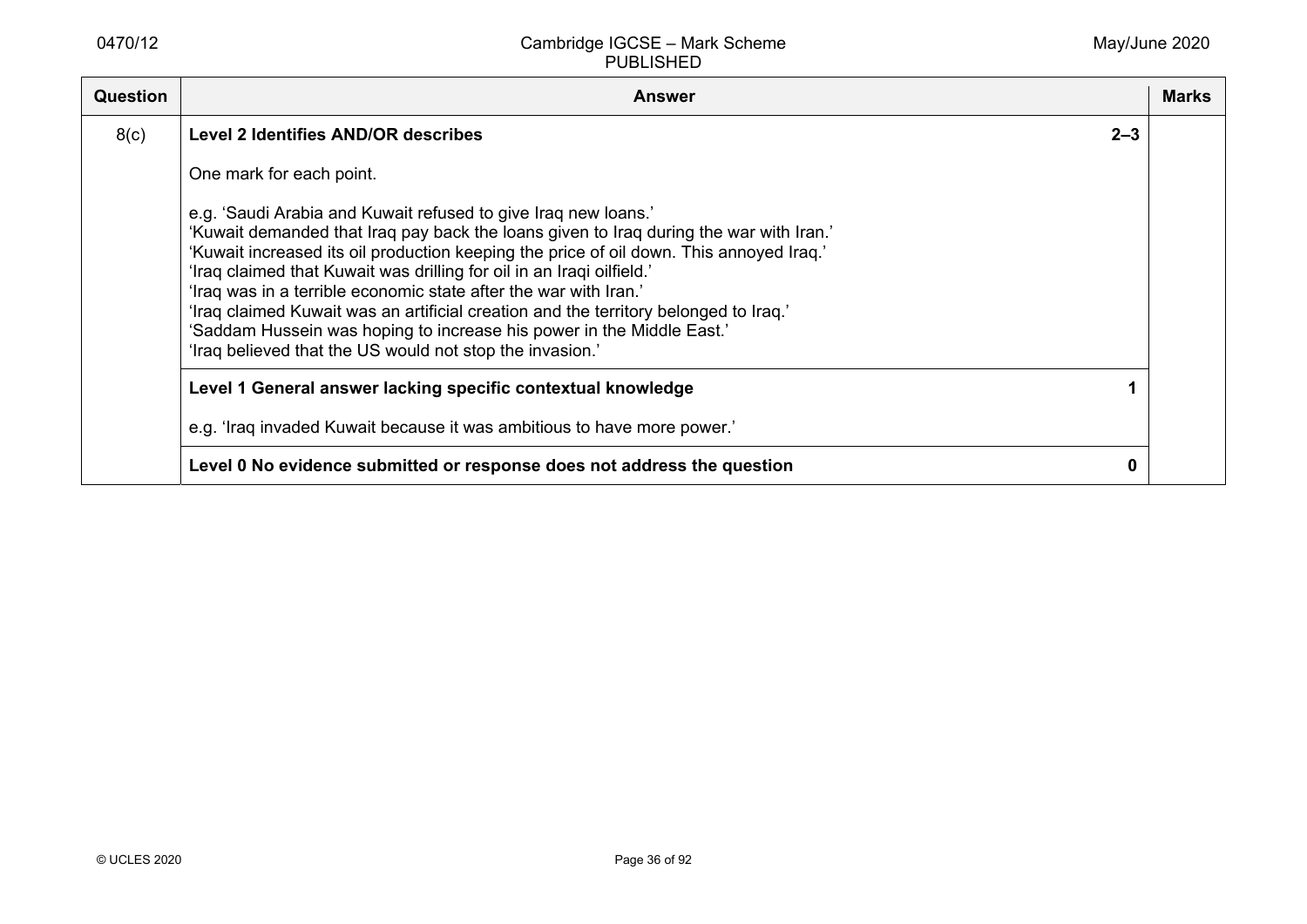| Question | Answer | Marks |
|---|---|---|
| 8(c) | **Level 2 Identifies AND/OR describes** **2–3**<br><br>One mark for each point.<br><br>e.g. 'Saudi Arabia and Kuwait refused to give Iraq new loans.'<br>'Kuwait demanded that Iraq pay back the loans given to Iraq during the war with Iran.'<br>'Kuwait increased its oil production keeping the price of oil down. This annoyed Iraq.'<br>'Iraq claimed that Kuwait was drilling for oil in an Iraqi oilfield.'<br>'Iraq was in a terrible economic state after the war with Iran.'<br>'Iraq claimed Kuwait was an artificial creation and the territory belonged to Iraq.'<br>'Saddam Hussein was hoping to increase his power in the Middle East.'<br>'Iraq believed that the US would not stop the invasion.' | |
| | **Level 1 General answer lacking specific contextual knowledge** **1**<br><br>e.g. 'Iraq invaded Kuwait because it was ambitious to have more power.' | |
| | **Level 0 No evidence submitted or response does not address the question** **0** | |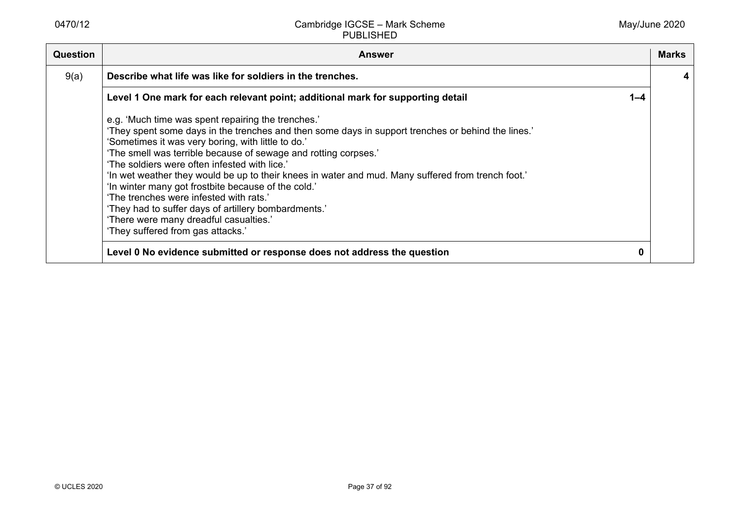| Question | Answer | | Marks |
|---|---|---|---|
| 9(a) | **Describe what life was like for soldiers in the trenches.** | | **4** |
| | **Level 1 One mark for each relevant point; additional mark for supporting detail**<br><br>e.g. 'Much time was spent repairing the trenches.'<br>'They spent some days in the trenches and then some days in support trenches or behind the lines.'<br>'Sometimes it was very boring, with little to do.'<br>'The smell was terrible because of sewage and rotting corpses.'<br>'The soldiers were often infested with lice.'<br>'In wet weather they would be up to their knees in water and mud. Many suffered from trench foot.'<br>'In winter many got frostbite because of the cold.'<br>'The trenches were infested with rats.'<br>'They had to suffer days of artillery bombardments.'<br>'There were many dreadful casualties.'<br>'They suffered from gas attacks.' | **1–4** | |
| | **Level 0 No evidence submitted or response does not address the question** | **0** | |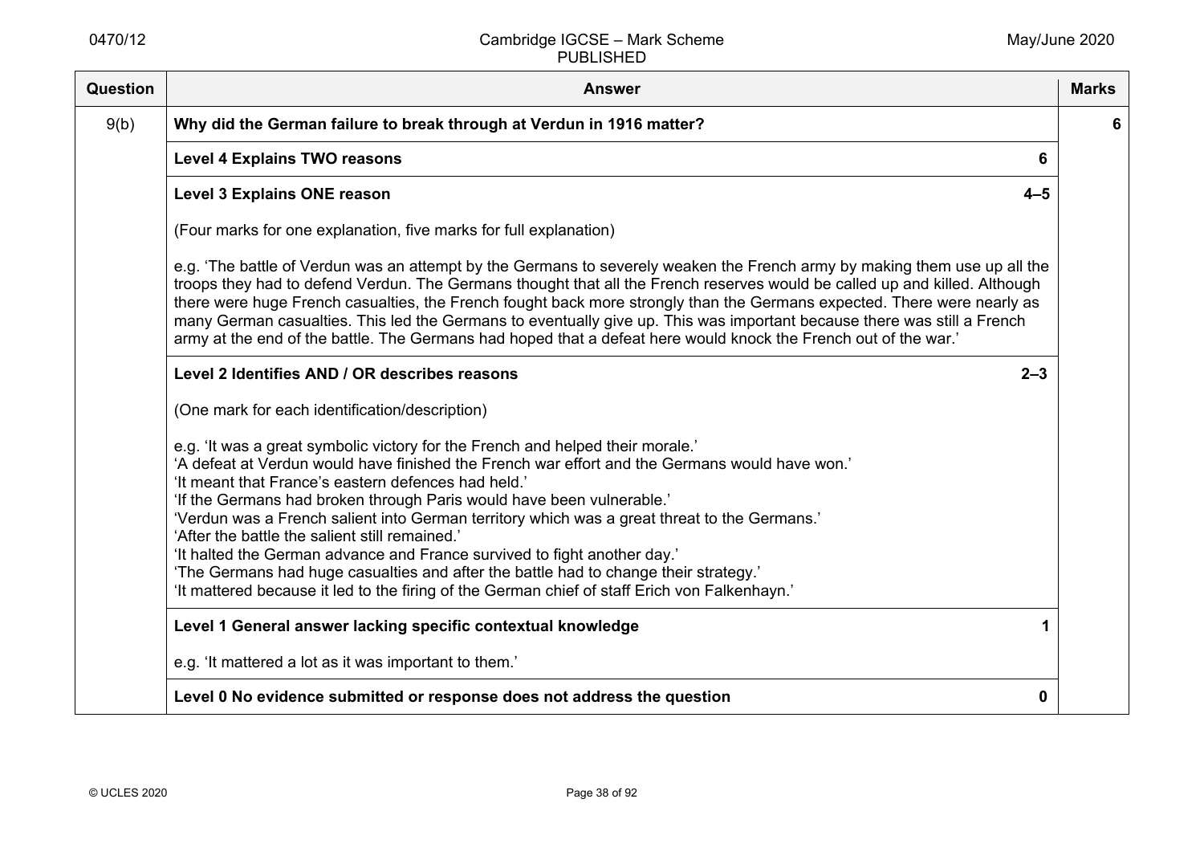| Question | Answer | Marks |
|---|---|---|
| 9(b) | **Why did the German failure to break through at Verdun in 1916 matter?** | **6** |
| | **Level 4 Explains TWO reasons** **6** | |
| | **Level 3 Explains ONE reason** **4–5**<br><br>(Four marks for one explanation, five marks for full explanation)<br><br>e.g. 'The battle of Verdun was an attempt by the Germans to severely weaken the French army by making them use up all the troops they had to defend Verdun. The Germans thought that all the French reserves would be called up and killed. Although there were huge French casualties, the French fought back more strongly than the Germans expected. There were nearly as many German casualties. This led the Germans to eventually give up. This was important because there was still a French army at the end of the battle. The Germans had hoped that a defeat here would knock the French out of the war.' | |
| | **Level 2 Identifies AND / OR describes reasons** **2–3**<br><br>(One mark for each identification/description)<br><br>e.g. 'It was a great symbolic victory for the French and helped their morale.'<br>'A defeat at Verdun would have finished the French war effort and the Germans would have won.'<br>'It meant that France's eastern defences had held.'<br>'If the Germans had broken through Paris would have been vulnerable.'<br>'Verdun was a French salient into German territory which was a great threat to the Germans.'<br>'After the battle the salient still remained.'<br>'It halted the German advance and France survived to fight another day.'<br>'The Germans had huge casualties and after the battle had to change their strategy.'<br>'It mattered because it led to the firing of the German chief of staff Erich von Falkenhayn.' | |
| | **Level 1 General answer lacking specific contextual knowledge** **1**<br><br>e.g. 'It mattered a lot as it was important to them.' | |
| | **Level 0 No evidence submitted or response does not address the question** **0** | |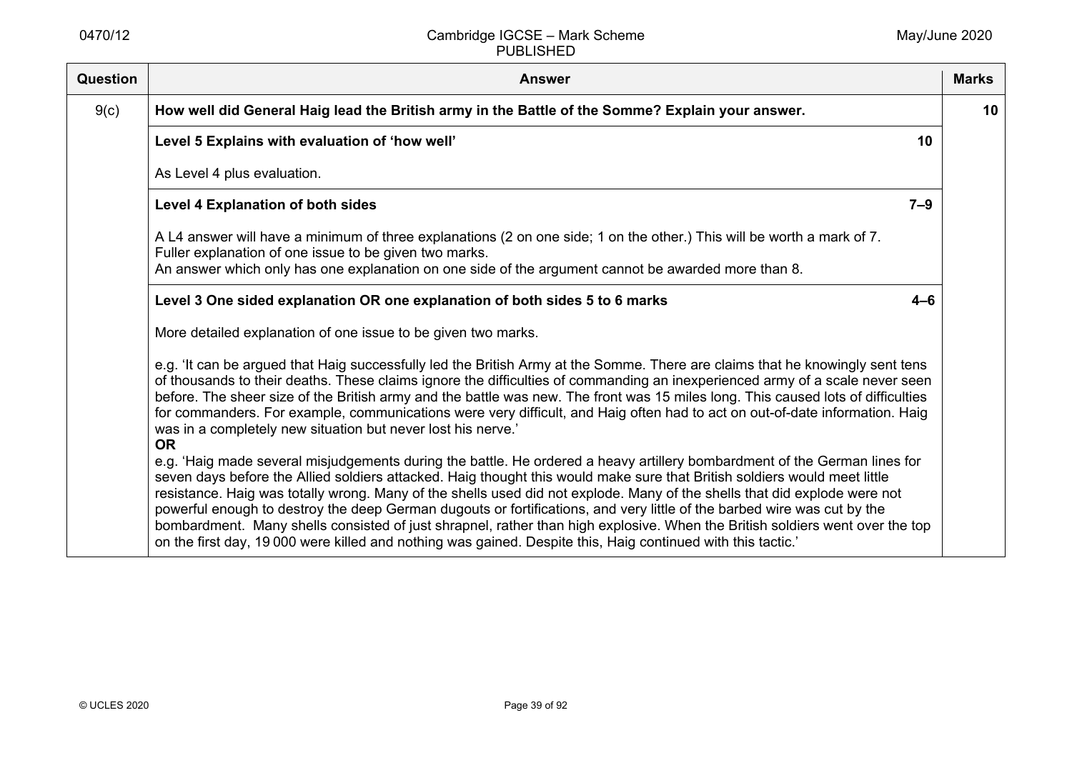| Question | Answer | Marks |
|---|---|---|
| 9(c) | **How well did General Haig lead the British army in the Battle of the Somme? Explain your answer.** | **10** |
| | **Level 5 Explains with evaluation of 'how well'** **10**<br><br>As Level 4 plus evaluation. | |
| | **Level 4 Explanation of both sides** **7–9**<br><br>A L4 answer will have a minimum of three explanations (2 on one side; 1 on the other.) This will be worth a mark of 7.<br>Fuller explanation of one issue to be given two marks.<br>An answer which only has one explanation on one side of the argument cannot be awarded more than 8. | |
| | **Level 3 One sided explanation OR one explanation of both sides 5 to 6 marks** **4–6**<br><br>More detailed explanation of one issue to be given two marks.<br><br>e.g. 'It can be argued that Haig successfully led the British Army at the Somme. There are claims that he knowingly sent tens of thousands to their deaths. These claims ignore the difficulties of commanding an inexperienced army of a scale never seen before. The sheer size of the British army and the battle was new. The front was 15 miles long. This caused lots of difficulties for commanders. For example, communications were very difficult, and Haig often had to act on out-of-date information. Haig was in a completely new situation but never lost his nerve.'<br>**OR**<br>e.g. 'Haig made several misjudgements during the battle. He ordered a heavy artillery bombardment of the German lines for seven days before the Allied soldiers attacked. Haig thought this would make sure that British soldiers would meet little resistance. Haig was totally wrong. Many of the shells used did not explode. Many of the shells that did explode were not powerful enough to destroy the deep German dugouts or fortifications, and very little of the barbed wire was cut by the bombardment. Many shells consisted of just shrapnel, rather than high explosive. When the British soldiers went over the top on the first day, 19 000 were killed and nothing was gained. Despite this, Haig continued with this tactic.' | |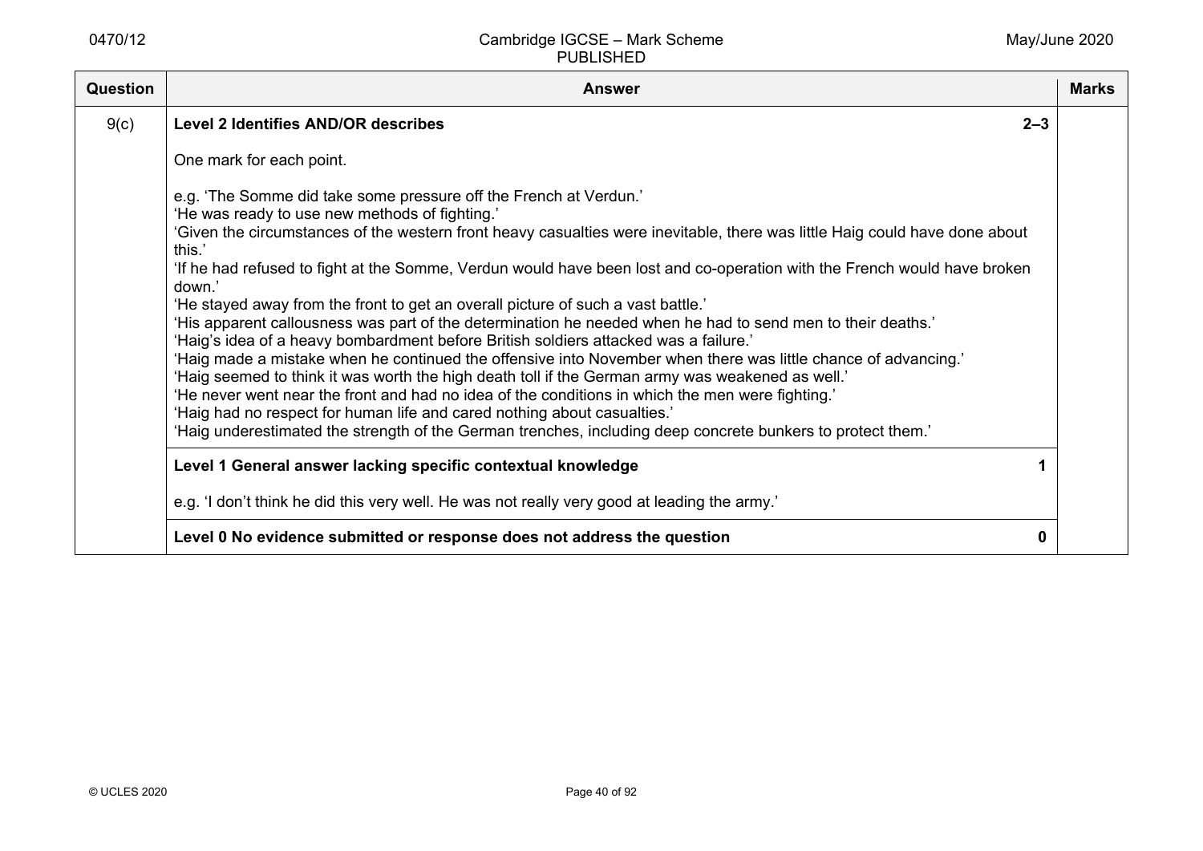| Question | Answer | Marks |
|---|---|---|
| 9(c) | **Level 2 Identifies AND/OR describes** **2–3**<br><br>One mark for each point.<br><br>e.g. 'The Somme did take some pressure off the French at Verdun.'<br>'He was ready to use new methods of fighting.'<br>'Given the circumstances of the western front heavy casualties were inevitable, there was little Haig could have done about this.'<br>'If he had refused to fight at the Somme, Verdun would have been lost and co-operation with the French would have broken down.'<br>'He stayed away from the front to get an overall picture of such a vast battle.'<br>'His apparent callousness was part of the determination he needed when he had to send men to their deaths.'<br>'Haig's idea of a heavy bombardment before British soldiers attacked was a failure.'<br>'Haig made a mistake when he continued the offensive into November when there was little chance of advancing.'<br>'Haig seemed to think it was worth the high death toll if the German army was weakened as well.'<br>'He never went near the front and had no idea of the conditions in which the men were fighting.'<br>'Haig had no respect for human life and cared nothing about casualties.'<br>'Haig underestimated the strength of the German trenches, including deep concrete bunkers to protect them.' | |
| | **Level 1 General answer lacking specific contextual knowledge** **1**<br><br>e.g. 'I don't think he did this very well. He was not really very good at leading the army.' | |
| | **Level 0 No evidence submitted or response does not address the question** **0** | |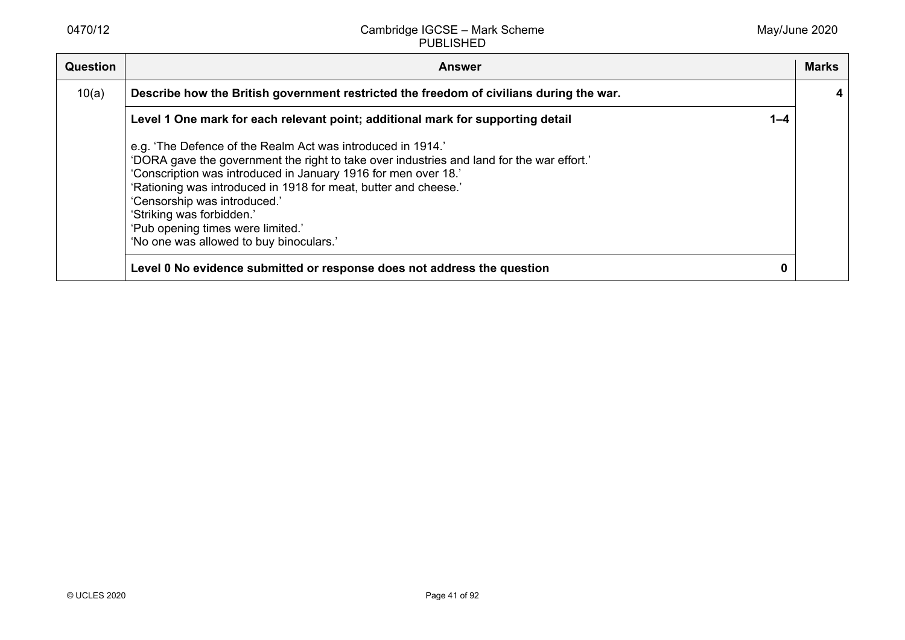| Question | Answer | | Marks |
|---|---|---|---|
| 10(a) | **Describe how the British government restricted the freedom of civilians during the war.** | | **4** |
| | **Level 1 One mark for each relevant point; additional mark for supporting detail**<br><br>e.g. 'The Defence of the Realm Act was introduced in 1914.'<br>'DORA gave the government the right to take over industries and land for the war effort.'<br>'Conscription was introduced in January 1916 for men over 18.'<br>'Rationing was introduced in 1918 for meat, butter and cheese.'<br>'Censorship was introduced.'<br>'Striking was forbidden.'<br>'Pub opening times were limited.'<br>'No one was allowed to buy binoculars.' | **1–4** | |
| | **Level 0 No evidence submitted or response does not address the question** | **0** | |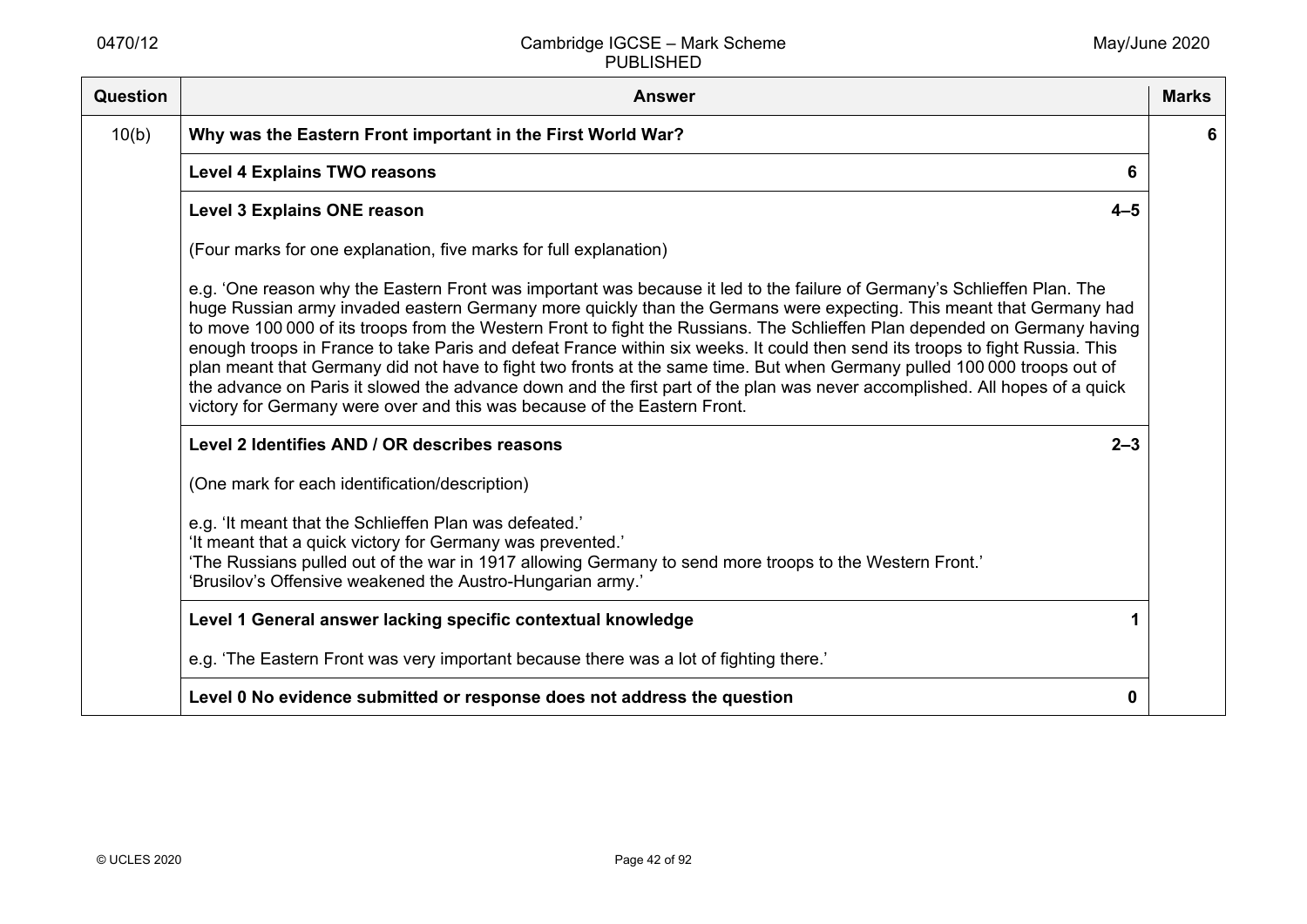| Question | Answer | | Marks |
|---|---|---|---|
| 10(b) | **Why was the Eastern Front important in the First World War?** | | **6** |
| | **Level 4 Explains TWO reasons** | **6** | |
| | **Level 3 Explains ONE reason**<br><br>(Four marks for one explanation, five marks for full explanation)<br><br>e.g. 'One reason why the Eastern Front was important was because it led to the failure of Germany's Schlieffen Plan. The huge Russian army invaded eastern Germany more quickly than the Germans were expecting. This meant that Germany had to move 100 000 of its troops from the Western Front to fight the Russians. The Schlieffen Plan depended on Germany having enough troops in France to take Paris and defeat France within six weeks. It could then send its troops to fight Russia. This plan meant that Germany did not have to fight two fronts at the same time. But when Germany pulled 100 000 troops out of the advance on Paris it slowed the advance down and the first part of the plan was never accomplished. All hopes of a quick victory for Germany were over and this was because of the Eastern Front. | **4–5** | |
| | **Level 2 Identifies AND / OR describes reasons**<br><br>(One mark for each identification/description)<br><br>e.g. 'It meant that the Schlieffen Plan was defeated.'<br>'It meant that a quick victory for Germany was prevented.'<br>'The Russians pulled out of the war in 1917 allowing Germany to send more troops to the Western Front.'<br>'Brusilov's Offensive weakened the Austro-Hungarian army.' | **2–3** | |
| | **Level 1 General answer lacking specific contextual knowledge**<br><br>e.g. 'The Eastern Front was very important because there was a lot of fighting there.' | **1** | |
| | **Level 0 No evidence submitted or response does not address the question** | **0** | |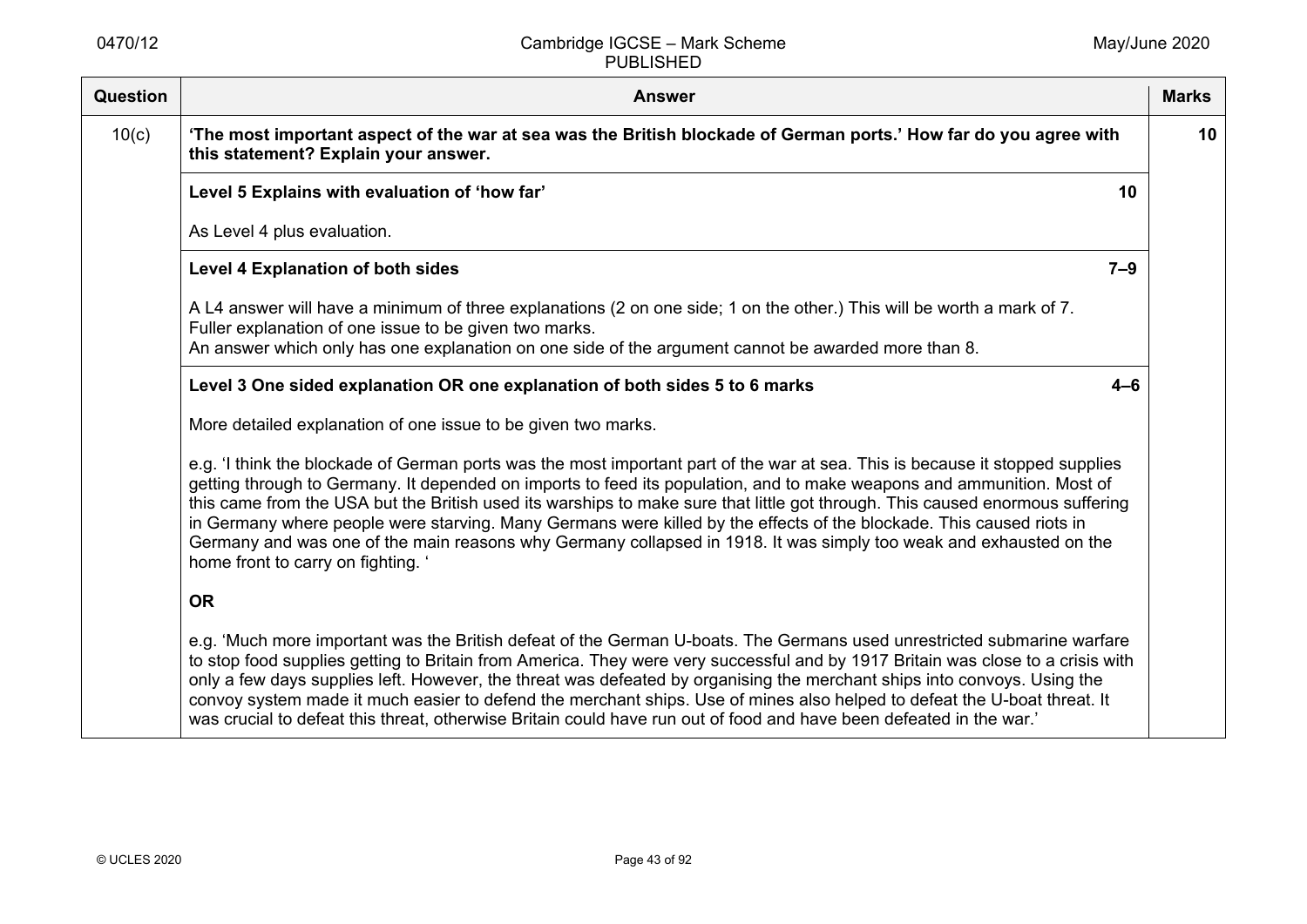| Question | Answer | Marks |
|---|---|---|
| 10(c) | **'The most important aspect of the war at sea was the British blockade of German ports.' How far do you agree with this statement? Explain your answer.** | **10** |
| | **Level 5 Explains with evaluation of 'how far'** **10**<br><br>As Level 4 plus evaluation. | |
| | **Level 4 Explanation of both sides** **7–9**<br><br>A L4 answer will have a minimum of three explanations (2 on one side; 1 on the other.) This will be worth a mark of 7.<br>Fuller explanation of one issue to be given two marks.<br>An answer which only has one explanation on one side of the argument cannot be awarded more than 8. | |
| | **Level 3 One sided explanation OR one explanation of both sides 5 to 6 marks** **4–6**<br><br>More detailed explanation of one issue to be given two marks.<br><br>e.g. 'I think the blockade of German ports was the most important part of the war at sea. This is because it stopped supplies getting through to Germany. It depended on imports to feed its population, and to make weapons and ammunition. Most of this came from the USA but the British used its warships to make sure that little got through. This caused enormous suffering in Germany where people were starving. Many Germans were killed by the effects of the blockade. This caused riots in Germany and was one of the main reasons why Germany collapsed in 1918. It was simply too weak and exhausted on the home front to carry on fighting. '<br><br>**OR**<br><br>e.g. 'Much more important was the British defeat of the German U-boats. The Germans used unrestricted submarine warfare to stop food supplies getting to Britain from America. They were very successful and by 1917 Britain was close to a crisis with only a few days supplies left. However, the threat was defeated by organising the merchant ships into convoys. Using the convoy system made it much easier to defend the merchant ships. Use of mines also helped to defeat the U-boat threat. It was crucial to defeat this threat, otherwise Britain could have run out of food and have been defeated in the war.' | |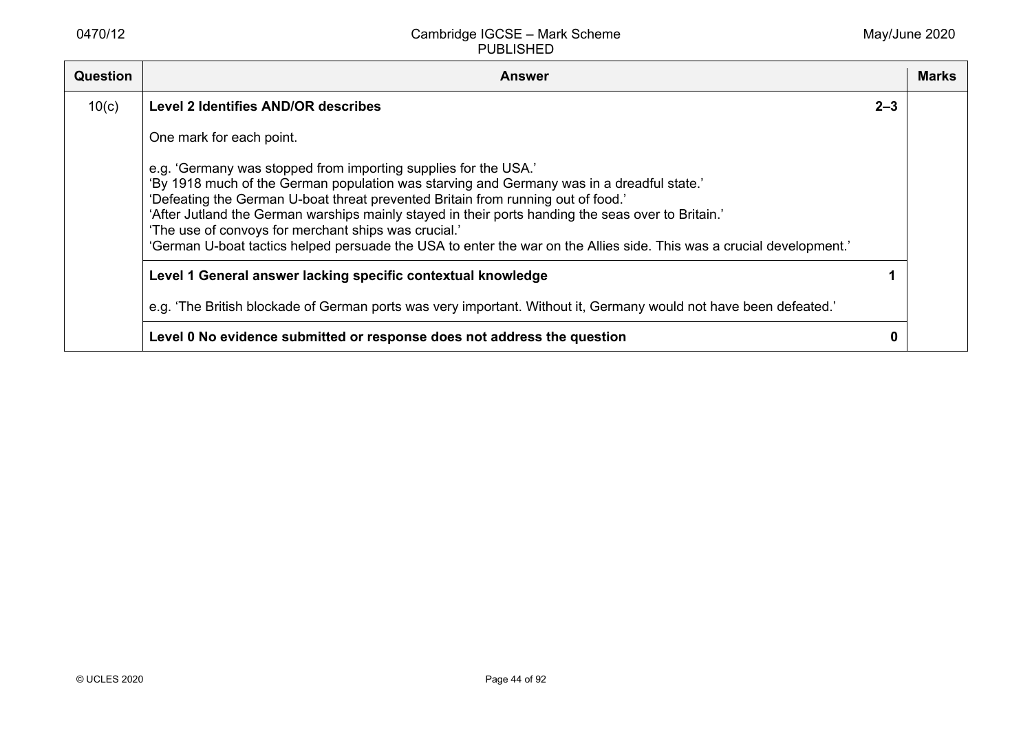| Question | Answer | | Marks |
|---|---|---|---|
| 10(c) | **Level 2 Identifies AND/OR describes** | **2–3** | |
| | One mark for each point.<br><br>e.g. 'Germany was stopped from importing supplies for the USA.'<br>'By 1918 much of the German population was starving and Germany was in a dreadful state.'<br>'Defeating the German U-boat threat prevented Britain from running out of food.'<br>'After Jutland the German warships mainly stayed in their ports handing the seas over to Britain.'<br>'The use of convoys for merchant ships was crucial.'<br>'German U-boat tactics helped persuade the USA to enter the war on the Allies side. This was a crucial development.' | | |
| | **Level 1 General answer lacking specific contextual knowledge** | **1** | |
| | e.g. 'The British blockade of German ports was very important. Without it, Germany would not have been defeated.' | | |
| | **Level 0 No evidence submitted or response does not address the question** | **0** | |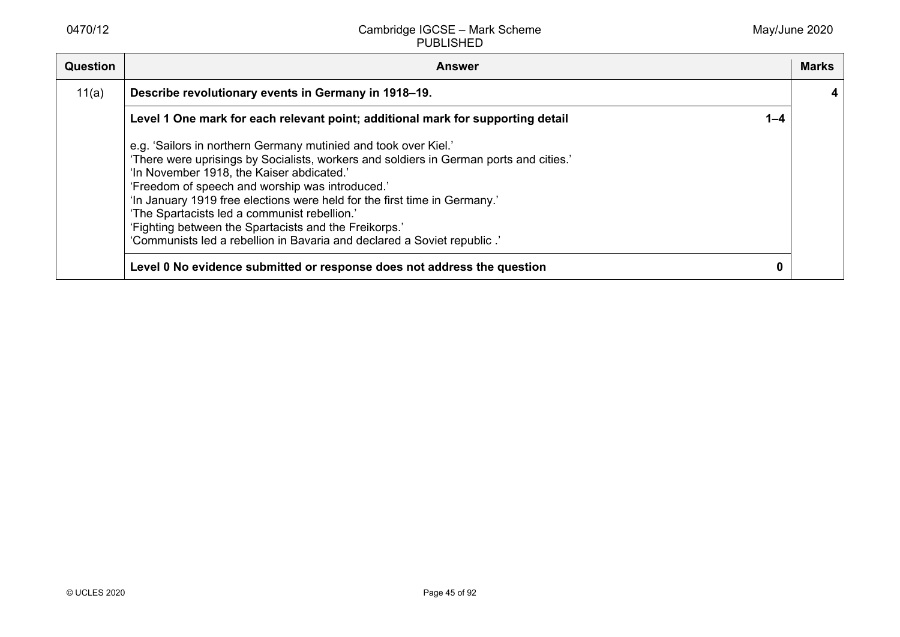| Question | Answer | | Marks |
|---|---|---|---|
| 11(a) | **Describe revolutionary events in Germany in 1918–19.** | | **4** |
| | **Level 1 One mark for each relevant point; additional mark for supporting detail**<br><br>e.g. 'Sailors in northern Germany mutinied and took over Kiel.'<br>'There were uprisings by Socialists, workers and soldiers in German ports and cities.'<br>'In November 1918, the Kaiser abdicated.'<br>'Freedom of speech and worship was introduced.'<br>'In January 1919 free elections were held for the first time in Germany.'<br>'The Spartacists led a communist rebellion.'<br>'Fighting between the Spartacists and the Freikorps.'<br>'Communists led a rebellion in Bavaria and declared a Soviet republic .' | **1–4** | |
| | **Level 0 No evidence submitted or response does not address the question** | **0** | |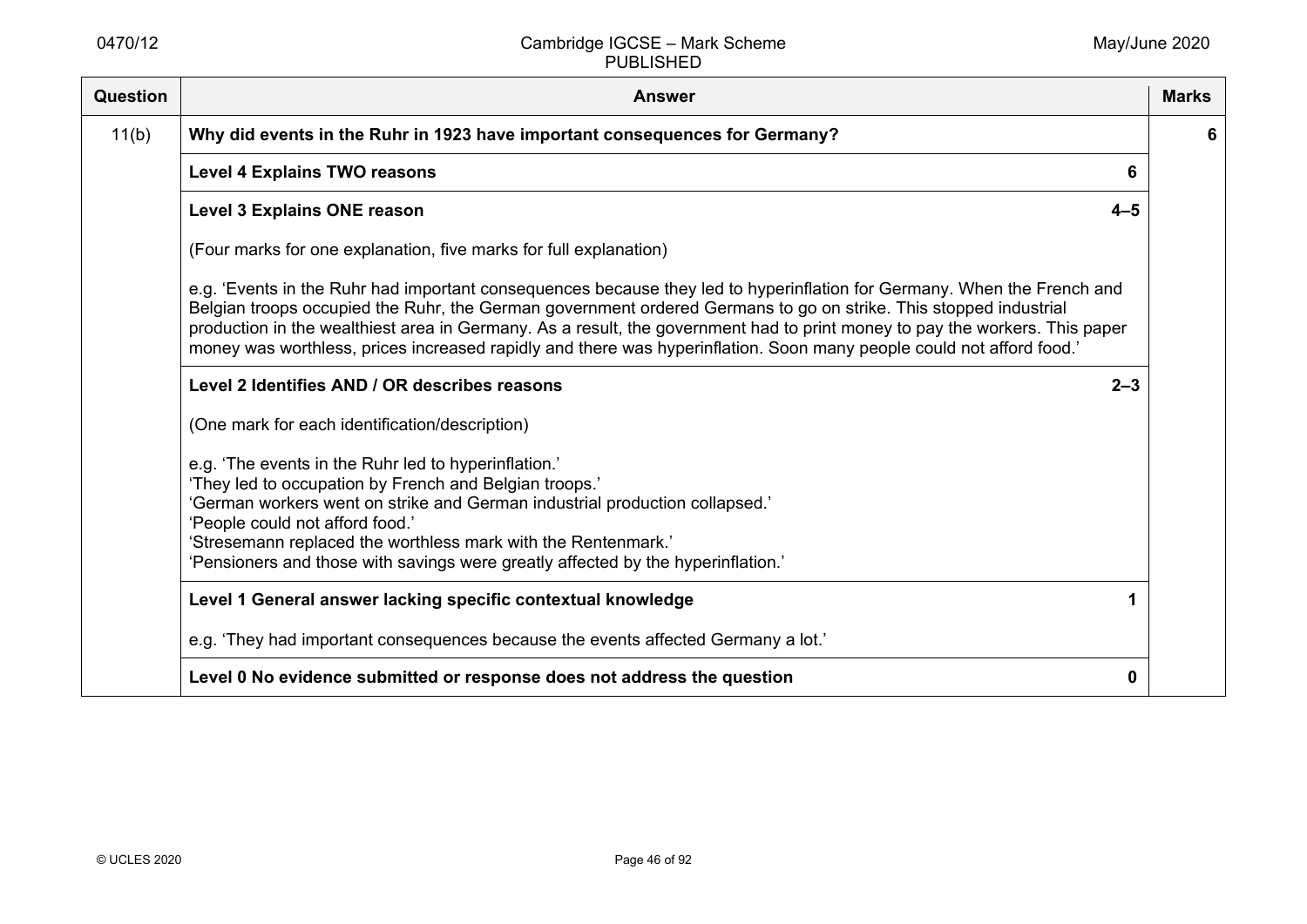| Question | Answer | Marks |
|---|---|---|
| 11(b) | **Why did events in the Ruhr in 1923 have important consequences for Germany?** | **6** |
| | **Level 4 Explains TWO reasons** **6** | |
| | **Level 3 Explains ONE reason** **4–5**<br><br>(Four marks for one explanation, five marks for full explanation)<br><br>e.g. 'Events in the Ruhr had important consequences because they led to hyperinflation for Germany. When the French and Belgian troops occupied the Ruhr, the German government ordered Germans to go on strike. This stopped industrial production in the wealthiest area in Germany. As a result, the government had to print money to pay the workers. This paper money was worthless, prices increased rapidly and there was hyperinflation. Soon many people could not afford food.' | |
| | **Level 2 Identifies AND / OR describes reasons** **2–3**<br><br>(One mark for each identification/description)<br><br>e.g. 'The events in the Ruhr led to hyperinflation.'<br>'They led to occupation by French and Belgian troops.'<br>'German workers went on strike and German industrial production collapsed.'<br>'People could not afford food.'<br>'Stresemann replaced the worthless mark with the Rentenmark.'<br>'Pensioners and those with savings were greatly affected by the hyperinflation.' | |
| | **Level 1 General answer lacking specific contextual knowledge** **1**<br><br>e.g. 'They had important consequences because the events affected Germany a lot.' | |
| | **Level 0 No evidence submitted or response does not address the question** **0** | |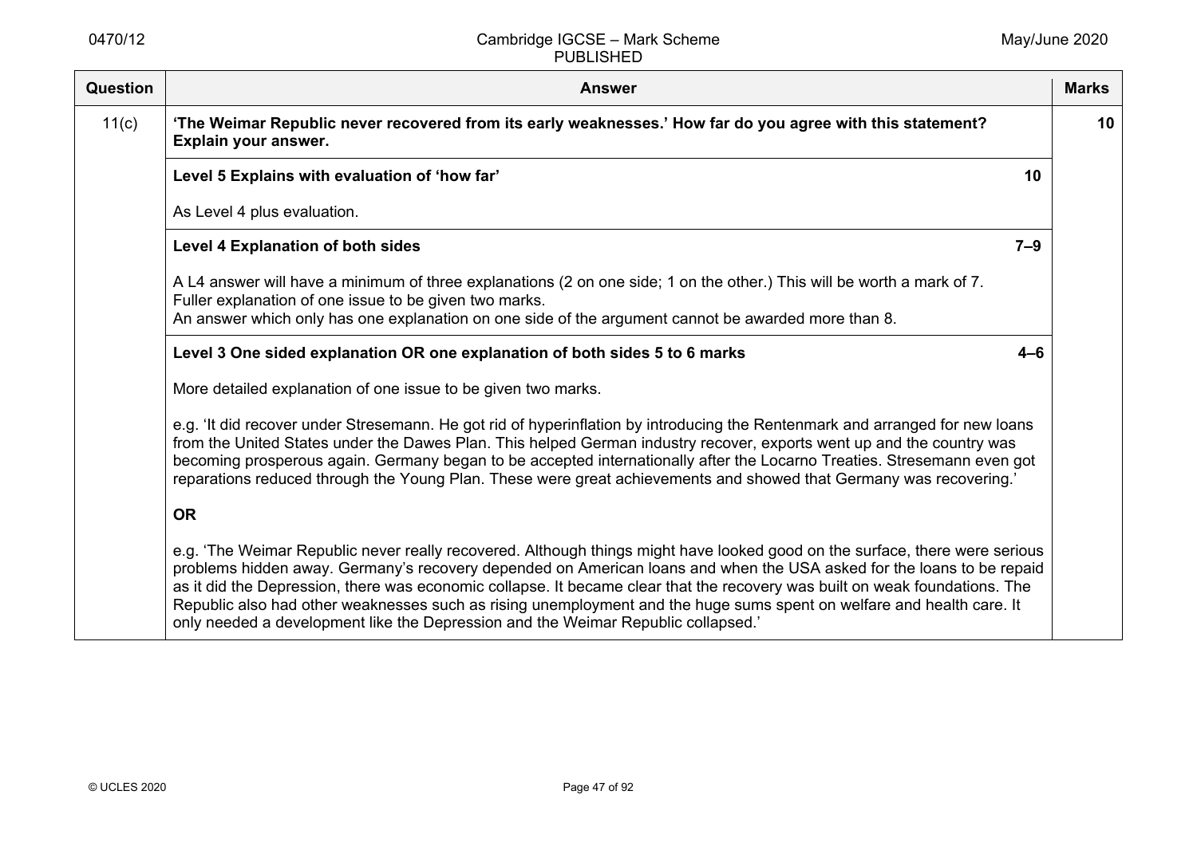| Question | Answer | Marks |
|---|---|---|
| 11(c) | **'The Weimar Republic never recovered from its early weaknesses.' How far do you agree with this statement? Explain your answer.** | **10** |
| | **Level 5 Explains with evaluation of 'how far'** **10**<br><br>As Level 4 plus evaluation. | |
| | **Level 4 Explanation of both sides** **7–9**<br><br>A L4 answer will have a minimum of three explanations (2 on one side; 1 on the other.) This will be worth a mark of 7.<br>Fuller explanation of one issue to be given two marks.<br>An answer which only has one explanation on one side of the argument cannot be awarded more than 8. | |
| | **Level 3 One sided explanation OR one explanation of both sides 5 to 6 marks** **4–6**<br><br>More detailed explanation of one issue to be given two marks.<br><br>e.g. 'It did recover under Stresemann. He got rid of hyperinflation by introducing the Rentenmark and arranged for new loans from the United States under the Dawes Plan. This helped German industry recover, exports went up and the country was becoming prosperous again. Germany began to be accepted internationally after the Locarno Treaties. Stresemann even got reparations reduced through the Young Plan. These were great achievements and showed that Germany was recovering.'<br><br>**OR**<br><br>e.g. 'The Weimar Republic never really recovered. Although things might have looked good on the surface, there were serious problems hidden away. Germany's recovery depended on American loans and when the USA asked for the loans to be repaid as it did the Depression, there was economic collapse. It became clear that the recovery was built on weak foundations. The Republic also had other weaknesses such as rising unemployment and the huge sums spent on welfare and health care. It only needed a development like the Depression and the Weimar Republic collapsed.' | |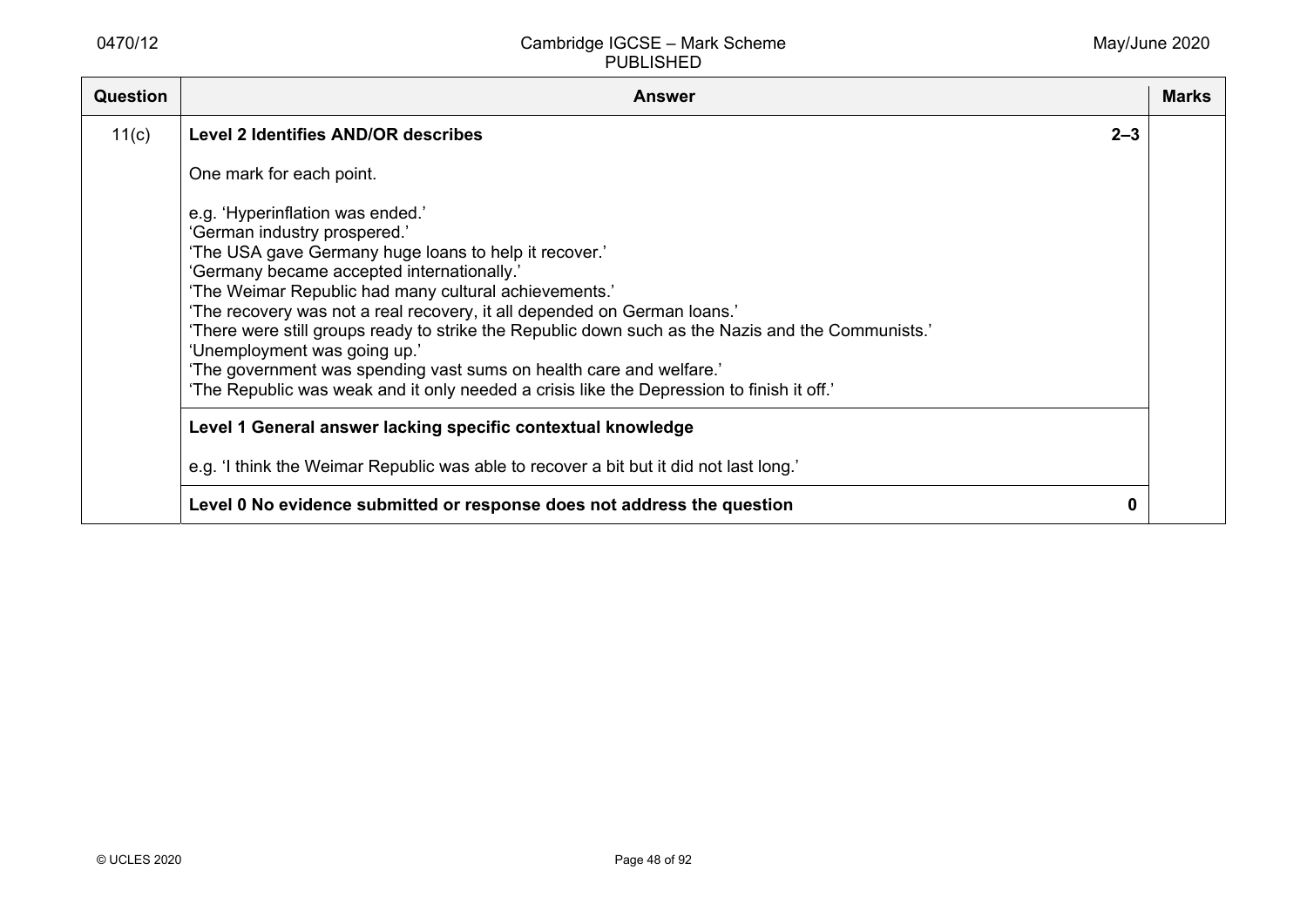| Question | Answer | Marks |
|---|---|---|
| 11(c) | **Level 2 Identifies AND/OR describes** **2–3**<br><br>One mark for each point.<br><br>e.g. 'Hyperinflation was ended.'<br>'German industry prospered.'<br>'The USA gave Germany huge loans to help it recover.'<br>'Germany became accepted internationally.'<br>'The Weimar Republic had many cultural achievements.'<br>'The recovery was not a real recovery, it all depended on German loans.'<br>'There were still groups ready to strike the Republic down such as the Nazis and the Communists.'<br>'Unemployment was going up.'<br>'The government was spending vast sums on health care and welfare.'<br>'The Republic was weak and it only needed a crisis like the Depression to finish it off.' | |
| | **Level 1 General answer lacking specific contextual knowledge**<br><br>e.g. 'I think the Weimar Republic was able to recover a bit but it did not last long.' | |
| | **Level 0 No evidence submitted or response does not address the question** **0** | |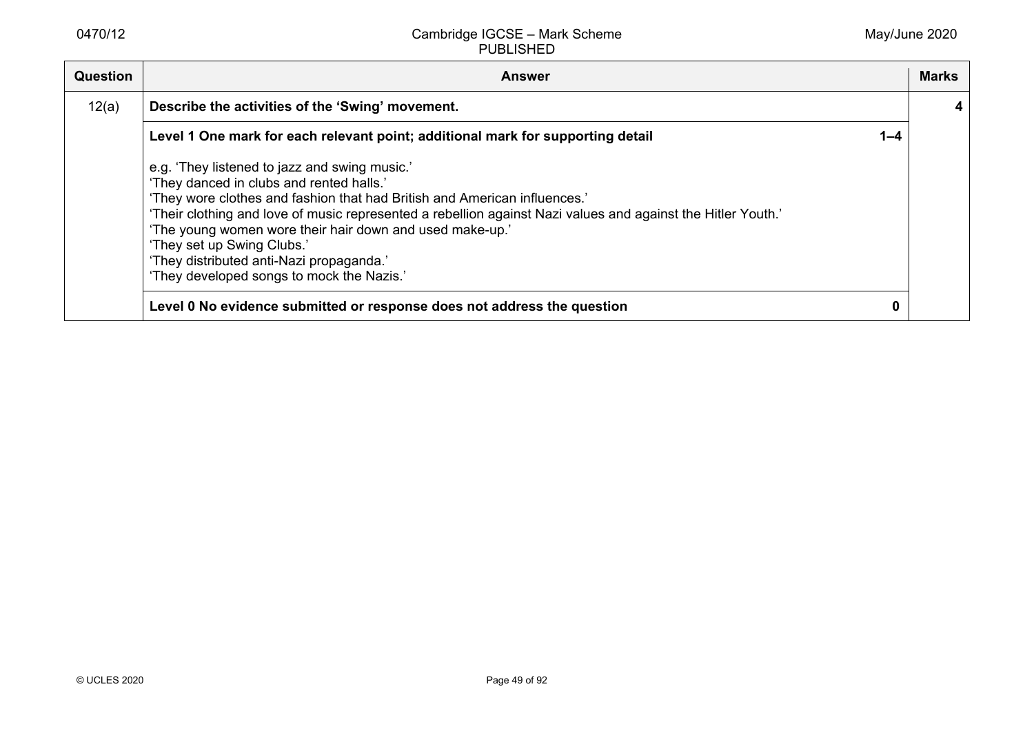| Question | Answer | Marks |
|---|---|---|
| 12(a) | **Describe the activities of the 'Swing' movement.** | **4** |
| | **Level 1 One mark for each relevant point; additional mark for supporting detail** **1–4**<br><br>e.g. 'They listened to jazz and swing music.'<br>'They danced in clubs and rented halls.'<br>'They wore clothes and fashion that had British and American influences.'<br>'Their clothing and love of music represented a rebellion against Nazi values and against the Hitler Youth.'<br>'The young women wore their hair down and used make-up.'<br>'They set up Swing Clubs.'<br>'They distributed anti-Nazi propaganda.'<br>'They developed songs to mock the Nazis.' | |
| | **Level 0 No evidence submitted or response does not address the question** **0** | |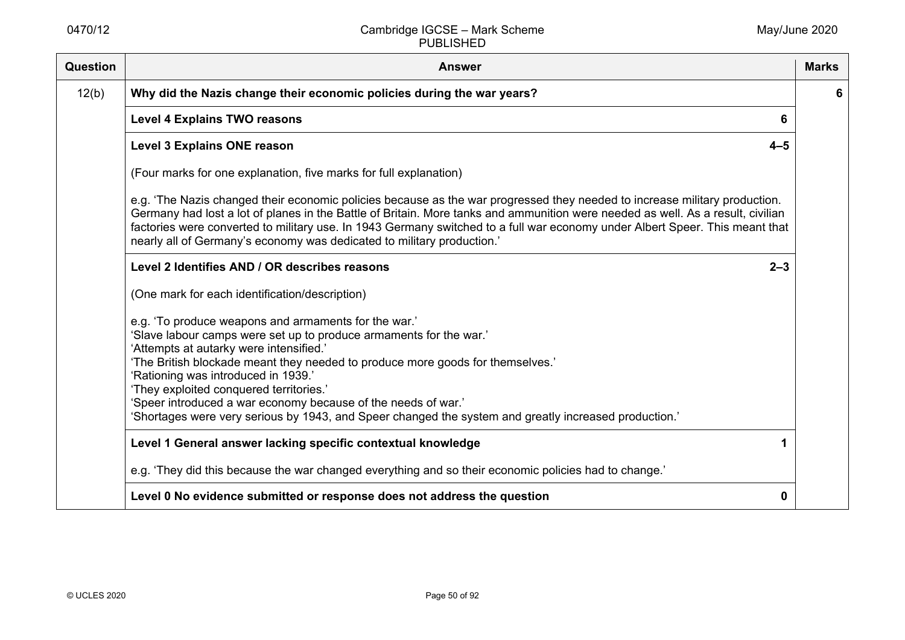| Question | Answer | Marks |
|---|---|---|
| 12(b) | **Why did the Nazis change their economic policies during the war years?** | **6** |
| | **Level 4 Explains TWO reasons** **6** | |
| | **Level 3 Explains ONE reason** **4–5**<br><br>(Four marks for one explanation, five marks for full explanation)<br><br>e.g. 'The Nazis changed their economic policies because as the war progressed they needed to increase military production. Germany had lost a lot of planes in the Battle of Britain. More tanks and ammunition were needed as well. As a result, civilian factories were converted to military use. In 1943 Germany switched to a full war economy under Albert Speer. This meant that nearly all of Germany's economy was dedicated to military production.' | |
| | **Level 2 Identifies AND / OR describes reasons** **2–3**<br><br>(One mark for each identification/description)<br><br>e.g. 'To produce weapons and armaments for the war.'<br>'Slave labour camps were set up to produce armaments for the war.'<br>'Attempts at autarky were intensified.'<br>'The British blockade meant they needed to produce more goods for themselves.'<br>'Rationing was introduced in 1939.'<br>'They exploited conquered territories.'<br>'Speer introduced a war economy because of the needs of war.'<br>'Shortages were very serious by 1943, and Speer changed the system and greatly increased production.' | |
| | **Level 1 General answer lacking specific contextual knowledge** **1**<br><br>e.g. 'They did this because the war changed everything and so their economic policies had to change.' | |
| | **Level 0 No evidence submitted or response does not address the question** **0** | |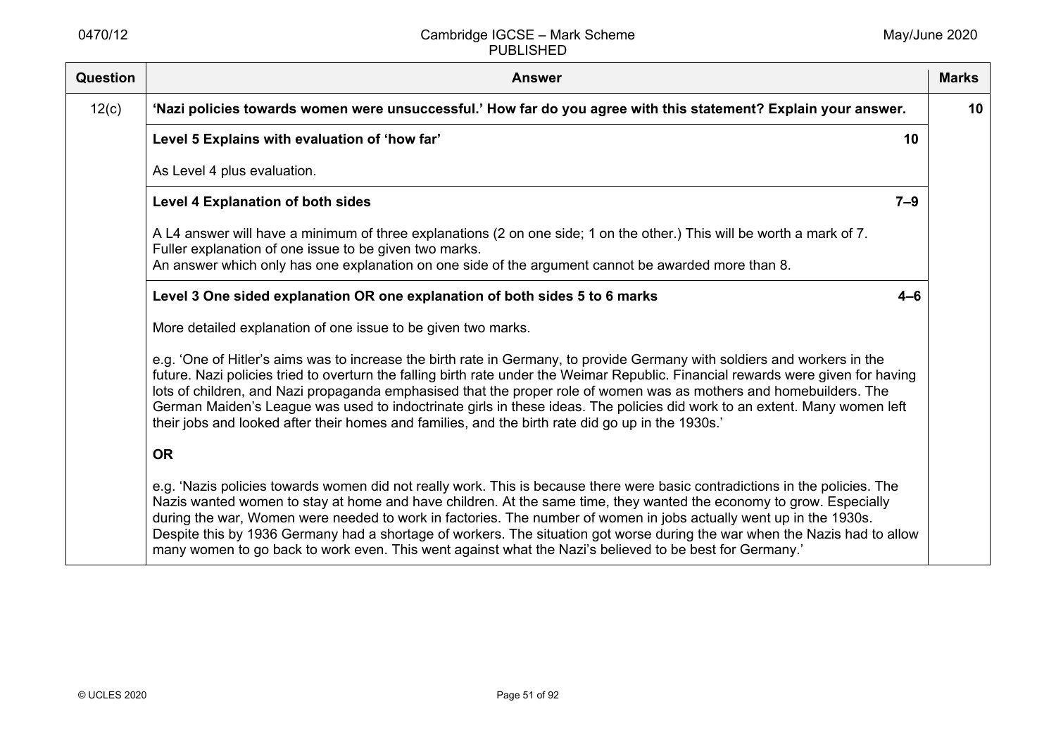| Question | Answer | Marks |
|---|---|---|
| 12(c) | **'Nazi policies towards women were unsuccessful.' How far do you agree with this statement? Explain your answer.** | **10** |
| | **Level 5 Explains with evaluation of 'how far'** **10**<br><br>As Level 4 plus evaluation. | |
| | **Level 4 Explanation of both sides** **7–9**<br><br>A L4 answer will have a minimum of three explanations (2 on one side; 1 on the other.) This will be worth a mark of 7.<br>Fuller explanation of one issue to be given two marks.<br>An answer which only has one explanation on one side of the argument cannot be awarded more than 8. | |
| | **Level 3 One sided explanation OR one explanation of both sides 5 to 6 marks** **4–6**<br><br>More detailed explanation of one issue to be given two marks.<br><br>e.g. 'One of Hitler's aims was to increase the birth rate in Germany, to provide Germany with soldiers and workers in the future. Nazi policies tried to overturn the falling birth rate under the Weimar Republic. Financial rewards were given for having lots of children, and Nazi propaganda emphasised that the proper role of women was as mothers and homebuilders. The German Maiden's League was used to indoctrinate girls in these ideas. The policies did work to an extent. Many women left their jobs and looked after their homes and families, and the birth rate did go up in the 1930s.'<br><br>**OR**<br><br>e.g. 'Nazis policies towards women did not really work. This is because there were basic contradictions in the policies. The Nazis wanted women to stay at home and have children. At the same time, they wanted the economy to grow. Especially during the war, Women were needed to work in factories. The number of women in jobs actually went up in the 1930s. Despite this by 1936 Germany had a shortage of workers. The situation got worse during the war when the Nazis had to allow many women to go back to work even. This went against what the Nazi's believed to be best for Germany.' | |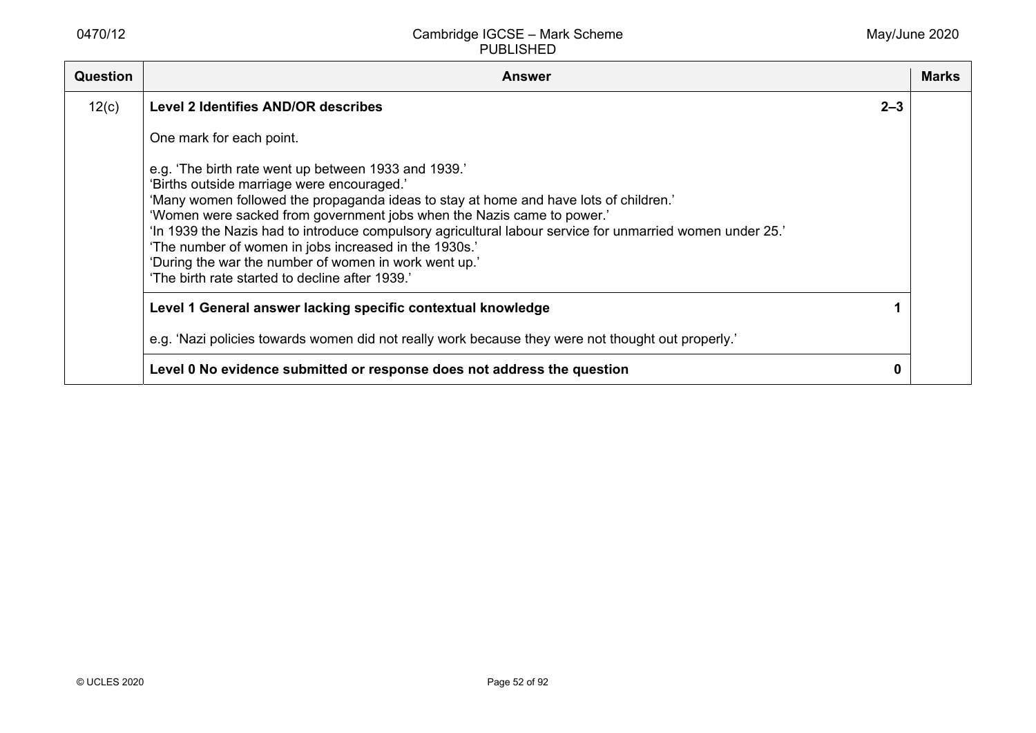| Question | Answer | | Marks |
|---|---|---|---|
| 12(c) | **Level 2 Identifies AND/OR describes**<br><br>One mark for each point.<br><br>e.g. 'The birth rate went up between 1933 and 1939.'<br>'Births outside marriage were encouraged.'<br>'Many women followed the propaganda ideas to stay at home and have lots of children.'<br>'Women were sacked from government jobs when the Nazis came to power.'<br>'In 1939 the Nazis had to introduce compulsory agricultural labour service for unmarried women under 25.'<br>'The number of women in jobs increased in the 1930s.'<br>'During the war the number of women in work went up.'<br>'The birth rate started to decline after 1939.' | **2–3** | |
| | **Level 1 General answer lacking specific contextual knowledge**<br><br>e.g. 'Nazi policies towards women did not really work because they were not thought out properly.' | **1** | |
| | **Level 0 No evidence submitted or response does not address the question** | **0** | |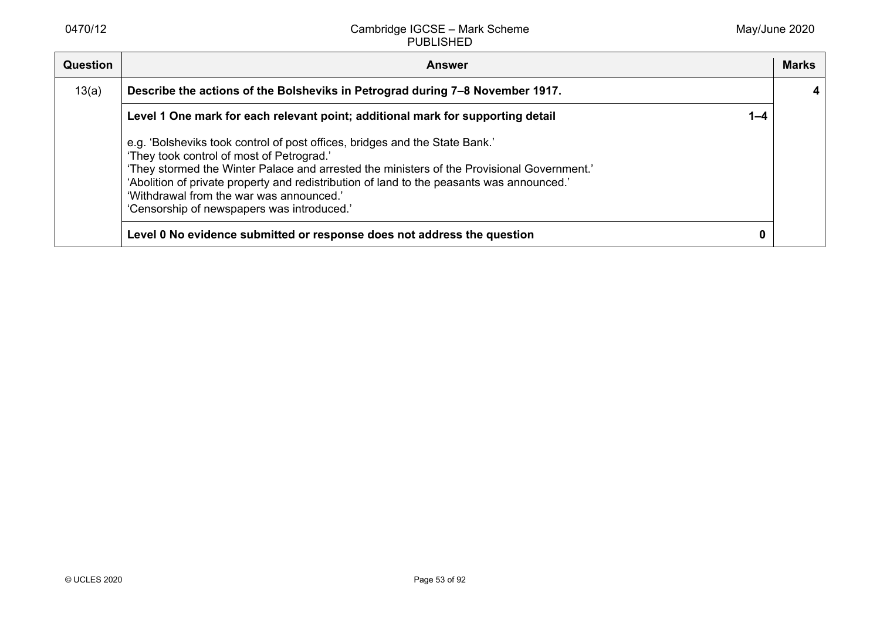| Question | Answer | | Marks |
|---|---|---|---|
| 13(a) | **Describe the actions of the Bolsheviks in Petrograd during 7–8 November 1917.** | | **4** |
| | **Level 1 One mark for each relevant point; additional mark for supporting detail**<br><br>e.g. 'Bolsheviks took control of post offices, bridges and the State Bank.'<br>'They took control of most of Petrograd.'<br>'They stormed the Winter Palace and arrested the ministers of the Provisional Government.'<br>'Abolition of private property and redistribution of land to the peasants was announced.'<br>'Withdrawal from the war was announced.'<br>'Censorship of newspapers was introduced.' | **1–4** | |
| | **Level 0 No evidence submitted or response does not address the question** | **0** | |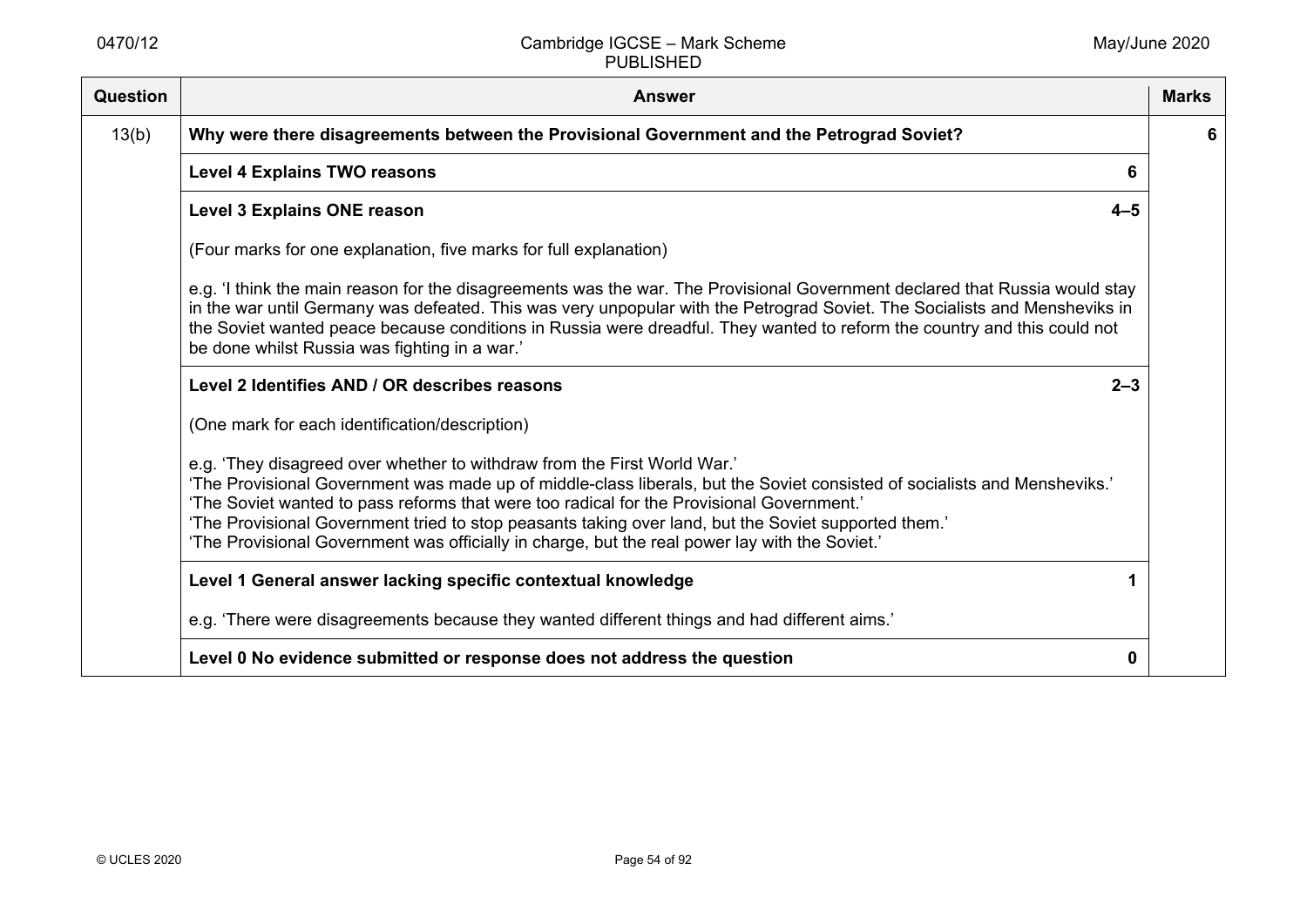| Question | Answer | Marks |
|---|---|---|
| 13(b) | **Why were there disagreements between the Provisional Government and the Petrograd Soviet?** | **6** |
| | **Level 4 Explains TWO reasons** **6** | |
| | **Level 3 Explains ONE reason** **4–5**<br><br>(Four marks for one explanation, five marks for full explanation)<br><br>e.g. 'I think the main reason for the disagreements was the war. The Provisional Government declared that Russia would stay in the war until Germany was defeated. This was very unpopular with the Petrograd Soviet. The Socialists and Mensheviks in the Soviet wanted peace because conditions in Russia were dreadful. They wanted to reform the country and this could not be done whilst Russia was fighting in a war.' | |
| | **Level 2 Identifies AND / OR describes reasons** **2–3**<br><br>(One mark for each identification/description)<br><br>e.g. 'They disagreed over whether to withdraw from the First World War.'<br>'The Provisional Government was made up of middle-class liberals, but the Soviet consisted of socialists and Mensheviks.'<br>'The Soviet wanted to pass reforms that were too radical for the Provisional Government.'<br>'The Provisional Government tried to stop peasants taking over land, but the Soviet supported them.'<br>'The Provisional Government was officially in charge, but the real power lay with the Soviet.' | |
| | **Level 1 General answer lacking specific contextual knowledge** **1**<br><br>e.g. 'There were disagreements because they wanted different things and had different aims.' | |
| | **Level 0 No evidence submitted or response does not address the question** **0** | |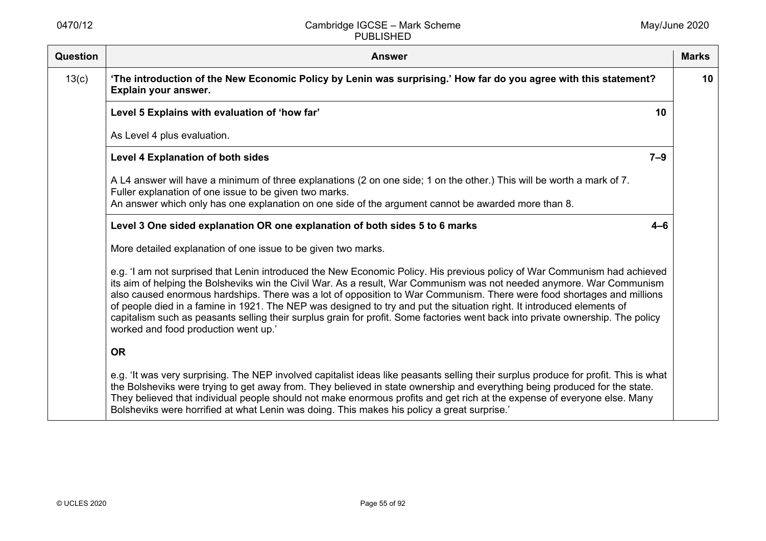| Question | Answer | Marks |
|---|---|---|
| 13(c) | **'The introduction of the New Economic Policy by Lenin was surprising.' How far do you agree with this statement? Explain your answer.** | **10** |
| | **Level 5 Explains with evaluation of 'how far'** **10**<br><br>As Level 4 plus evaluation. | |
| | **Level 4 Explanation of both sides** **7–9**<br><br>A L4 answer will have a minimum of three explanations (2 on one side; 1 on the other.) This will be worth a mark of 7.<br>Fuller explanation of one issue to be given two marks.<br>An answer which only has one explanation on one side of the argument cannot be awarded more than 8. | |
| | **Level 3 One sided explanation OR one explanation of both sides 5 to 6 marks** **4–6**<br><br>More detailed explanation of one issue to be given two marks.<br><br>e.g. 'I am not surprised that Lenin introduced the New Economic Policy. His previous policy of War Communism had achieved its aim of helping the Bolsheviks win the Civil War. As a result, War Communism was not needed anymore. War Communism also caused enormous hardships. There was a lot of opposition to War Communism. There were food shortages and millions of people died in a famine in 1921. The NEP was designed to try and put the situation right. It introduced elements of capitalism such as peasants selling their surplus grain for profit. Some factories went back into private ownership. The policy worked and food production went up.'<br><br>**OR**<br><br>e.g. 'It was very surprising. The NEP involved capitalist ideas like peasants selling their surplus produce for profit. This is what the Bolsheviks were trying to get away from. They believed in state ownership and everything being produced for the state. They believed that individual people should not make enormous profits and get rich at the expense of everyone else. Many Bolsheviks were horrified at what Lenin was doing. This makes his policy a great surprise.' | |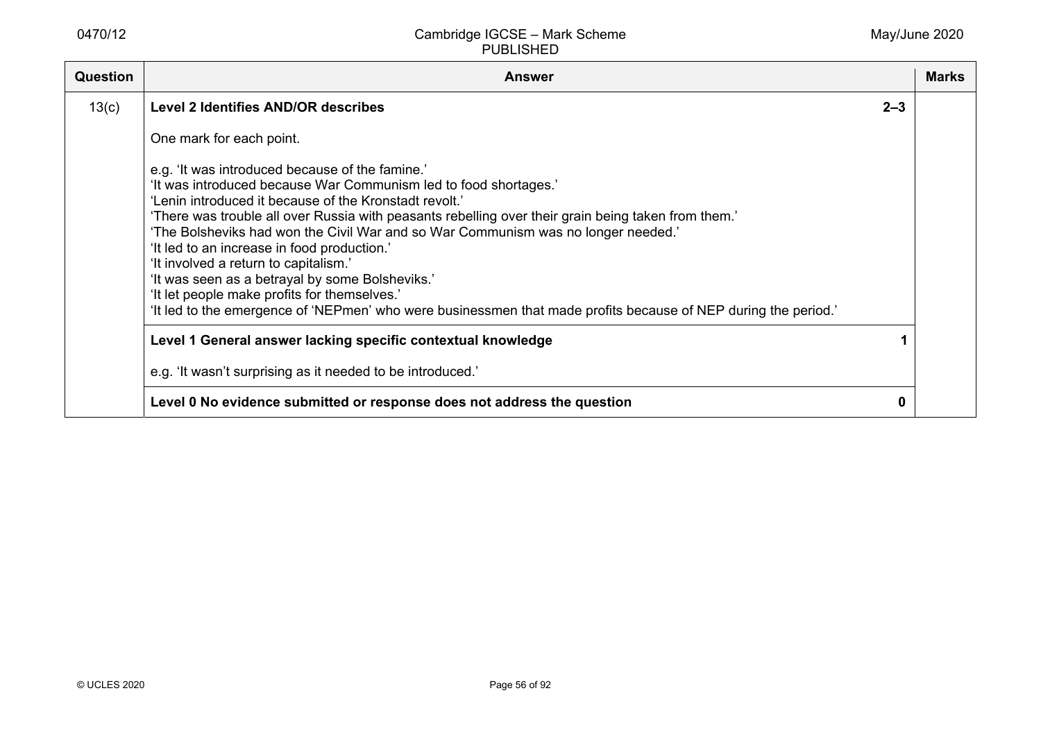| Question | Answer | | Marks |
|---|---|---|---|
| 13(c) | **Level 2 Identifies AND/OR describes**<br><br>One mark for each point.<br><br>e.g. 'It was introduced because of the famine.'<br>'It was introduced because War Communism led to food shortages.'<br>'Lenin introduced it because of the Kronstadt revolt.'<br>'There was trouble all over Russia with peasants rebelling over their grain being taken from them.'<br>'The Bolsheviks had won the Civil War and so War Communism was no longer needed.'<br>'It led to an increase in food production.'<br>'It involved a return to capitalism.'<br>'It was seen as a betrayal by some Bolsheviks.'<br>'It let people make profits for themselves.'<br>'It led to the emergence of 'NEPmen' who were businessmen that made profits because of NEP during the period.' | **2–3** | |
| | **Level 1 General answer lacking specific contextual knowledge**<br><br>e.g. 'It wasn't surprising as it needed to be introduced.' | **1** | |
| | **Level 0 No evidence submitted or response does not address the question** | **0** | |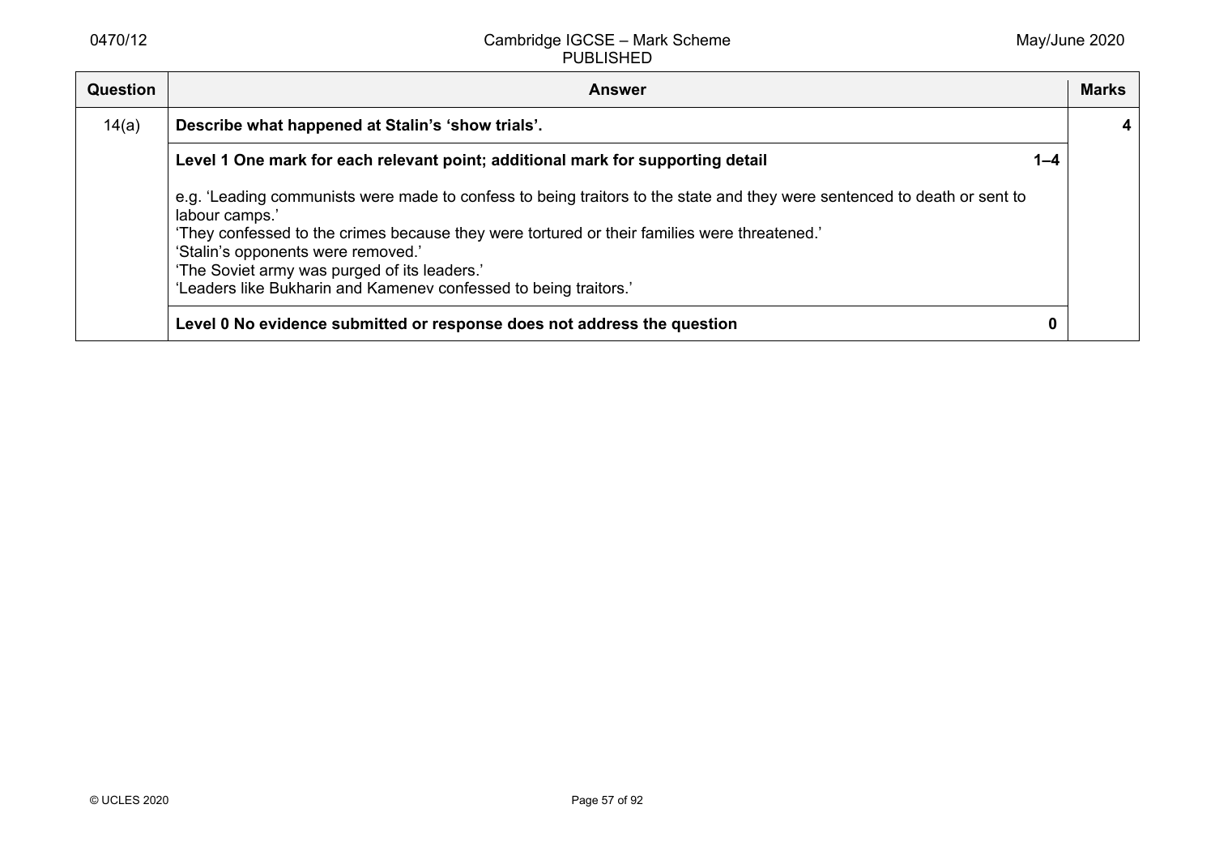| Question | Answer | Marks |
|---|---|---|
| 14(a) | **Describe what happened at Stalin's 'show trials'.** | **4** |
| | **Level 1 One mark for each relevant point; additional mark for supporting detail** **1–4**<br><br>e.g. 'Leading communists were made to confess to being traitors to the state and they were sentenced to death or sent to labour camps.'<br>'They confessed to the crimes because they were tortured or their families were threatened.'<br>'Stalin's opponents were removed.'<br>'The Soviet army was purged of its leaders.'<br>'Leaders like Bukharin and Kamenev confessed to being traitors.' | |
| | **Level 0 No evidence submitted or response does not address the question** **0** | |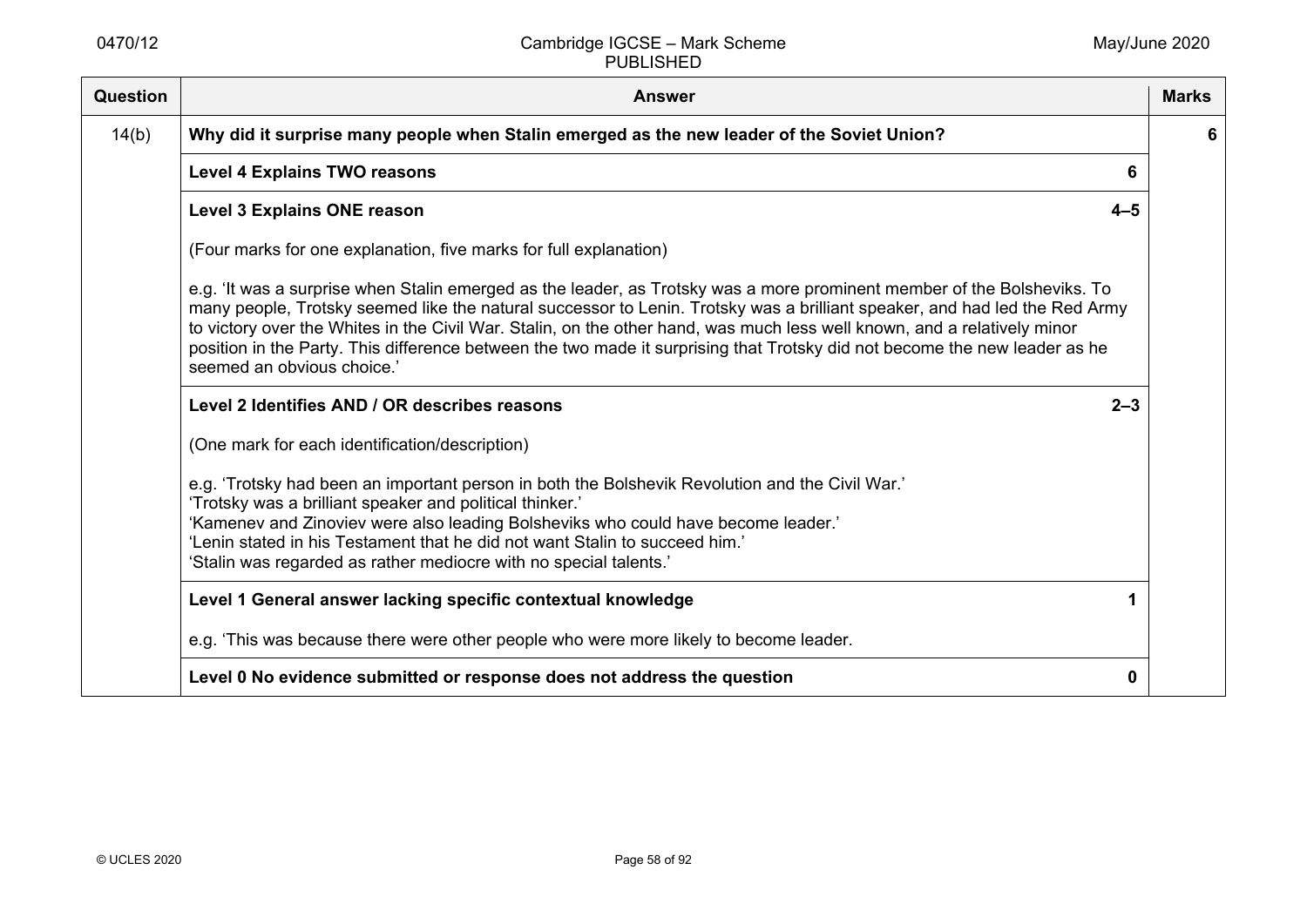| Question | Answer | Marks |
|---|---|---|
| 14(b) | **Why did it surprise many people when Stalin emerged as the new leader of the Soviet Union?** | **6** |
| | **Level 4 Explains TWO reasons** **6** | |
| | **Level 3 Explains ONE reason** **4–5**<br><br>(Four marks for one explanation, five marks for full explanation)<br><br>e.g. 'It was a surprise when Stalin emerged as the leader, as Trotsky was a more prominent member of the Bolsheviks. To many people, Trotsky seemed like the natural successor to Lenin. Trotsky was a brilliant speaker, and had led the Red Army to victory over the Whites in the Civil War. Stalin, on the other hand, was much less well known, and a relatively minor position in the Party. This difference between the two made it surprising that Trotsky did not become the new leader as he seemed an obvious choice.' | |
| | **Level 2 Identifies AND / OR describes reasons** **2–3**<br><br>(One mark for each identification/description)<br><br>e.g. 'Trotsky had been an important person in both the Bolshevik Revolution and the Civil War.'<br>'Trotsky was a brilliant speaker and political thinker.'<br>'Kamenev and Zinoviev were also leading Bolsheviks who could have become leader.'<br>'Lenin stated in his Testament that he did not want Stalin to succeed him.'<br>'Stalin was regarded as rather mediocre with no special talents.' | |
| | **Level 1 General answer lacking specific contextual knowledge** **1**<br><br>e.g. 'This was because there were other people who were more likely to become leader. | |
| | **Level 0 No evidence submitted or response does not address the question** **0** | |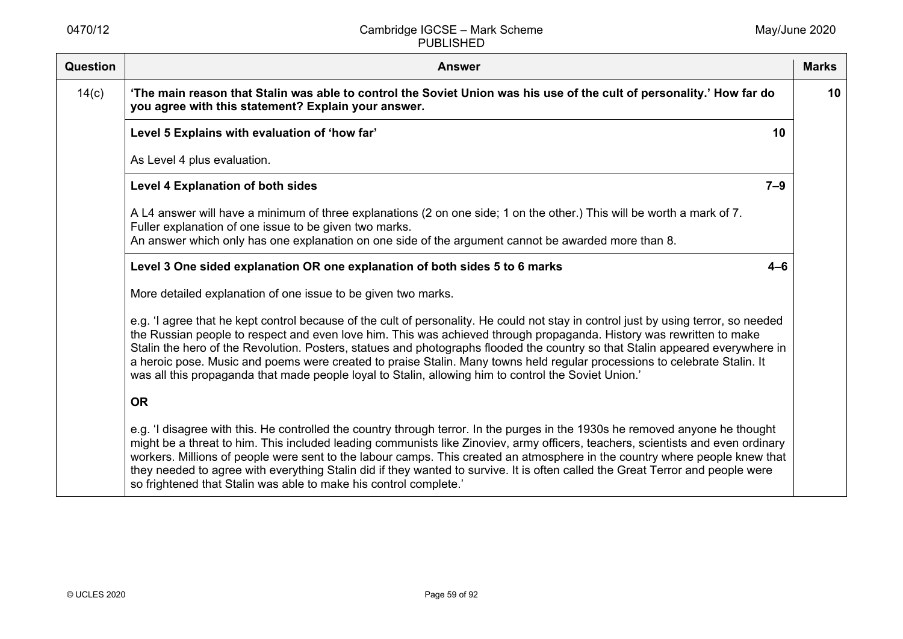| Question | Answer | Marks |
|---|---|---|
| 14(c) | **'The main reason that Stalin was able to control the Soviet Union was his use of the cult of personality.' How far do you agree with this statement? Explain your answer.** | **10** |
| | **Level 5 Explains with evaluation of 'how far'** **10**<br><br>As Level 4 plus evaluation. | |
| | **Level 4 Explanation of both sides** **7–9**<br><br>A L4 answer will have a minimum of three explanations (2 on one side; 1 on the other.) This will be worth a mark of 7.<br>Fuller explanation of one issue to be given two marks.<br>An answer which only has one explanation on one side of the argument cannot be awarded more than 8. | |
| | **Level 3 One sided explanation OR one explanation of both sides 5 to 6 marks** **4–6**<br><br>More detailed explanation of one issue to be given two marks.<br><br>e.g. 'I agree that he kept control because of the cult of personality. He could not stay in control just by using terror, so needed the Russian people to respect and even love him. This was achieved through propaganda. History was rewritten to make Stalin the hero of the Revolution. Posters, statues and photographs flooded the country so that Stalin appeared everywhere in a heroic pose. Music and poems were created to praise Stalin. Many towns held regular processions to celebrate Stalin. It was all this propaganda that made people loyal to Stalin, allowing him to control the Soviet Union.'<br><br>**OR**<br><br>e.g. 'I disagree with this. He controlled the country through terror. In the purges in the 1930s he removed anyone he thought might be a threat to him. This included leading communists like Zinoviev, army officers, teachers, scientists and even ordinary workers. Millions of people were sent to the labour camps. This created an atmosphere in the country where people knew that they needed to agree with everything Stalin did if they wanted to survive. It is often called the Great Terror and people were so frightened that Stalin was able to make his control complete.' | |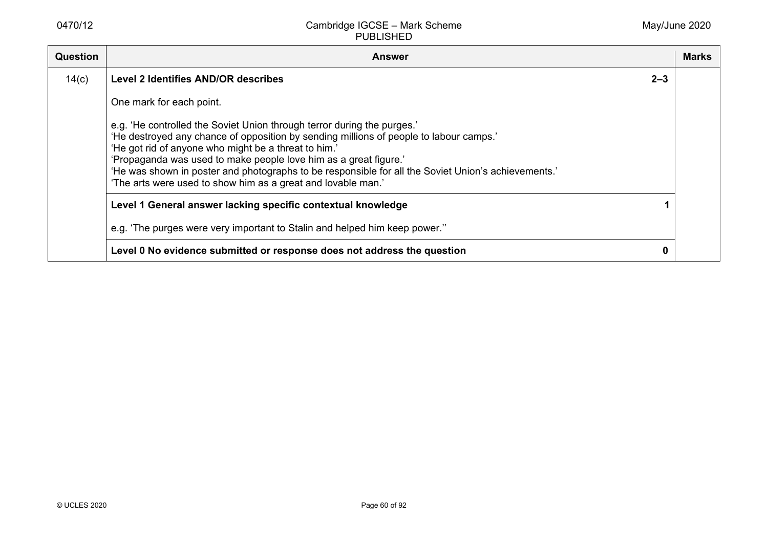| Question | Answer | | Marks |
|---|---|---|---|
| 14(c) | **Level 2 Identifies AND/OR describes**<br><br>One mark for each point.<br><br>e.g. 'He controlled the Soviet Union through terror during the purges.'<br>'He destroyed any chance of opposition by sending millions of people to labour camps.'<br>'He got rid of anyone who might be a threat to him.'<br>'Propaganda was used to make people love him as a great figure.'<br>'He was shown in poster and photographs to be responsible for all the Soviet Union's achievements.'<br>'The arts were used to show him as a great and lovable man.' | **2–3** | |
| | **Level 1 General answer lacking specific contextual knowledge**<br><br>e.g. 'The purges were very important to Stalin and helped him keep power.'' | **1** | |
| | **Level 0 No evidence submitted or response does not address the question** | **0** | |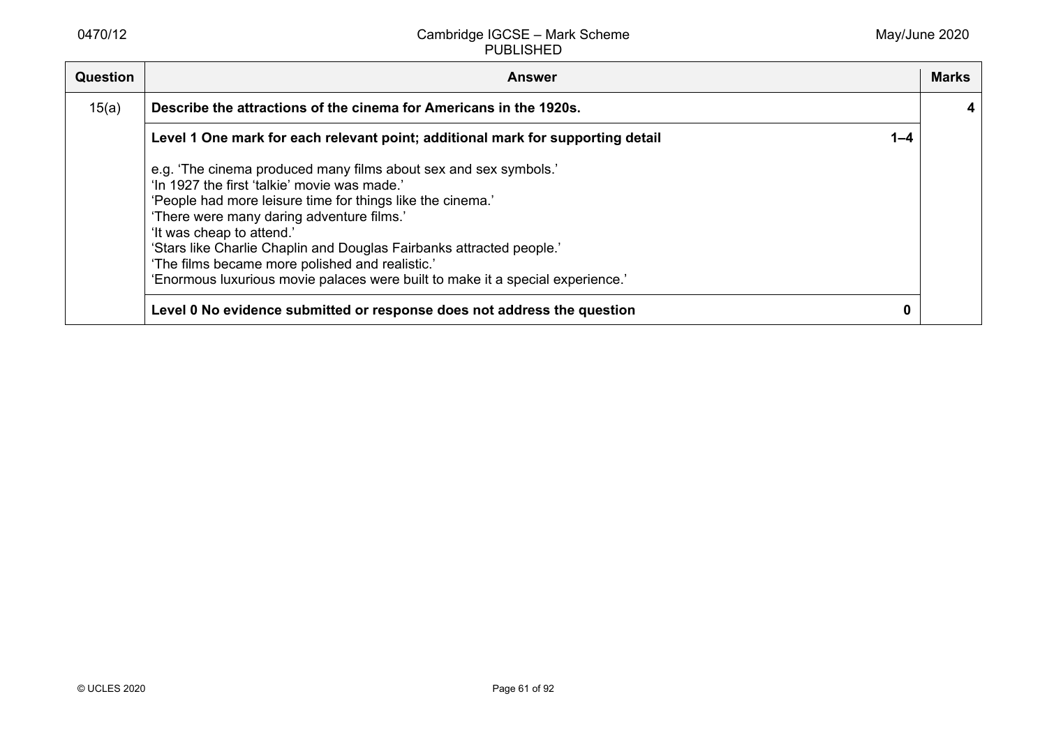| Question | Answer | | Marks |
|---|---|---|---|
| 15(a) | **Describe the attractions of the cinema for Americans in the 1920s.** | | **4** |
| | **Level 1 One mark for each relevant point; additional mark for supporting detail**<br><br>e.g. 'The cinema produced many films about sex and sex symbols.'<br>'In 1927 the first 'talkie' movie was made.'<br>'People had more leisure time for things like the cinema.'<br>'There were many daring adventure films.'<br>'It was cheap to attend.'<br>'Stars like Charlie Chaplin and Douglas Fairbanks attracted people.'<br>'The films became more polished and realistic.'<br>'Enormous luxurious movie palaces were built to make it a special experience.' | **1–4** | |
| | **Level 0 No evidence submitted or response does not address the question** | **0** | |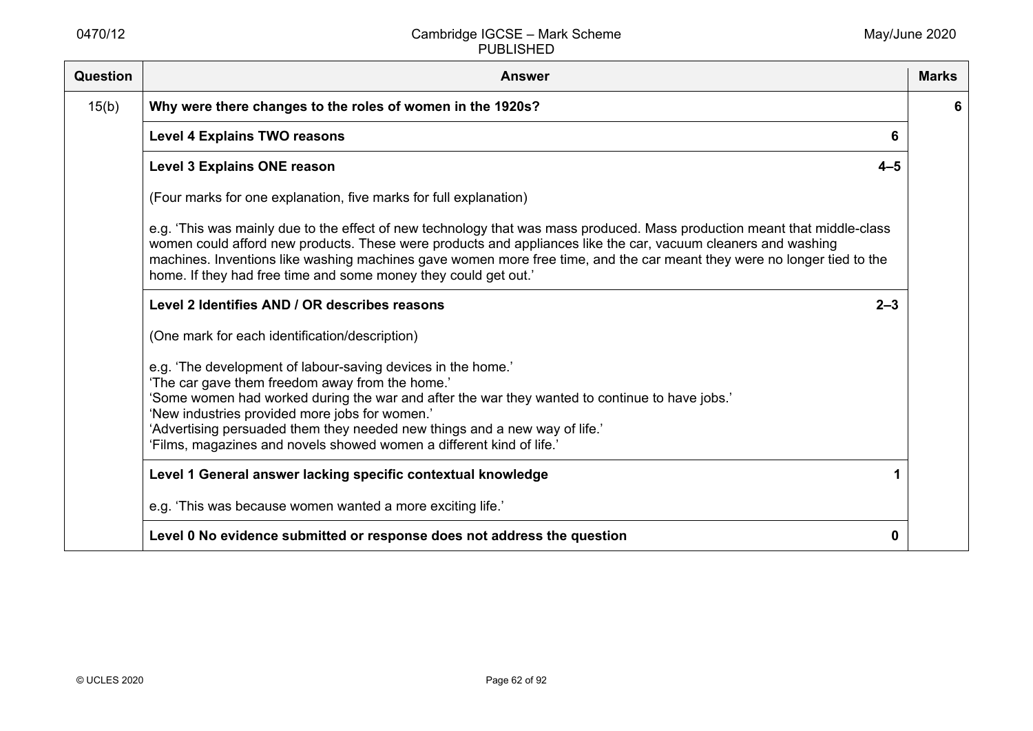| Question | Answer | | Marks |
|---|---|---|---|
| 15(b) | **Why were there changes to the roles of women in the 1920s?** | | **6** |
| | **Level 4 Explains TWO reasons** | **6** | |
| | **Level 3 Explains ONE reason**<br><br>(Four marks for one explanation, five marks for full explanation)<br><br>e.g. 'This was mainly due to the effect of new technology that was mass produced. Mass production meant that middle-class women could afford new products. These were products and appliances like the car, vacuum cleaners and washing machines. Inventions like washing machines gave women more free time, and the car meant they were no longer tied to the home. If they had free time and some money they could get out.' | **4–5** | |
| | **Level 2 Identifies AND / OR describes reasons**<br><br>(One mark for each identification/description)<br><br>e.g. 'The development of labour-saving devices in the home.'<br>'The car gave them freedom away from the home.'<br>'Some women had worked during the war and after the war they wanted to continue to have jobs.'<br>'New industries provided more jobs for women.'<br>'Advertising persuaded them they needed new things and a new way of life.'<br>'Films, magazines and novels showed women a different kind of life.' | **2–3** | |
| | **Level 1 General answer lacking specific contextual knowledge**<br><br>e.g. 'This was because women wanted a more exciting life.' | **1** | |
| | **Level 0 No evidence submitted or response does not address the question** | **0** | |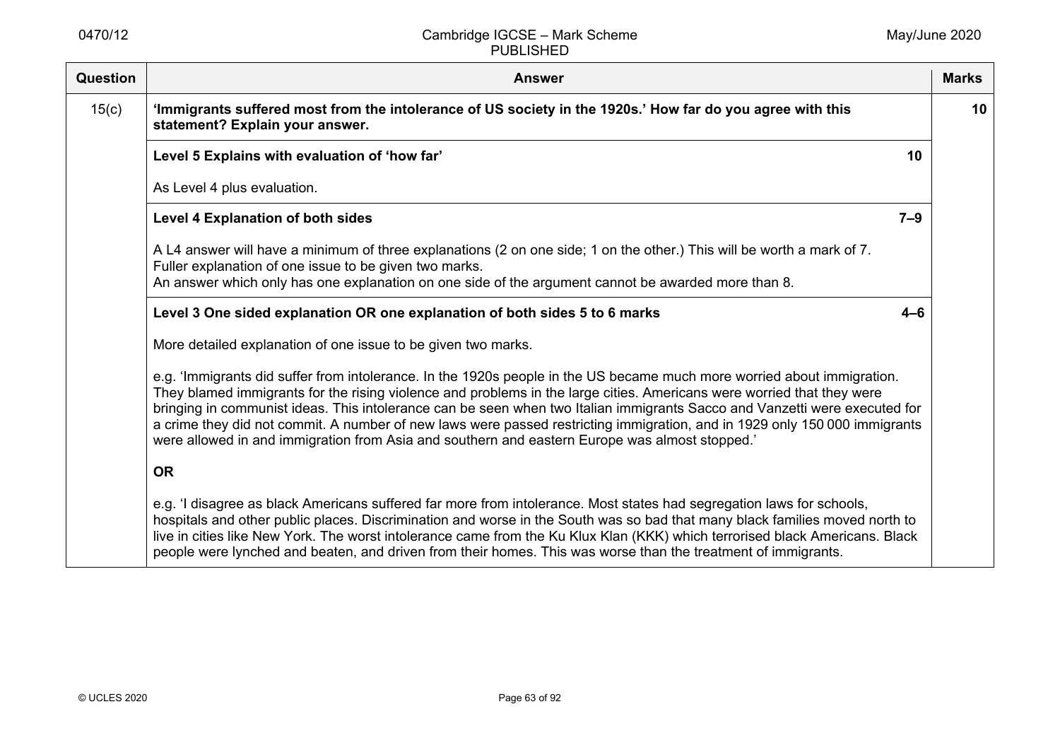| Question | Answer | Marks |
|---|---|---|
| 15(c) | **'Immigrants suffered most from the intolerance of US society in the 1920s.' How far do you agree with this statement? Explain your answer.** | **10** |
| | **Level 5 Explains with evaluation of 'how far'** **10**<br><br>As Level 4 plus evaluation. | |
| | **Level 4 Explanation of both sides** **7–9**<br><br>A L4 answer will have a minimum of three explanations (2 on one side; 1 on the other.) This will be worth a mark of 7.<br>Fuller explanation of one issue to be given two marks.<br>An answer which only has one explanation on one side of the argument cannot be awarded more than 8. | |
| | **Level 3 One sided explanation OR one explanation of both sides 5 to 6 marks** **4–6**<br><br>More detailed explanation of one issue to be given two marks.<br><br>e.g. 'Immigrants did suffer from intolerance. In the 1920s people in the US became much more worried about immigration. They blamed immigrants for the rising violence and problems in the large cities. Americans were worried that they were bringing in communist ideas. This intolerance can be seen when two Italian immigrants Sacco and Vanzetti were executed for a crime they did not commit. A number of new laws were passed restricting immigration, and in 1929 only 150 000 immigrants were allowed in and immigration from Asia and southern and eastern Europe was almost stopped.'<br><br>**OR**<br><br>e.g. 'I disagree as black Americans suffered far more from intolerance. Most states had segregation laws for schools, hospitals and other public places. Discrimination and worse in the South was so bad that many black families moved north to live in cities like New York. The worst intolerance came from the Ku Klux Klan (KKK) which terrorised black Americans. Black people were lynched and beaten, and driven from their homes. This was worse than the treatment of immigrants. | |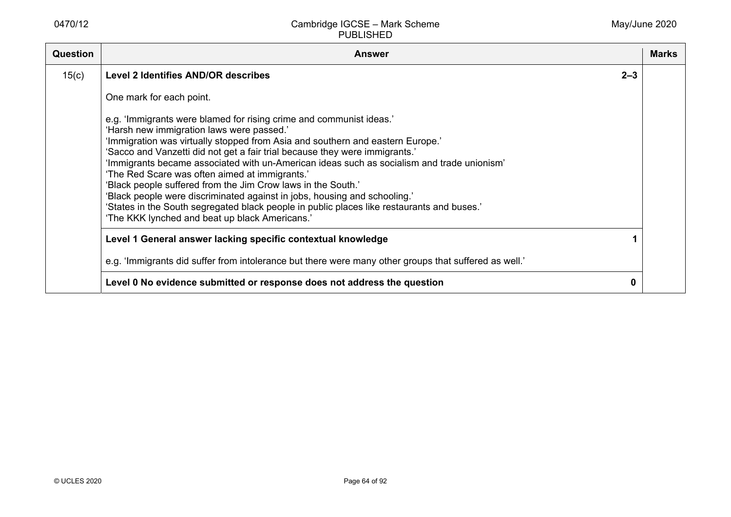| Question | Answer | | Marks |
|---|---|---|---|
| 15(c) | **Level 2 Identifies AND/OR describes**<br><br>One mark for each point.<br><br>e.g. 'Immigrants were blamed for rising crime and communist ideas.'<br>'Harsh new immigration laws were passed.'<br>'Immigration was virtually stopped from Asia and southern and eastern Europe.'<br>'Sacco and Vanzetti did not get a fair trial because they were immigrants.'<br>'Immigrants became associated with un-American ideas such as socialism and trade unionism'<br>'The Red Scare was often aimed at immigrants.'<br>'Black people suffered from the Jim Crow laws in the South.'<br>'Black people were discriminated against in jobs, housing and schooling.'<br>'States in the South segregated black people in public places like restaurants and buses.'<br>'The KKK lynched and beat up black Americans.' | **2–3** | |
| | **Level 1 General answer lacking specific contextual knowledge**<br><br>e.g. 'Immigrants did suffer from intolerance but there were many other groups that suffered as well.' | **1** | |
| | **Level 0 No evidence submitted or response does not address the question** | **0** | |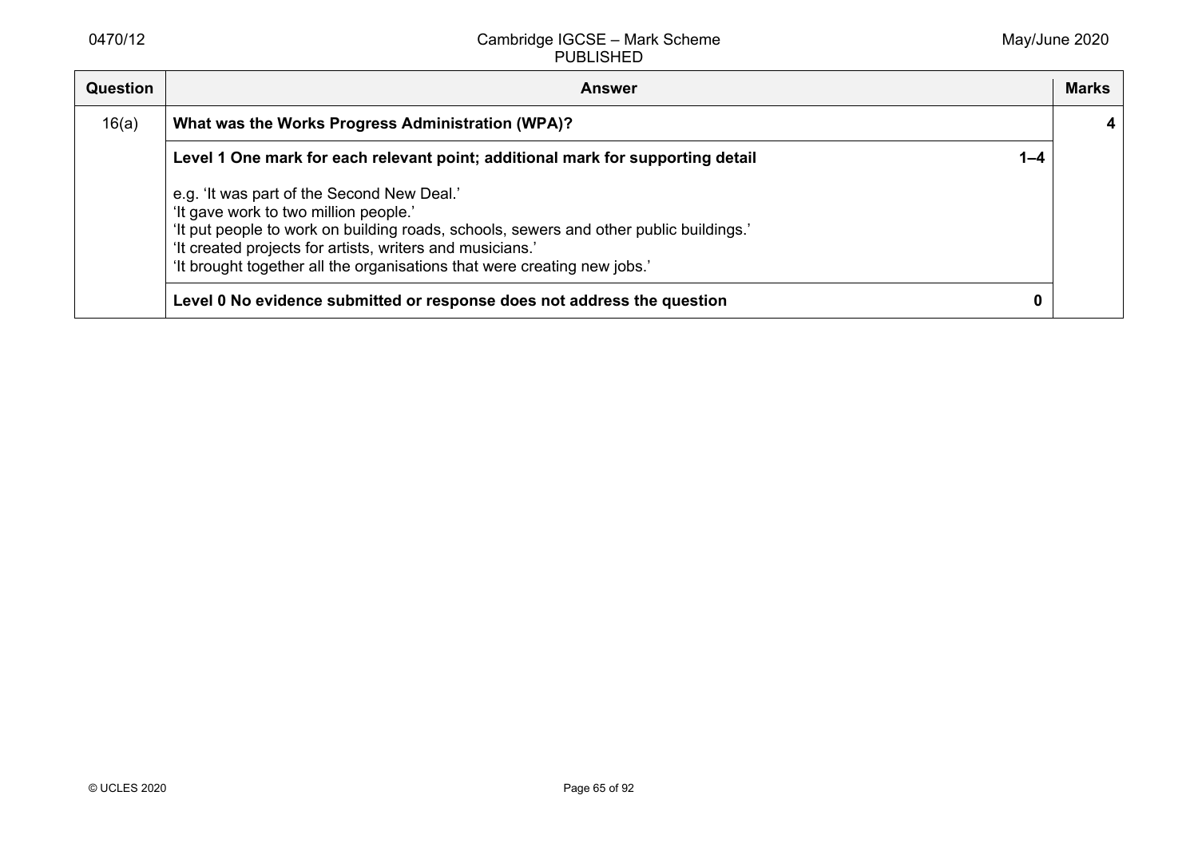| Question | Answer | | Marks |
|---|---|---|---|
| 16(a) | **What was the Works Progress Administration (WPA)?** | | **4** |
| | **Level 1 One mark for each relevant point; additional mark for supporting detail**<br><br>e.g. 'It was part of the Second New Deal.'<br>'It gave work to two million people.'<br>'It put people to work on building roads, schools, sewers and other public buildings.'<br>'It created projects for artists, writers and musicians.'<br>'It brought together all the organisations that were creating new jobs.' | **1–4** | |
| | **Level 0 No evidence submitted or response does not address the question** | **0** | |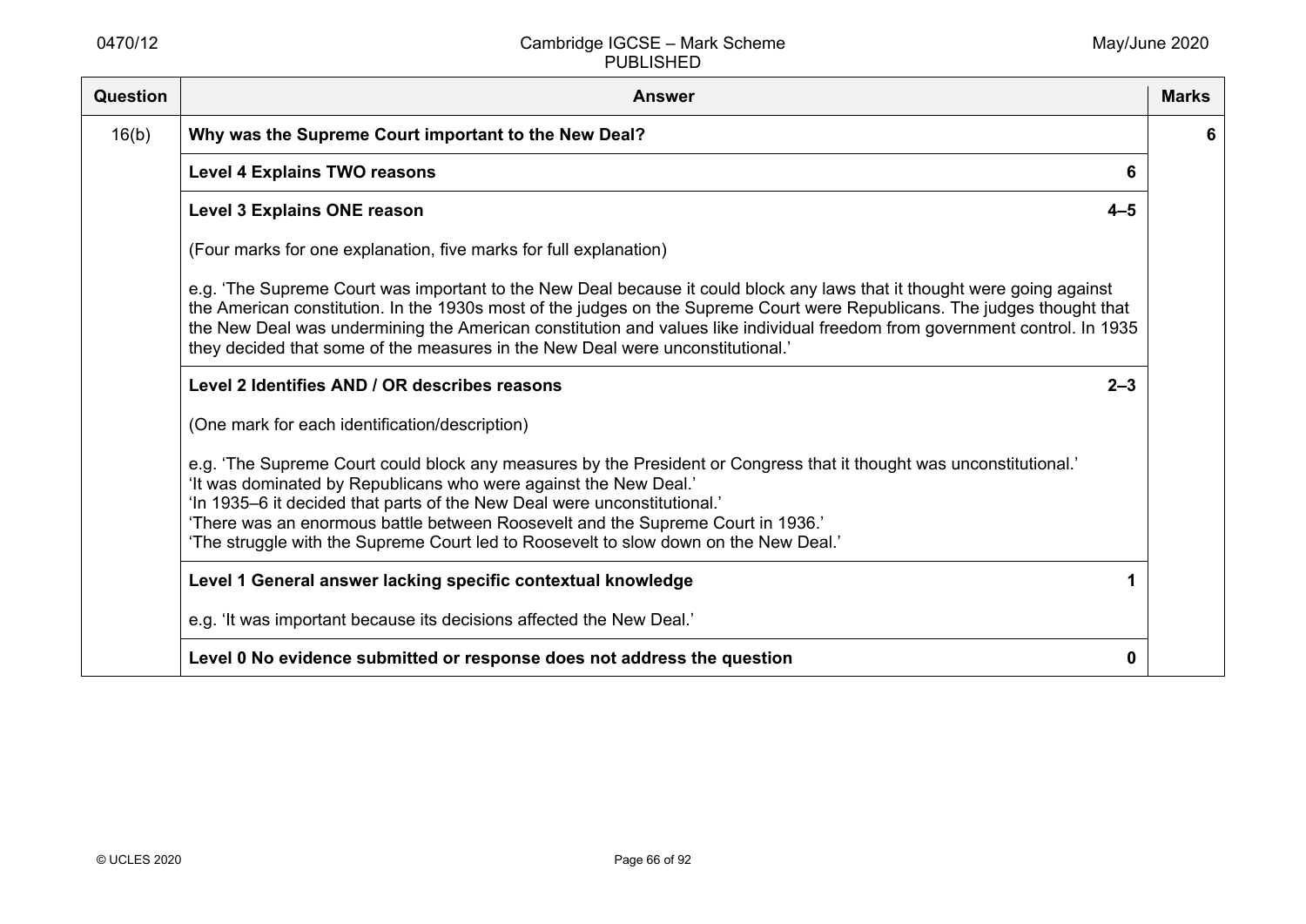| Question | Answer | Marks |
| --- | --- | --- |
| 16(b) | **Why was the Supreme Court important to the New Deal?** | **6** |
| | **Level 4 Explains TWO reasons** **6** | |
| | **Level 3 Explains ONE reason** **4–5**<br><br>(Four marks for one explanation, five marks for full explanation)<br><br>e.g. 'The Supreme Court was important to the New Deal because it could block any laws that it thought were going against the American constitution. In the 1930s most of the judges on the Supreme Court were Republicans. The judges thought that the New Deal was undermining the American constitution and values like individual freedom from government control. In 1935 they decided that some of the measures in the New Deal were unconstitutional.' | |
| | **Level 2 Identifies AND / OR describes reasons** **2–3**<br><br>(One mark for each identification/description)<br><br>e.g. 'The Supreme Court could block any measures by the President or Congress that it thought was unconstitutional.'<br>'It was dominated by Republicans who were against the New Deal.'<br>'In 1935–6 it decided that parts of the New Deal were unconstitutional.'<br>'There was an enormous battle between Roosevelt and the Supreme Court in 1936.'<br>'The struggle with the Supreme Court led to Roosevelt to slow down on the New Deal.' | |
| | **Level 1 General answer lacking specific contextual knowledge** **1**<br><br>e.g. 'It was important because its decisions affected the New Deal.' | |
| | **Level 0 No evidence submitted or response does not address the question** **0** | |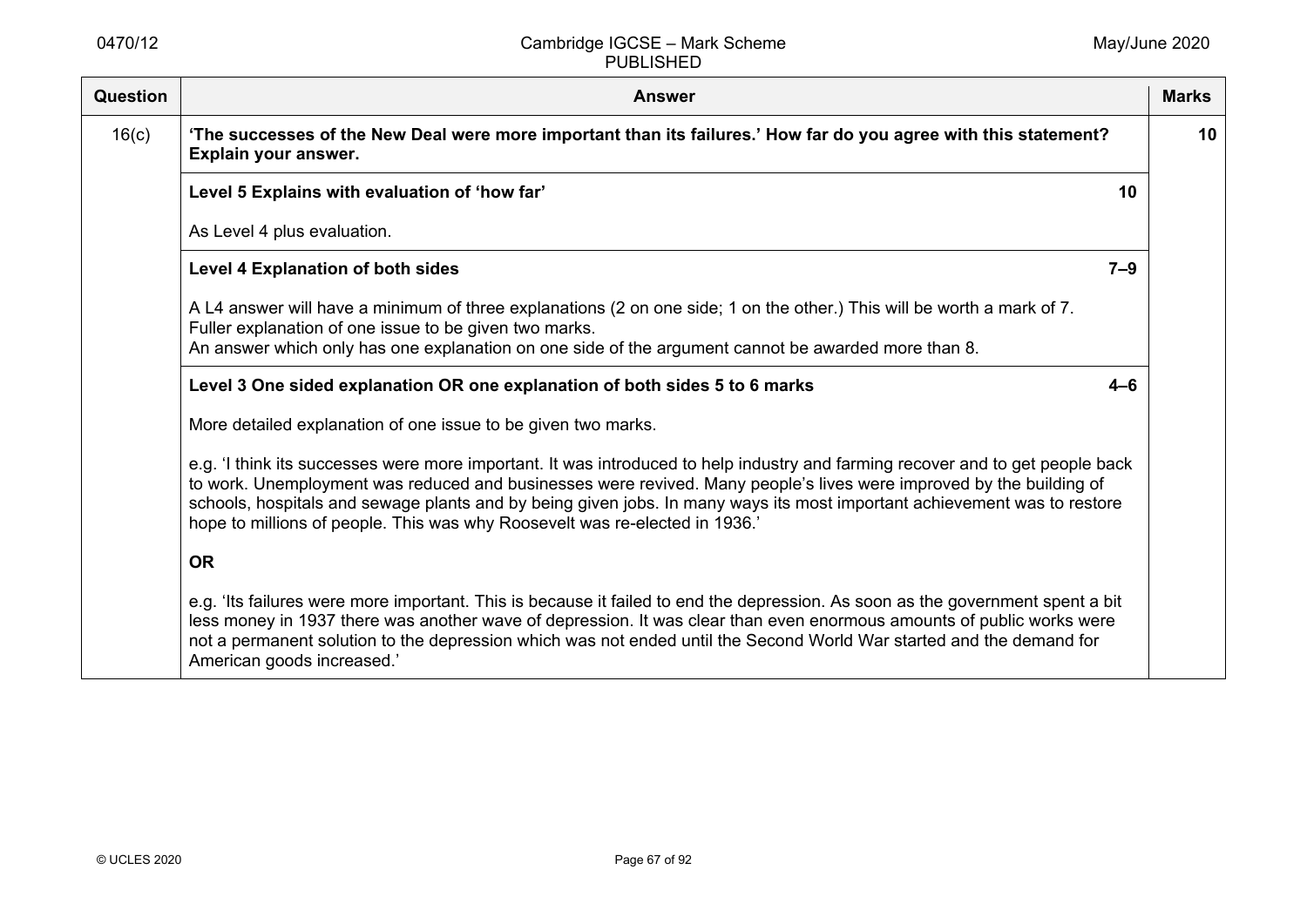| Question | Answer | Marks |
|---|---|---|
| 16(c) | **'The successes of the New Deal were more important than its failures.' How far do you agree with this statement? Explain your answer.** | **10** |
| | **Level 5 Explains with evaluation of 'how far'** **10**<br><br>As Level 4 plus evaluation. | |
| | **Level 4 Explanation of both sides** **7–9**<br><br>A L4 answer will have a minimum of three explanations (2 on one side; 1 on the other.) This will be worth a mark of 7.<br>Fuller explanation of one issue to be given two marks.<br>An answer which only has one explanation on one side of the argument cannot be awarded more than 8. | |
| | **Level 3 One sided explanation OR one explanation of both sides 5 to 6 marks** **4–6**<br><br>More detailed explanation of one issue to be given two marks.<br><br>e.g. 'I think its successes were more important. It was introduced to help industry and farming recover and to get people back to work. Unemployment was reduced and businesses were revived. Many people's lives were improved by the building of schools, hospitals and sewage plants and by being given jobs. In many ways its most important achievement was to restore hope to millions of people. This was why Roosevelt was re-elected in 1936.'<br><br>**OR**<br><br>e.g. 'Its failures were more important. This is because it failed to end the depression. As soon as the government spent a bit less money in 1937 there was another wave of depression. It was clear than even enormous amounts of public works were not a permanent solution to the depression which was not ended until the Second World War started and the demand for American goods increased.' | |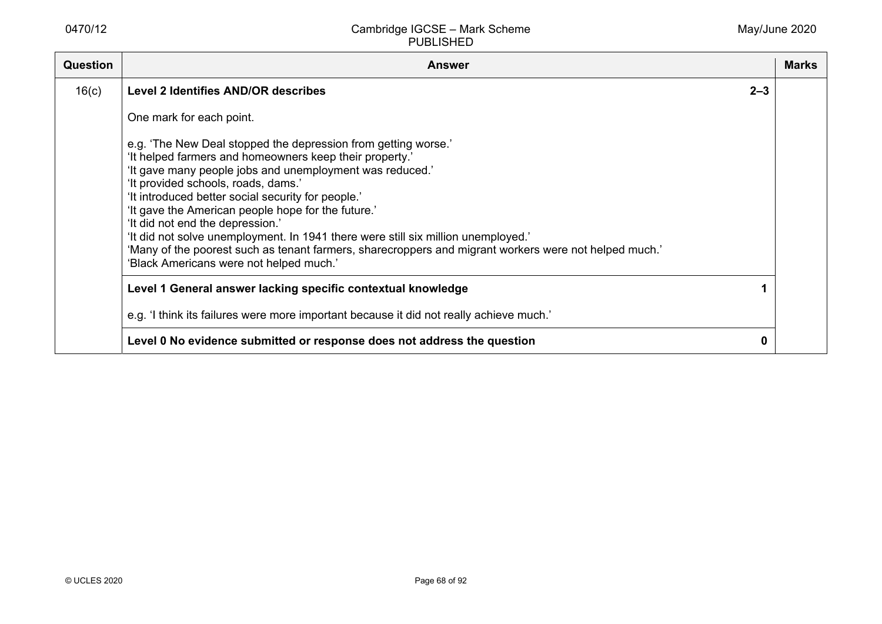| Question | Answer | Marks |
|---|---|---|
| 16(c) | **Level 2 Identifies AND/OR describes** **2–3**<br><br>One mark for each point.<br><br>e.g. 'The New Deal stopped the depression from getting worse.'<br>'It helped farmers and homeowners keep their property.'<br>'It gave many people jobs and unemployment was reduced.'<br>'It provided schools, roads, dams.'<br>'It introduced better social security for people.'<br>'It gave the American people hope for the future.'<br>'It did not end the depression.'<br>'It did not solve unemployment. In 1941 there were still six million unemployed.'<br>'Many of the poorest such as tenant farmers, sharecroppers and migrant workers were not helped much.'<br>'Black Americans were not helped much.' | |
| | **Level 1 General answer lacking specific contextual knowledge** **1**<br><br>e.g. 'I think its failures were more important because it did not really achieve much.' | |
| | **Level 0 No evidence submitted or response does not address the question** **0** | |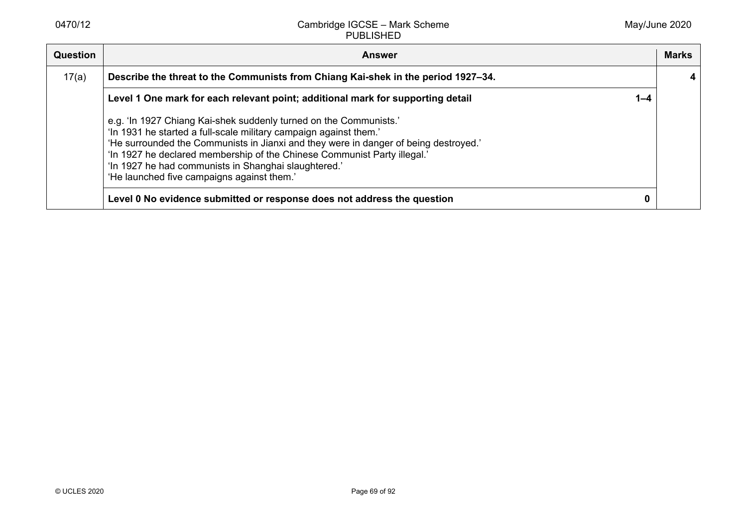| Question | Answer | Marks |
|---|---|---|
| 17(a) | **Describe the threat to the Communists from Chiang Kai-shek in the period 1927–34.** | **4** |
| | **Level 1 One mark for each relevant point; additional mark for supporting detail** **1–4**<br><br>e.g. 'In 1927 Chiang Kai-shek suddenly turned on the Communists.'<br>'In 1931 he started a full-scale military campaign against them.'<br>'He surrounded the Communists in Jianxi and they were in danger of being destroyed.'<br>'In 1927 he declared membership of the Chinese Communist Party illegal.'<br>'In 1927 he had communists in Shanghai slaughtered.'<br>'He launched five campaigns against them.' | |
| | **Level 0 No evidence submitted or response does not address the question** **0** | |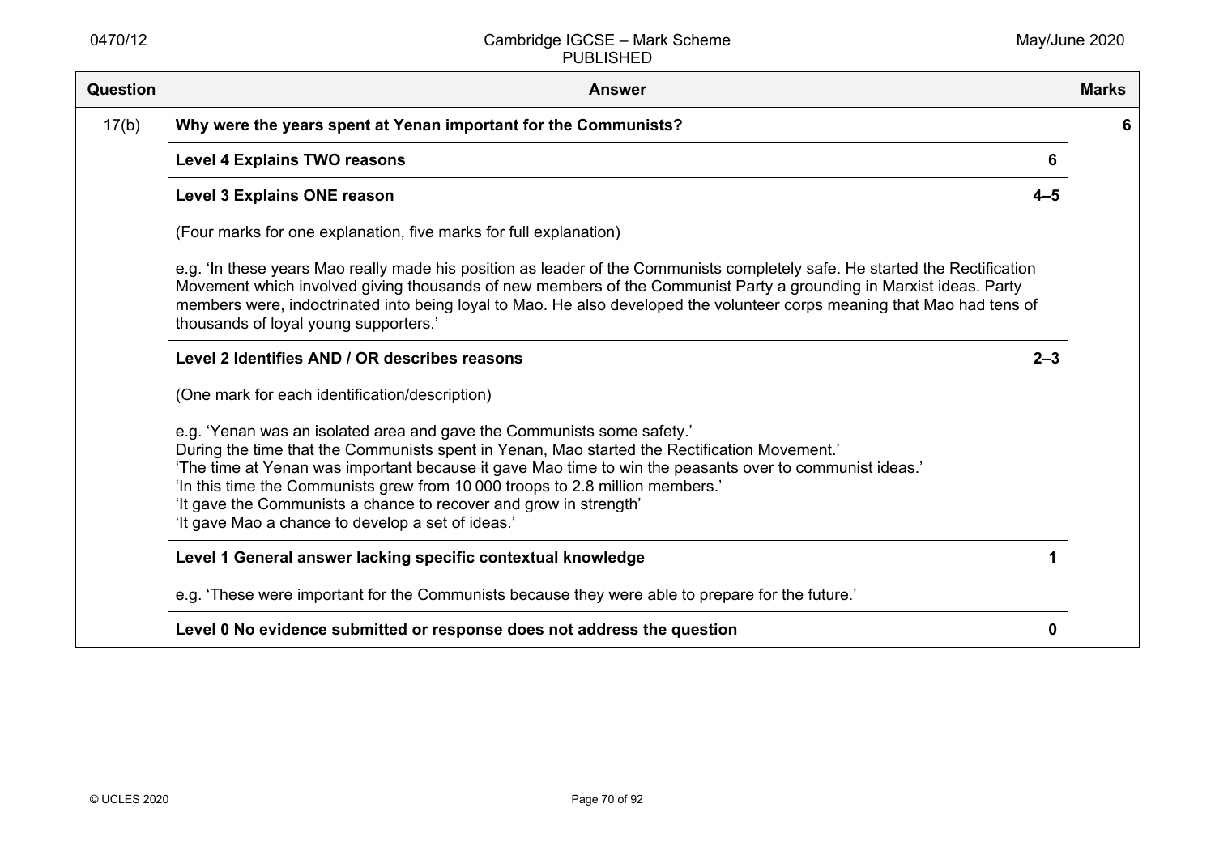| Question | Answer | Marks |
|---|---|---|
| 17(b) | **Why were the years spent at Yenan important for the Communists?** | **6** |
| | **Level 4 Explains TWO reasons** **6** | |
| | **Level 3 Explains ONE reason** **4–5**<br><br>(Four marks for one explanation, five marks for full explanation)<br><br>e.g. 'In these years Mao really made his position as leader of the Communists completely safe. He started the Rectification Movement which involved giving thousands of new members of the Communist Party a grounding in Marxist ideas. Party members were, indoctrinated into being loyal to Mao. He also developed the volunteer corps meaning that Mao had tens of thousands of loyal young supporters.' | |
| | **Level 2 Identifies AND / OR describes reasons** **2–3**<br><br>(One mark for each identification/description)<br><br>e.g. 'Yenan was an isolated area and gave the Communists some safety.'<br>During the time that the Communists spent in Yenan, Mao started the Rectification Movement.'<br>'The time at Yenan was important because it gave Mao time to win the peasants over to communist ideas.'<br>'In this time the Communists grew from 10 000 troops to 2.8 million members.'<br>'It gave the Communists a chance to recover and grow in strength'<br>'It gave Mao a chance to develop a set of ideas.' | |
| | **Level 1 General answer lacking specific contextual knowledge** **1**<br><br>e.g. 'These were important for the Communists because they were able to prepare for the future.' | |
| | **Level 0 No evidence submitted or response does not address the question** **0** | |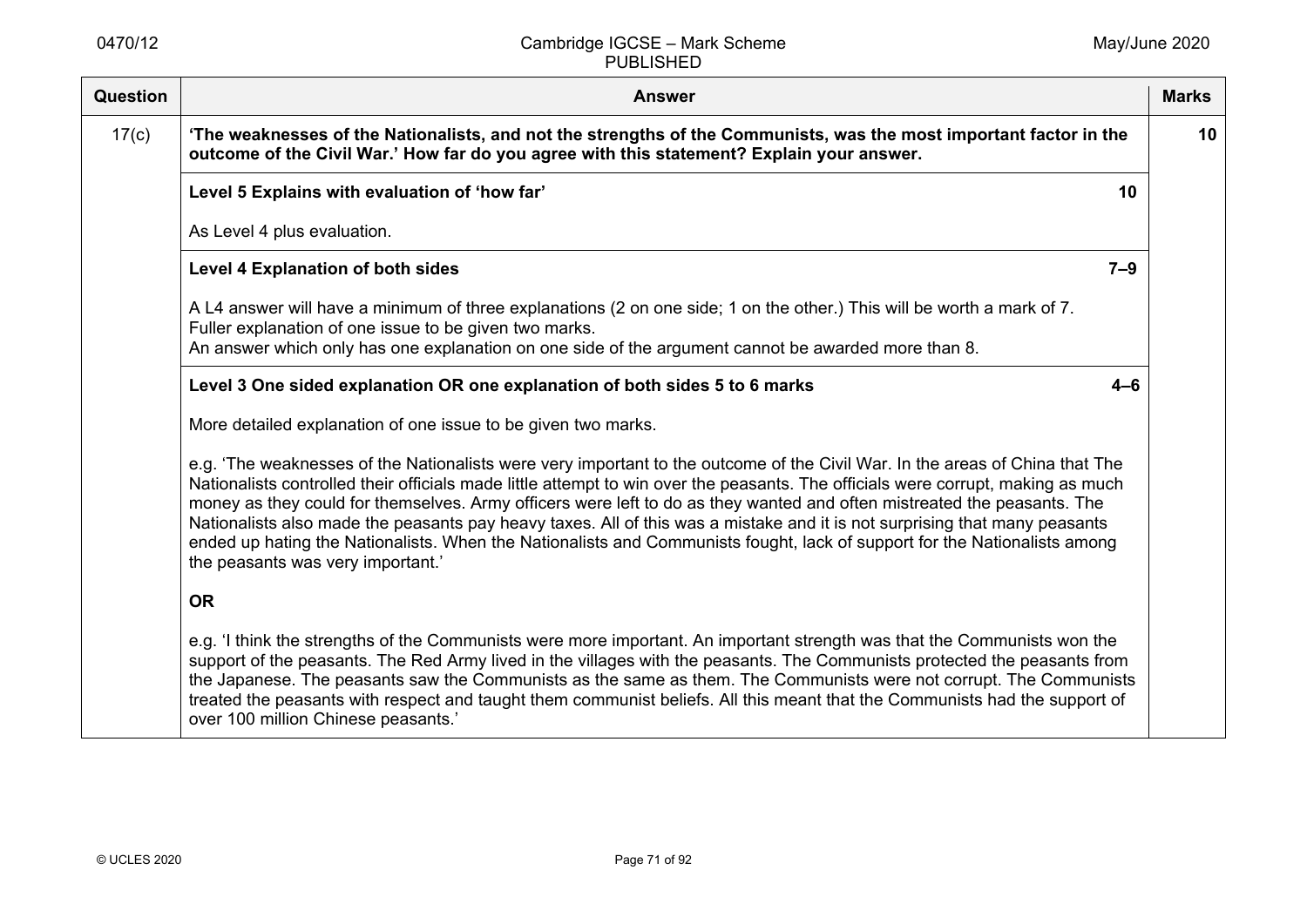| Question | Answer | Marks |
|---|---|---|
| 17(c) | **'The weaknesses of the Nationalists, and not the strengths of the Communists, was the most important factor in the outcome of the Civil War.' How far do you agree with this statement? Explain your answer.** | **10** |
| | **Level 5 Explains with evaluation of 'how far'** **10**<br><br>As Level 4 plus evaluation. | |
| | **Level 4 Explanation of both sides** **7–9**<br><br>A L4 answer will have a minimum of three explanations (2 on one side; 1 on the other.) This will be worth a mark of 7.<br>Fuller explanation of one issue to be given two marks.<br>An answer which only has one explanation on one side of the argument cannot be awarded more than 8. | |
| | **Level 3 One sided explanation OR one explanation of both sides 5 to 6 marks** **4–6**<br><br>More detailed explanation of one issue to be given two marks.<br><br>e.g. 'The weaknesses of the Nationalists were very important to the outcome of the Civil War. In the areas of China that The Nationalists controlled their officials made little attempt to win over the peasants. The officials were corrupt, making as much money as they could for themselves. Army officers were left to do as they wanted and often mistreated the peasants. The Nationalists also made the peasants pay heavy taxes. All of this was a mistake and it is not surprising that many peasants ended up hating the Nationalists. When the Nationalists and Communists fought, lack of support for the Nationalists among the peasants was very important.'<br><br>**OR**<br><br>e.g. 'I think the strengths of the Communists were more important. An important strength was that the Communists won the support of the peasants. The Red Army lived in the villages with the peasants. The Communists protected the peasants from the Japanese. The peasants saw the Communists as the same as them. The Communists were not corrupt. The Communists treated the peasants with respect and taught them communist beliefs. All this meant that the Communists had the support of over 100 million Chinese peasants.' | |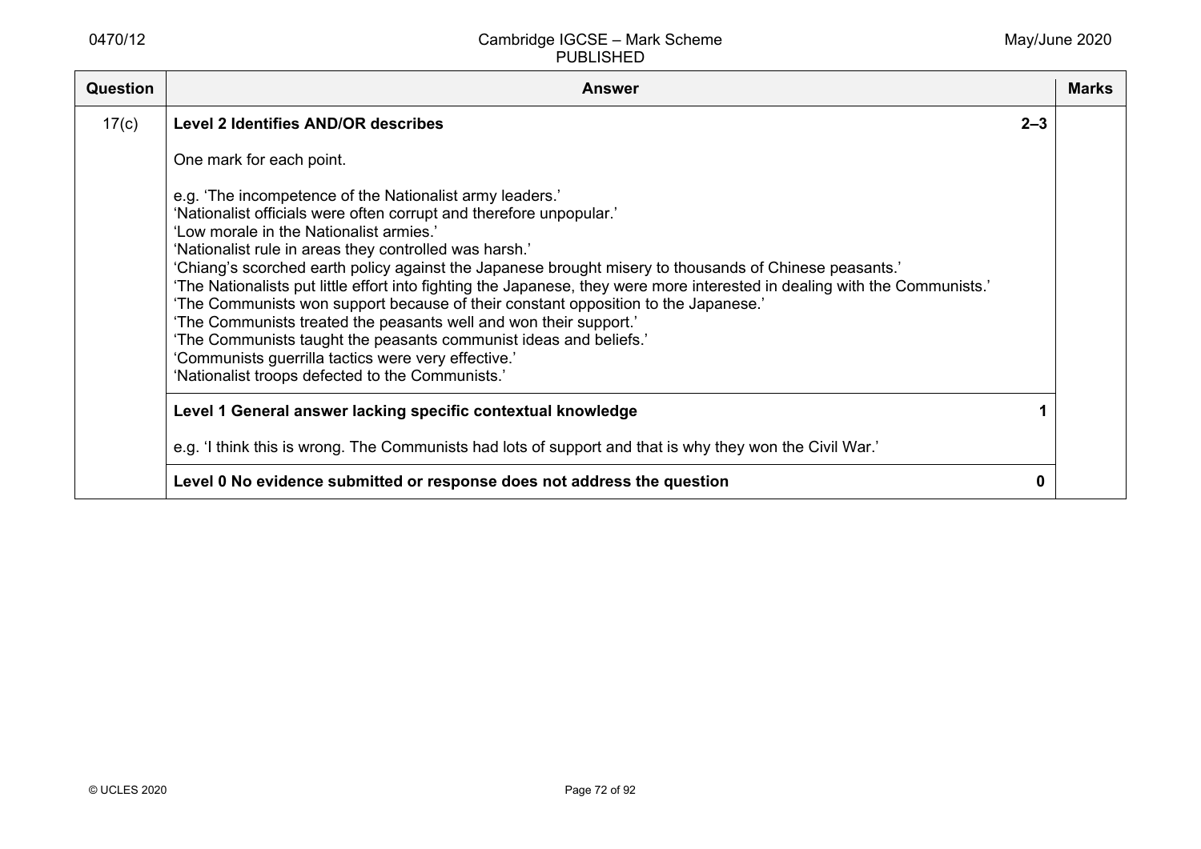| Question | Answer | | Marks |
|---|---|---|---|
| 17(c) | **Level 2 Identifies AND/OR describes**<br><br>One mark for each point.<br><br>e.g. 'The incompetence of the Nationalist army leaders.'<br>'Nationalist officials were often corrupt and therefore unpopular.'<br>'Low morale in the Nationalist armies.'<br>'Nationalist rule in areas they controlled was harsh.'<br>'Chiang's scorched earth policy against the Japanese brought misery to thousands of Chinese peasants.'<br>'The Nationalists put little effort into fighting the Japanese, they were more interested in dealing with the Communists.'<br>'The Communists won support because of their constant opposition to the Japanese.'<br>'The Communists treated the peasants well and won their support.'<br>'The Communists taught the peasants communist ideas and beliefs.'<br>'Communists guerrilla tactics were very effective.'<br>'Nationalist troops defected to the Communists.' | **2–3** | |
| | **Level 1 General answer lacking specific contextual knowledge**<br><br>e.g. 'I think this is wrong. The Communists had lots of support and that is why they won the Civil War.' | **1** | |
| | **Level 0 No evidence submitted or response does not address the question** | **0** | |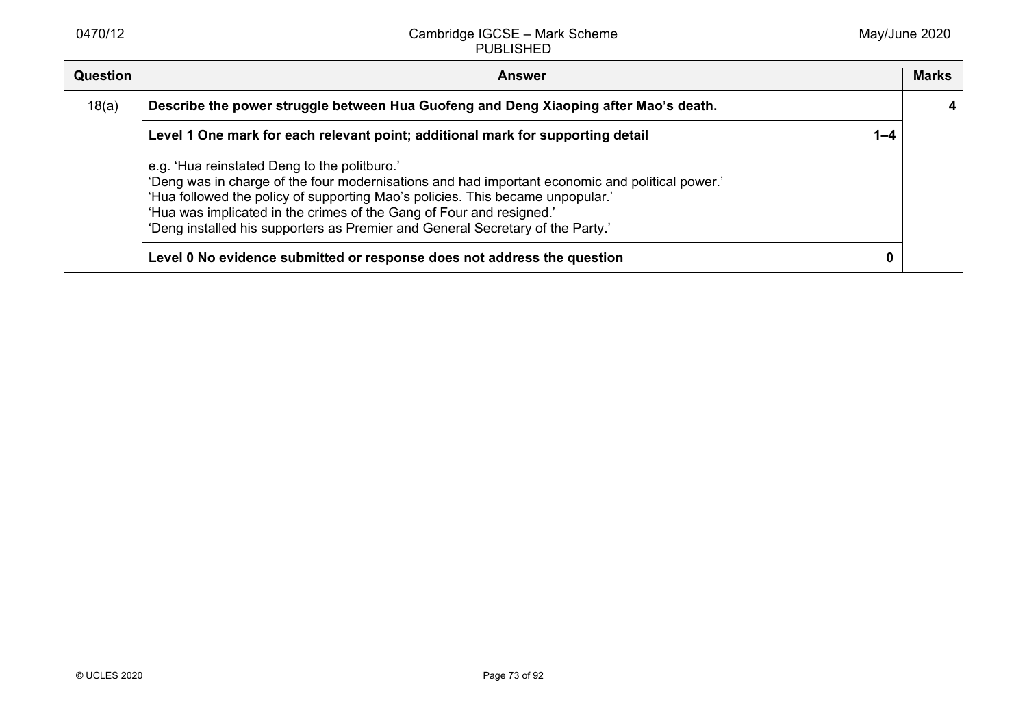| Question | Answer | | Marks |
|---|---|---|---|
| 18(a) | **Describe the power struggle between Hua Guofeng and Deng Xiaoping after Mao's death.** | | **4** |
| | **Level 1 One mark for each relevant point; additional mark for supporting detail**<br><br>e.g. 'Hua reinstated Deng to the politburo.'<br>'Deng was in charge of the four modernisations and had important economic and political power.'<br>'Hua followed the policy of supporting Mao's policies. This became unpopular.'<br>'Hua was implicated in the crimes of the Gang of Four and resigned.'<br>'Deng installed his supporters as Premier and General Secretary of the Party.' | **1–4** | |
| | **Level 0 No evidence submitted or response does not address the question** | **0** | |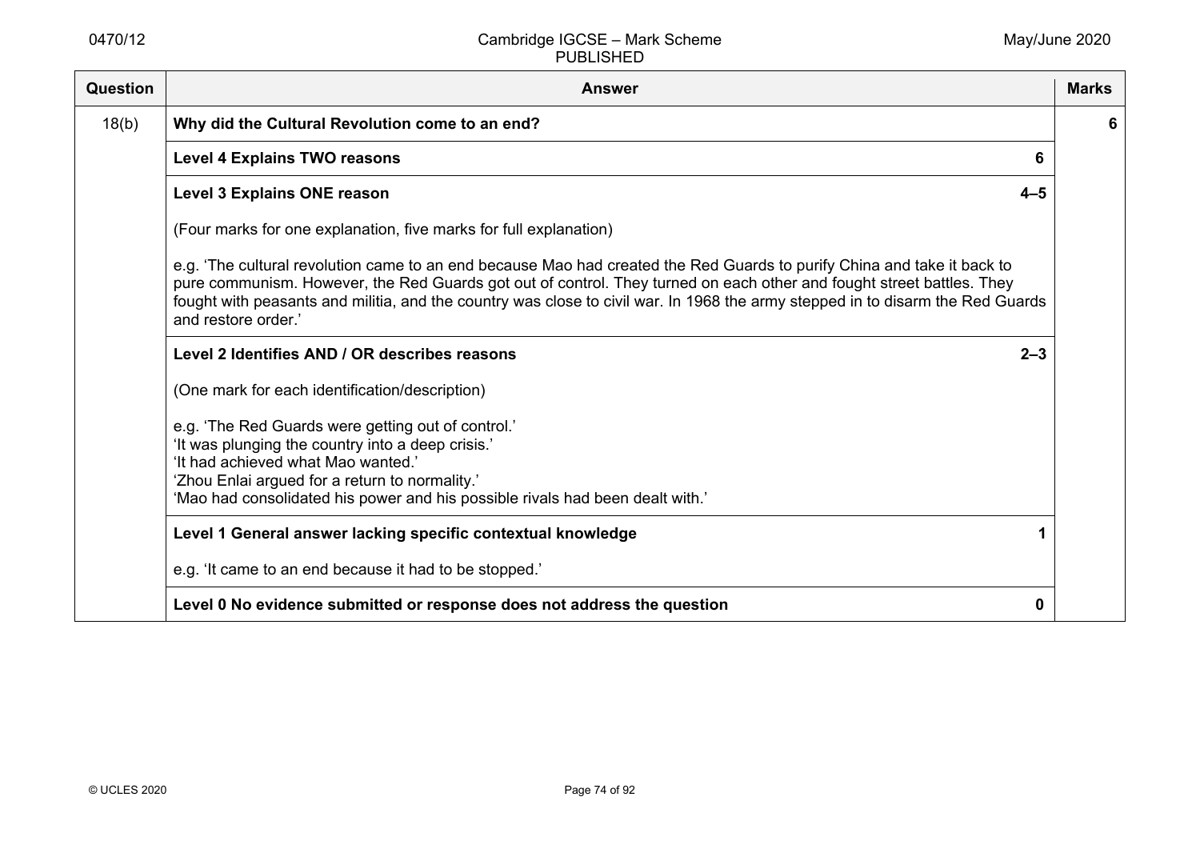| Question | Answer | Marks |
|---|---|---|
| 18(b) | **Why did the Cultural Revolution come to an end?** | **6** |
| | **Level 4 Explains TWO reasons** **6** | |
| | **Level 3 Explains ONE reason** **4–5**<br><br>(Four marks for one explanation, five marks for full explanation)<br><br>e.g. 'The cultural revolution came to an end because Mao had created the Red Guards to purify China and take it back to pure communism. However, the Red Guards got out of control. They turned on each other and fought street battles. They fought with peasants and militia, and the country was close to civil war. In 1968 the army stepped in to disarm the Red Guards and restore order.' | |
| | **Level 2 Identifies AND / OR describes reasons** **2–3**<br><br>(One mark for each identification/description)<br><br>e.g. 'The Red Guards were getting out of control.'<br>'It was plunging the country into a deep crisis.'<br>'It had achieved what Mao wanted.'<br>'Zhou Enlai argued for a return to normality.'<br>'Mao had consolidated his power and his possible rivals had been dealt with.' | |
| | **Level 1 General answer lacking specific contextual knowledge** **1**<br><br>e.g. 'It came to an end because it had to be stopped.' | |
| | **Level 0 No evidence submitted or response does not address the question** **0** | |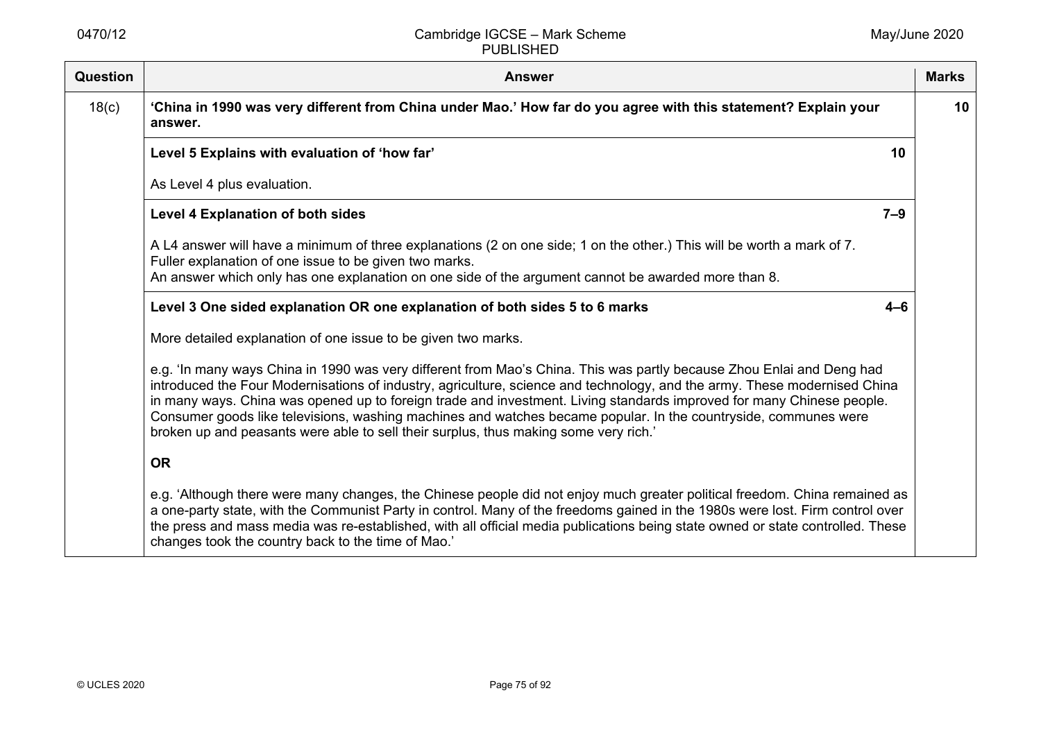| Question | Answer | Marks |
|---|---|---|
| 18(c) | **'China in 1990 was very different from China under Mao.' How far do you agree with this statement? Explain your answer.** | **10** |
| | **Level 5 Explains with evaluation of 'how far'** **10**<br><br>As Level 4 plus evaluation. | |
| | **Level 4 Explanation of both sides** **7–9**<br><br>A L4 answer will have a minimum of three explanations (2 on one side; 1 on the other.) This will be worth a mark of 7.<br>Fuller explanation of one issue to be given two marks.<br>An answer which only has one explanation on one side of the argument cannot be awarded more than 8. | |
| | **Level 3 One sided explanation OR one explanation of both sides 5 to 6 marks** **4–6**<br><br>More detailed explanation of one issue to be given two marks.<br><br>e.g. 'In many ways China in 1990 was very different from Mao's China. This was partly because Zhou Enlai and Deng had introduced the Four Modernisations of industry, agriculture, science and technology, and the army. These modernised China in many ways. China was opened up to foreign trade and investment. Living standards improved for many Chinese people. Consumer goods like televisions, washing machines and watches became popular. In the countryside, communes were broken up and peasants were able to sell their surplus, thus making some very rich.'<br><br>**OR**<br><br>e.g. 'Although there were many changes, the Chinese people did not enjoy much greater political freedom. China remained as a one-party state, with the Communist Party in control. Many of the freedoms gained in the 1980s were lost. Firm control over the press and mass media was re-established, with all official media publications being state owned or state controlled. These changes took the country back to the time of Mao.' | |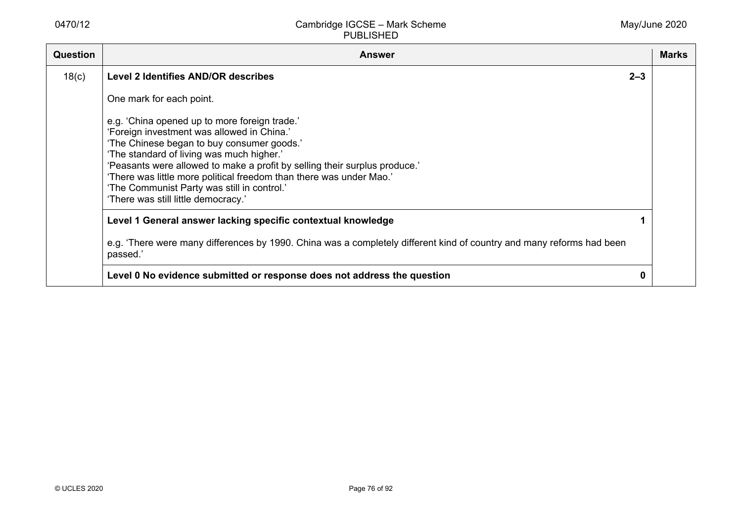| Question | Answer | Marks |
|---|---|---|
| 18(c) | **Level 2 Identifies AND/OR describes** **2–3**<br><br>One mark for each point.<br><br>e.g. 'China opened up to more foreign trade.'<br>'Foreign investment was allowed in China.'<br>'The Chinese began to buy consumer goods.'<br>'The standard of living was much higher.'<br>'Peasants were allowed to make a profit by selling their surplus produce.'<br>'There was little more political freedom than there was under Mao.'<br>'The Communist Party was still in control.'<br>'There was still little democracy.' | |
| | **Level 1 General answer lacking specific contextual knowledge** **1**<br><br>e.g. 'There were many differences by 1990. China was a completely different kind of country and many reforms had been passed.' | |
| | **Level 0 No evidence submitted or response does not address the question** **0** | |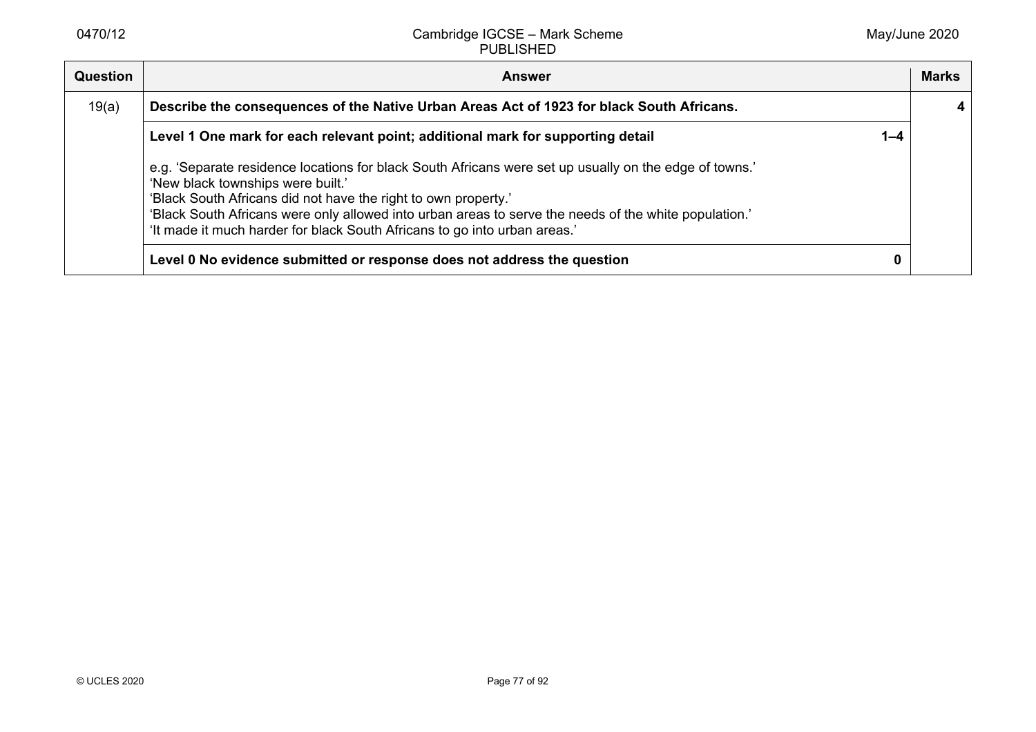| Question | Answer | | Marks |
|---|---|---|---|
| 19(a) | **Describe the consequences of the Native Urban Areas Act of 1923 for black South Africans.** | | **4** |
| | **Level 1 One mark for each relevant point; additional mark for supporting detail**<br><br>e.g. 'Separate residence locations for black South Africans were set up usually on the edge of towns.'<br>'New black townships were built.'<br>'Black South Africans did not have the right to own property.'<br>'Black South Africans were only allowed into urban areas to serve the needs of the white population.'<br>'It made it much harder for black South Africans to go into urban areas.' | **1–4** | |
| | **Level 0 No evidence submitted or response does not address the question** | **0** | |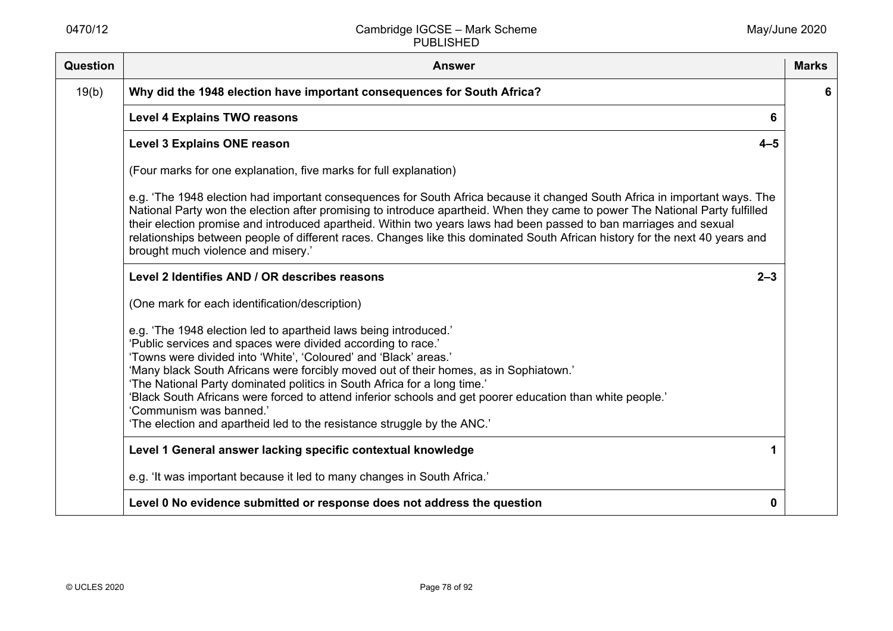| Question | Answer | Marks |
| --- | --- | --- |
| 19(b) | **Why did the 1948 election have important consequences for South Africa?** | **6** |
| | **Level 4 Explains TWO reasons** **6** | |
| | **Level 3 Explains ONE reason** **4–5**<br><br>(Four marks for one explanation, five marks for full explanation)<br><br>e.g. 'The 1948 election had important consequences for South Africa because it changed South Africa in important ways. The National Party won the election after promising to introduce apartheid. When they came to power The National Party fulfilled their election promise and introduced apartheid. Within two years laws had been passed to ban marriages and sexual relationships between people of different races. Changes like this dominated South African history for the next 40 years and brought much violence and misery.' | |
| | **Level 2 Identifies AND / OR describes reasons** **2–3**<br><br>(One mark for each identification/description)<br><br>e.g. 'The 1948 election led to apartheid laws being introduced.'<br>'Public services and spaces were divided according to race.'<br>'Towns were divided into 'White', 'Coloured' and 'Black' areas.'<br>'Many black South Africans were forcibly moved out of their homes, as in Sophiatown.'<br>'The National Party dominated politics in South Africa for a long time.'<br>'Black South Africans were forced to attend inferior schools and get poorer education than white people.'<br>'Communism was banned.'<br>'The election and apartheid led to the resistance struggle by the ANC.' | |
| | **Level 1 General answer lacking specific contextual knowledge** **1**<br><br>e.g. 'It was important because it led to many changes in South Africa.' | |
| | **Level 0 No evidence submitted or response does not address the question** **0** | |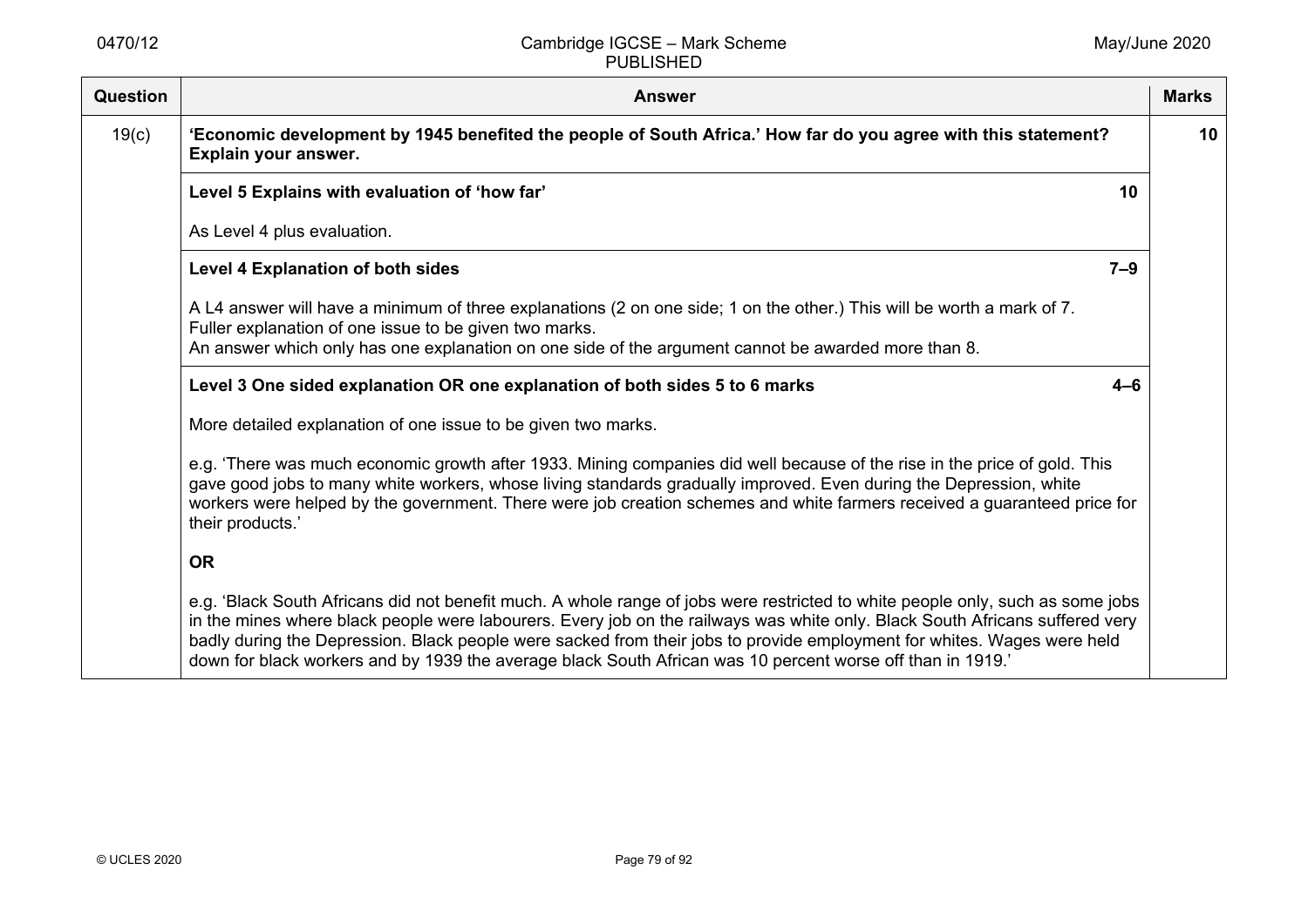| Question | Answer | Marks |
|---|---|---|
| 19(c) | **'Economic development by 1945 benefited the people of South Africa.' How far do you agree with this statement? Explain your answer.** | **10** |
| | **Level 5 Explains with evaluation of 'how far'** **10**<br><br>As Level 4 plus evaluation. | |
| | **Level 4 Explanation of both sides** **7–9**<br><br>A L4 answer will have a minimum of three explanations (2 on one side; 1 on the other.) This will be worth a mark of 7.<br>Fuller explanation of one issue to be given two marks.<br>An answer which only has one explanation on one side of the argument cannot be awarded more than 8. | |
| | **Level 3 One sided explanation OR one explanation of both sides 5 to 6 marks** **4–6**<br><br>More detailed explanation of one issue to be given two marks.<br><br>e.g. 'There was much economic growth after 1933. Mining companies did well because of the rise in the price of gold. This gave good jobs to many white workers, whose living standards gradually improved. Even during the Depression, white workers were helped by the government. There were job creation schemes and white farmers received a guaranteed price for their products.'<br><br>**OR**<br><br>e.g. 'Black South Africans did not benefit much. A whole range of jobs were restricted to white people only, such as some jobs in the mines where black people were labourers. Every job on the railways was white only. Black South Africans suffered very badly during the Depression. Black people were sacked from their jobs to provide employment for whites. Wages were held down for black workers and by 1939 the average black South African was 10 percent worse off than in 1919.' | |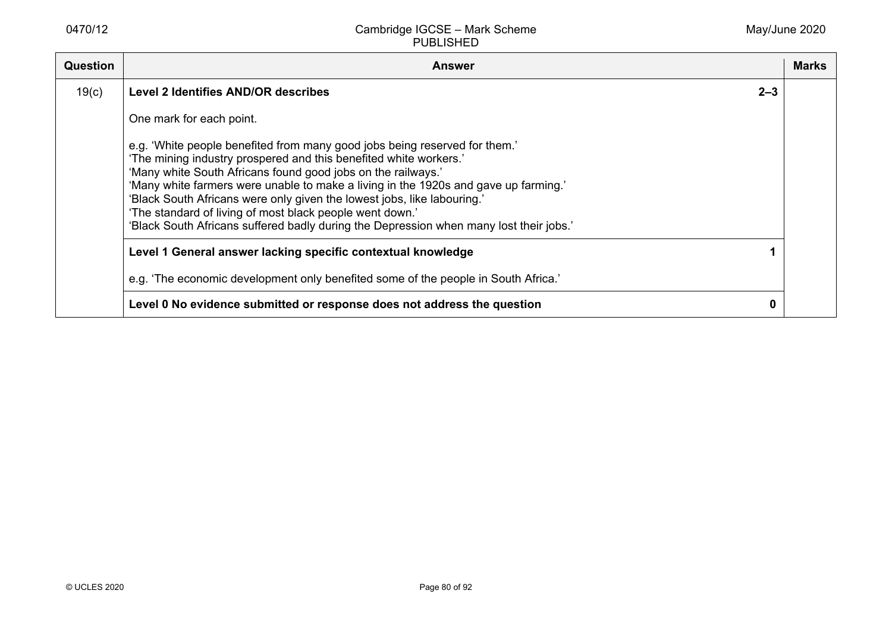| Question | Answer | Marks |
| --- | --- | --- |
| 19(c) | **Level 2 Identifies AND/OR describes** **2–3**<br><br>One mark for each point.<br><br>e.g. 'White people benefited from many good jobs being reserved for them.'<br>'The mining industry prospered and this benefited white workers.'<br>'Many white South Africans found good jobs on the railways.'<br>'Many white farmers were unable to make a living in the 1920s and gave up farming.'<br>'Black South Africans were only given the lowest jobs, like labouring.'<br>'The standard of living of most black people went down.'<br>'Black South Africans suffered badly during the Depression when many lost their jobs.' | |
| | **Level 1 General answer lacking specific contextual knowledge** **1**<br><br>e.g. 'The economic development only benefited some of the people in South Africa.' | |
| | **Level 0 No evidence submitted or response does not address the question** **0** | |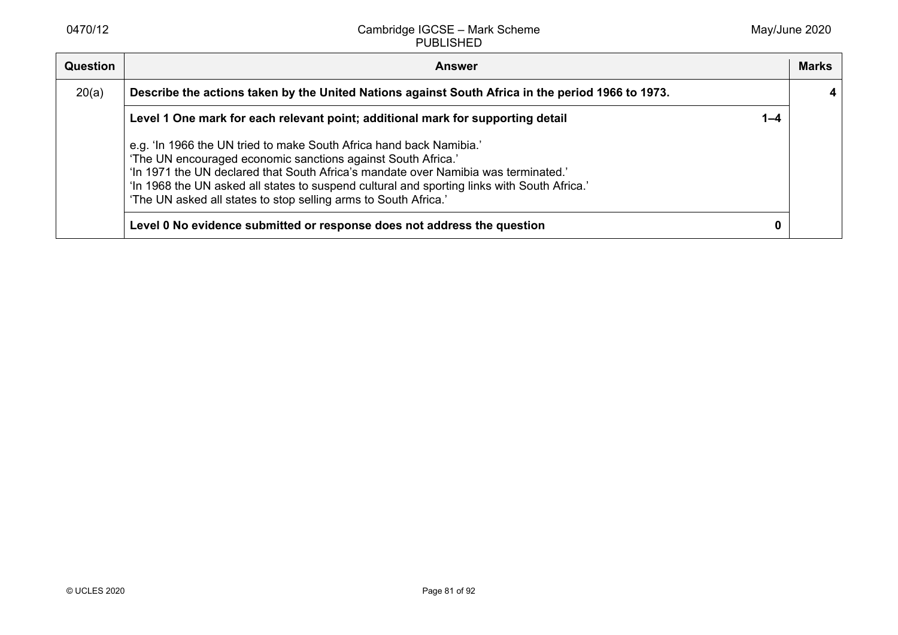| Question | Answer | | Marks |
|---|---|---|---|
| 20(a) | **Describe the actions taken by the United Nations against South Africa in the period 1966 to 1973.** | | **4** |
| | **Level 1 One mark for each relevant point; additional mark for supporting detail**<br><br>e.g. 'In 1966 the UN tried to make South Africa hand back Namibia.'<br>'The UN encouraged economic sanctions against South Africa.'<br>'In 1971 the UN declared that South Africa's mandate over Namibia was terminated.'<br>'In 1968 the UN asked all states to suspend cultural and sporting links with South Africa.'<br>'The UN asked all states to stop selling arms to South Africa.' | **1–4** | |
| | **Level 0 No evidence submitted or response does not address the question** | **0** | |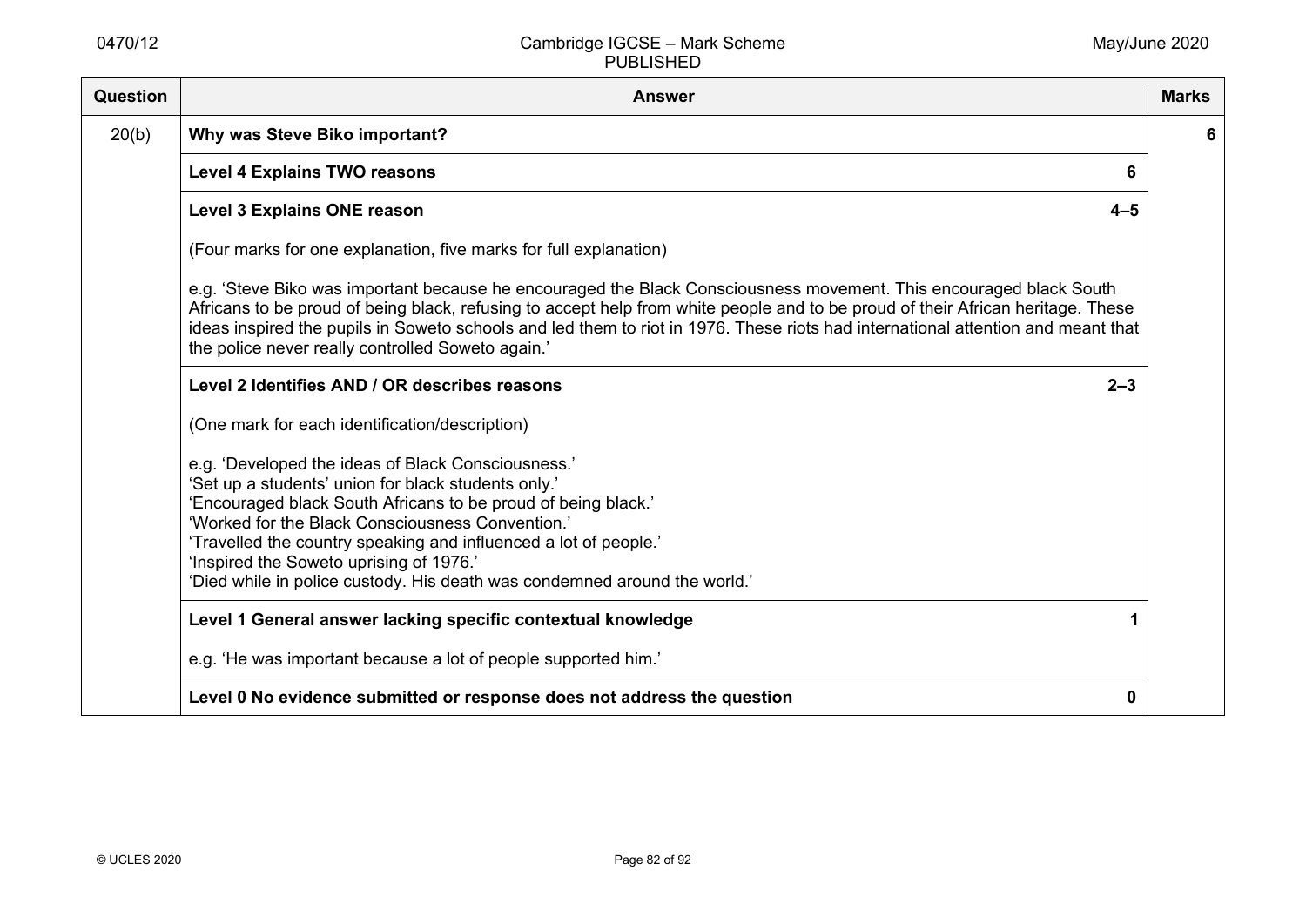| Question | Answer | Marks |
|---|---|---|
| 20(b) | **Why was Steve Biko important?** | **6** |
| | **Level 4 Explains TWO reasons** **6** | |
| | **Level 3 Explains ONE reason** **4–5**<br><br>(Four marks for one explanation, five marks for full explanation)<br><br>e.g. 'Steve Biko was important because he encouraged the Black Consciousness movement. This encouraged black South Africans to be proud of being black, refusing to accept help from white people and to be proud of their African heritage. These ideas inspired the pupils in Soweto schools and led them to riot in 1976. These riots had international attention and meant that the police never really controlled Soweto again.' | |
| | **Level 2 Identifies AND / OR describes reasons** **2–3**<br><br>(One mark for each identification/description)<br><br>e.g. 'Developed the ideas of Black Consciousness.'<br>'Set up a students' union for black students only.'<br>'Encouraged black South Africans to be proud of being black.'<br>'Worked for the Black Consciousness Convention.'<br>'Travelled the country speaking and influenced a lot of people.'<br>'Inspired the Soweto uprising of 1976.'<br>'Died while in police custody. His death was condemned around the world.' | |
| | **Level 1 General answer lacking specific contextual knowledge** **1**<br><br>e.g. 'He was important because a lot of people supported him.' | |
| | **Level 0 No evidence submitted or response does not address the question** **0** | |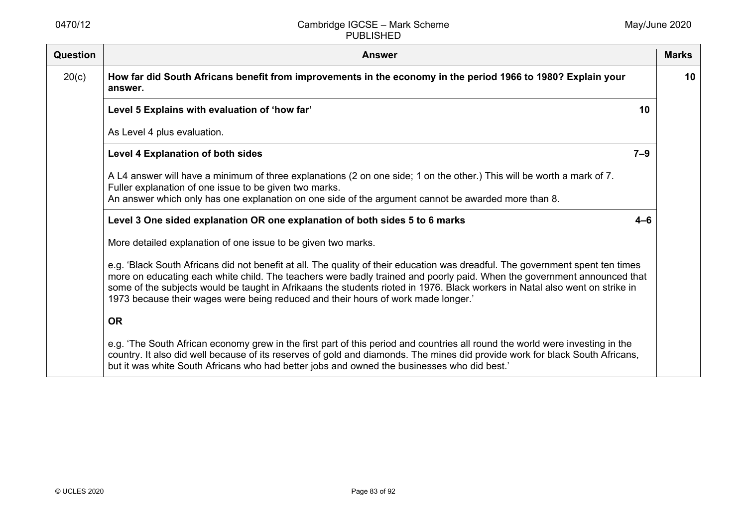| Question | Answer | Marks |
|---|---|---|
| 20(c) | **How far did South Africans benefit from improvements in the economy in the period 1966 to 1980? Explain your answer.** | **10** |
| | **Level 5 Explains with evaluation of 'how far'** **10**<br><br>As Level 4 plus evaluation. | |
| | **Level 4 Explanation of both sides** **7–9**<br><br>A L4 answer will have a minimum of three explanations (2 on one side; 1 on the other.) This will be worth a mark of 7.<br>Fuller explanation of one issue to be given two marks.<br>An answer which only has one explanation on one side of the argument cannot be awarded more than 8. | |
| | **Level 3 One sided explanation OR one explanation of both sides 5 to 6 marks** **4–6**<br><br>More detailed explanation of one issue to be given two marks.<br><br>e.g. 'Black South Africans did not benefit at all. The quality of their education was dreadful. The government spent ten times more on educating each white child. The teachers were badly trained and poorly paid. When the government announced that some of the subjects would be taught in Afrikaans the students rioted in 1976. Black workers in Natal also went on strike in 1973 because their wages were being reduced and their hours of work made longer.'<br><br>**OR**<br><br>e.g. 'The South African economy grew in the first part of this period and countries all round the world were investing in the country. It also did well because of its reserves of gold and diamonds. The mines did provide work for black South Africans, but it was white South Africans who had better jobs and owned the businesses who did best.' | |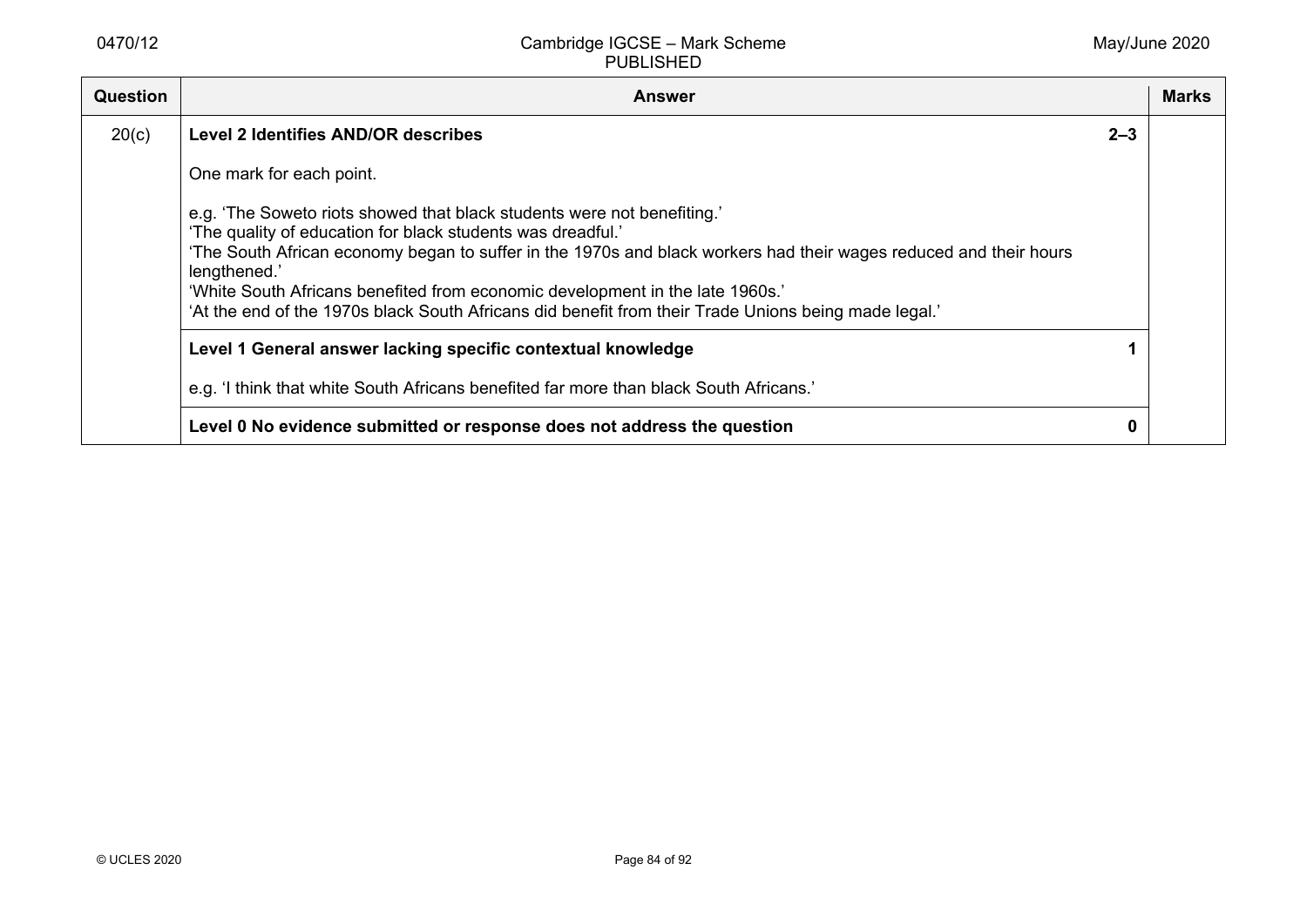| Question | Answer | | Marks |
|---|---|---|---|
| 20(c) | **Level 2 Identifies AND/OR describes**<br><br>One mark for each point.<br><br>e.g. 'The Soweto riots showed that black students were not benefiting.'<br>'The quality of education for black students was dreadful.'<br>'The South African economy began to suffer in the 1970s and black workers had their wages reduced and their hours lengthened.'<br>'White South Africans benefited from economic development in the late 1960s.'<br>'At the end of the 1970s black South Africans did benefit from their Trade Unions being made legal.' | **2–3** | |
| | **Level 1 General answer lacking specific contextual knowledge**<br><br>e.g. 'I think that white South Africans benefited far more than black South Africans.' | **1** | |
| | **Level 0 No evidence submitted or response does not address the question** | **0** | |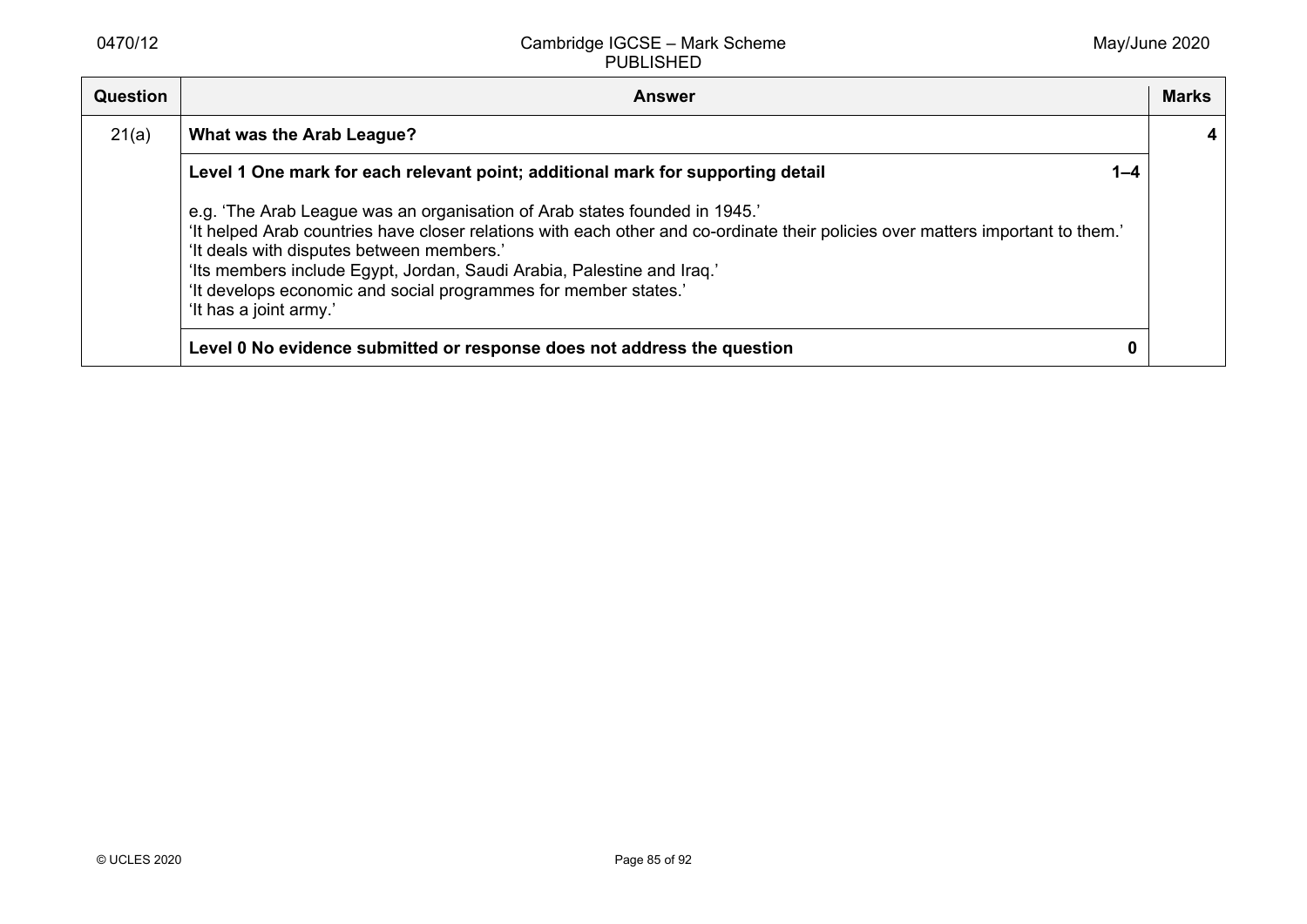| Question | Answer | Marks |
|---|---|---|
| 21(a) | **What was the Arab League?** | **4** |
| | **Level 1 One mark for each relevant point; additional mark for supporting detail** **1–4**<br><br>e.g. 'The Arab League was an organisation of Arab states founded in 1945.'<br>'It helped Arab countries have closer relations with each other and co-ordinate their policies over matters important to them.'<br>'It deals with disputes between members.'<br>'Its members include Egypt, Jordan, Saudi Arabia, Palestine and Iraq.'<br>'It develops economic and social programmes for member states.'<br>'It has a joint army.' | |
| | **Level 0 No evidence submitted or response does not address the question** **0** | |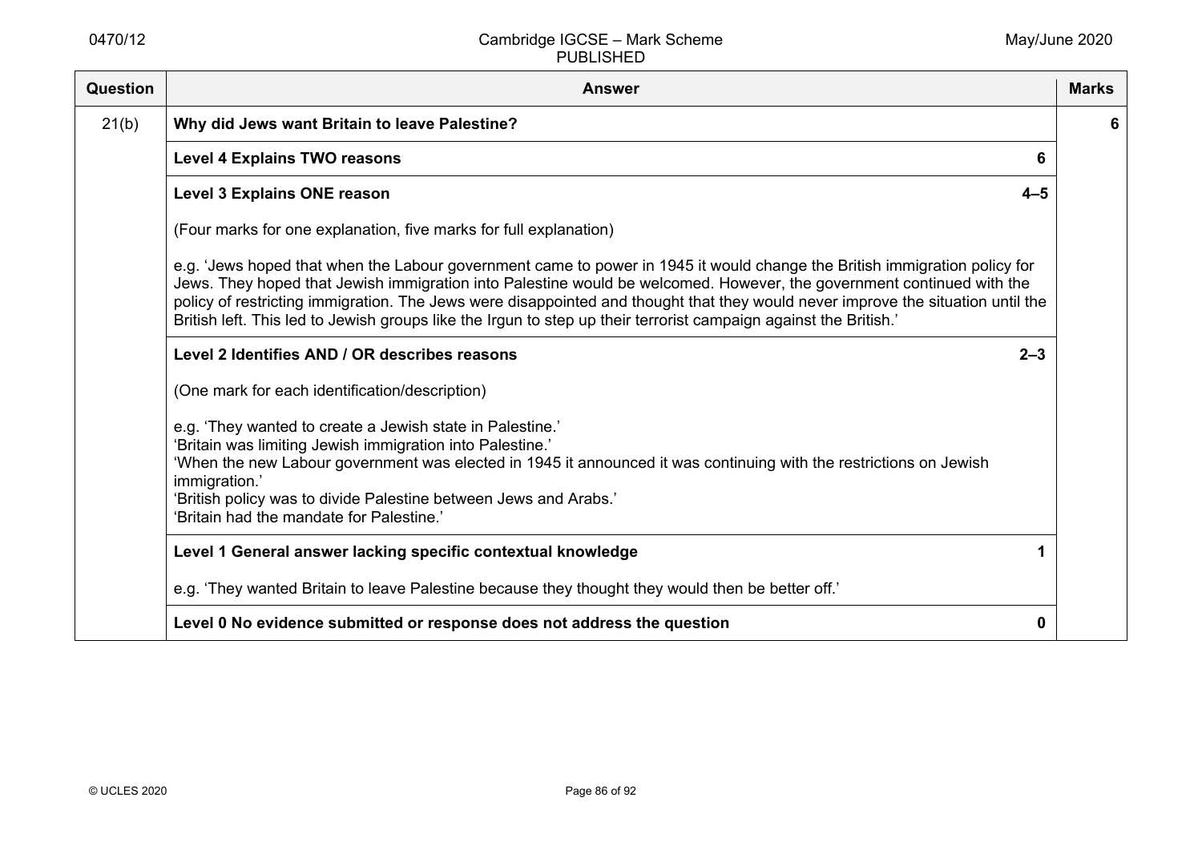| Question | Answer | | Marks |
|---|---|---|---|
| 21(b) | **Why did Jews want Britain to leave Palestine?** | | **6** |
| | **Level 4 Explains TWO reasons** | **6** | |
| | **Level 3 Explains ONE reason**<br><br>(Four marks for one explanation, five marks for full explanation)<br><br>e.g. 'Jews hoped that when the Labour government came to power in 1945 it would change the British immigration policy for Jews. They hoped that Jewish immigration into Palestine would be welcomed. However, the government continued with the policy of restricting immigration. The Jews were disappointed and thought that they would never improve the situation until the British left. This led to Jewish groups like the Irgun to step up their terrorist campaign against the British.' | **4–5** | |
| | **Level 2 Identifies AND / OR describes reasons**<br><br>(One mark for each identification/description)<br><br>e.g. 'They wanted to create a Jewish state in Palestine.'<br>'Britain was limiting Jewish immigration into Palestine.'<br>'When the new Labour government was elected in 1945 it announced it was continuing with the restrictions on Jewish immigration.'<br>'British policy was to divide Palestine between Jews and Arabs.'<br>'Britain had the mandate for Palestine.' | **2–3** | |
| | **Level 1 General answer lacking specific contextual knowledge**<br><br>e.g. 'They wanted Britain to leave Palestine because they thought they would then be better off.' | **1** | |
| | **Level 0 No evidence submitted or response does not address the question** | **0** | |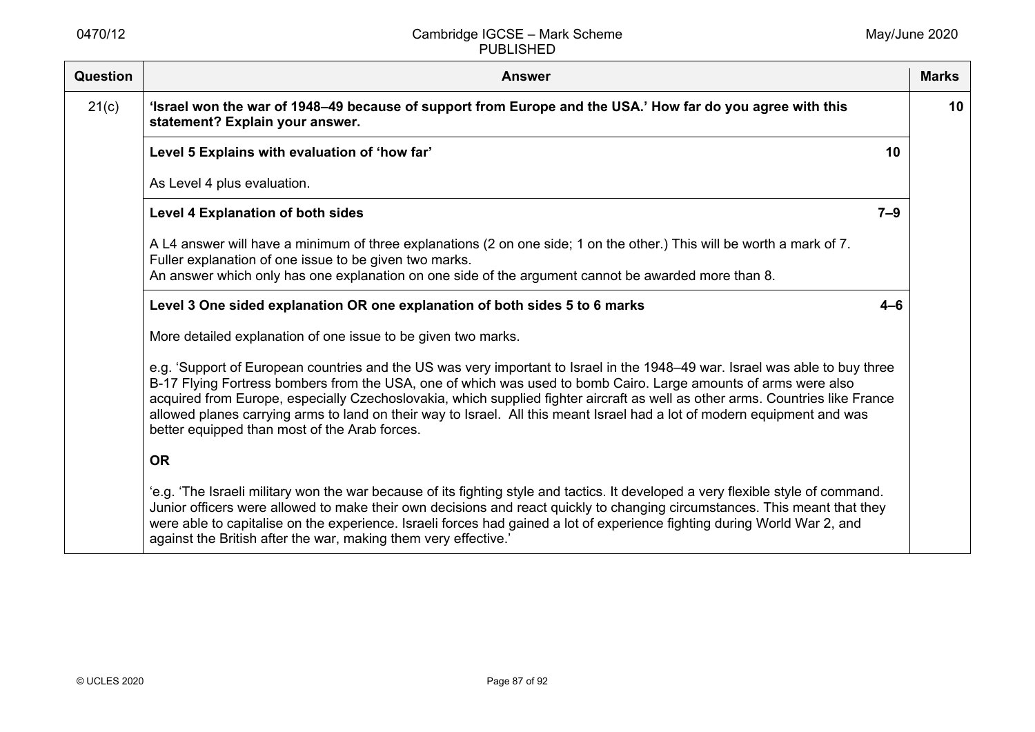| Question | Answer | Marks |
|---|---|---|
| 21(c) | **'Israel won the war of 1948–49 because of support from Europe and the USA.' How far do you agree with this statement? Explain your answer.** | **10** |
| | **Level 5 Explains with evaluation of 'how far'** **10**<br><br>As Level 4 plus evaluation. | |
| | **Level 4 Explanation of both sides** **7–9**<br><br>A L4 answer will have a minimum of three explanations (2 on one side; 1 on the other.) This will be worth a mark of 7.<br>Fuller explanation of one issue to be given two marks.<br>An answer which only has one explanation on one side of the argument cannot be awarded more than 8. | |
| | **Level 3 One sided explanation OR one explanation of both sides 5 to 6 marks** **4–6**<br><br>More detailed explanation of one issue to be given two marks.<br><br>e.g. 'Support of European countries and the US was very important to Israel in the 1948–49 war. Israel was able to buy three B-17 Flying Fortress bombers from the USA, one of which was used to bomb Cairo. Large amounts of arms were also acquired from Europe, especially Czechoslovakia, which supplied fighter aircraft as well as other arms. Countries like France allowed planes carrying arms to land on their way to Israel. All this meant Israel had a lot of modern equipment and was better equipped than most of the Arab forces.<br><br>**OR**<br><br>'e.g. 'The Israeli military won the war because of its fighting style and tactics. It developed a very flexible style of command. Junior officers were allowed to make their own decisions and react quickly to changing circumstances. This meant that they were able to capitalise on the experience. Israeli forces had gained a lot of experience fighting during World War 2, and against the British after the war, making them very effective.' | |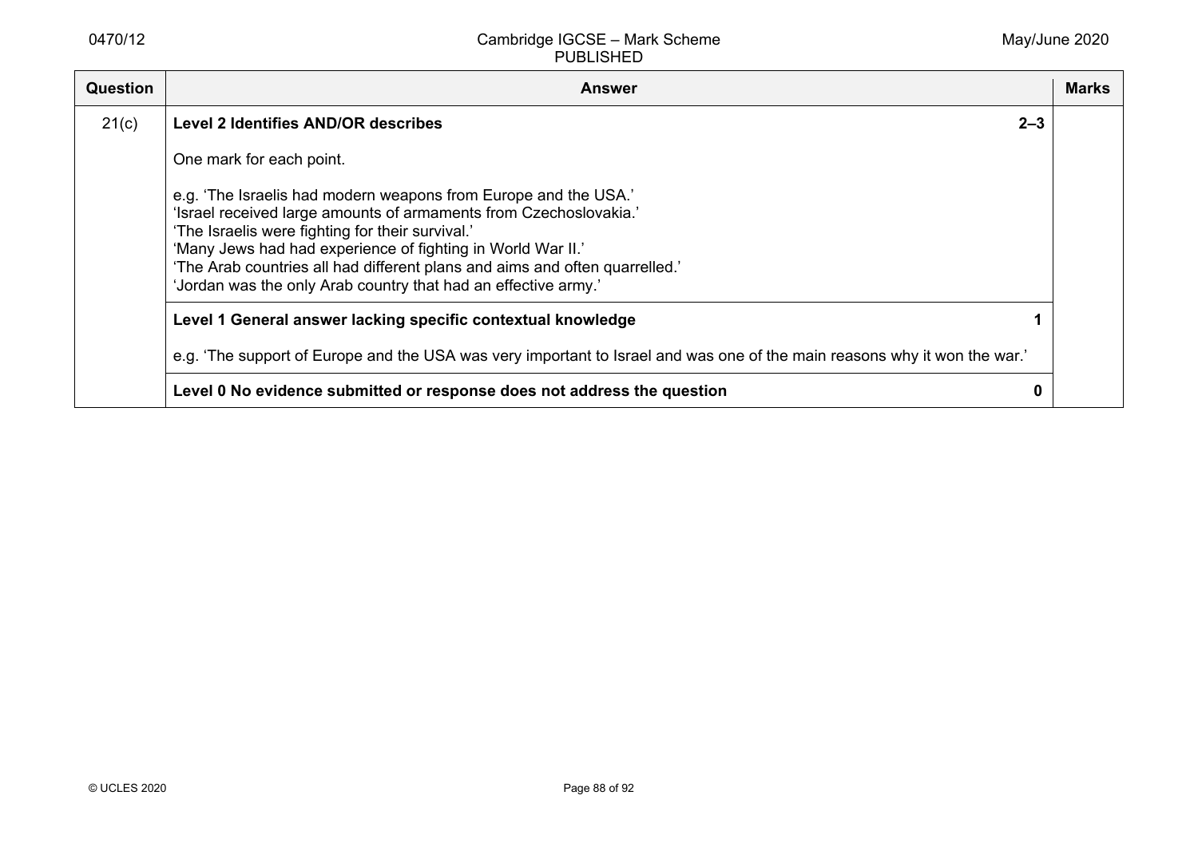| Question | Answer | Marks |
|---|---|---|
| 21(c) | **Level 2 Identifies AND/OR describes** **2–3**<br><br>One mark for each point.<br><br>e.g. 'The Israelis had modern weapons from Europe and the USA.'<br>'Israel received large amounts of armaments from Czechoslovakia.'<br>'The Israelis were fighting for their survival.'<br>'Many Jews had had experience of fighting in World War II.'<br>'The Arab countries all had different plans and aims and often quarrelled.'<br>'Jordan was the only Arab country that had an effective army.' | |
| | **Level 1 General answer lacking specific contextual knowledge** **1**<br><br>e.g. 'The support of Europe and the USA was very important to Israel and was one of the main reasons why it won the war.' | |
| | **Level 0 No evidence submitted or response does not address the question** **0** | |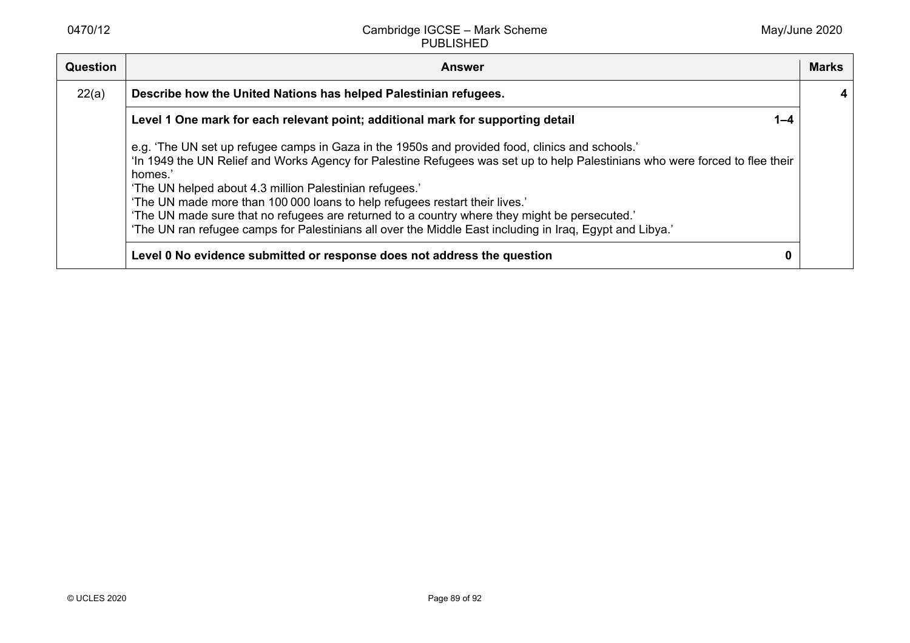| Question | Answer | Marks |
|---|---|---|
| 22(a) | **Describe how the United Nations has helped Palestinian refugees.** | **4** |
| | **Level 1 One mark for each relevant point; additional mark for supporting detail** **1–4**<br><br>e.g. 'The UN set up refugee camps in Gaza in the 1950s and provided food, clinics and schools.'<br>'In 1949 the UN Relief and Works Agency for Palestine Refugees was set up to help Palestinians who were forced to flee their homes.'<br>'The UN helped about 4.3 million Palestinian refugees.'<br>'The UN made more than 100 000 loans to help refugees restart their lives.'<br>'The UN made sure that no refugees are returned to a country where they might be persecuted.'<br>'The UN ran refugee camps for Palestinians all over the Middle East including in Iraq, Egypt and Libya.' | |
| | **Level 0 No evidence submitted or response does not address the question** **0** | |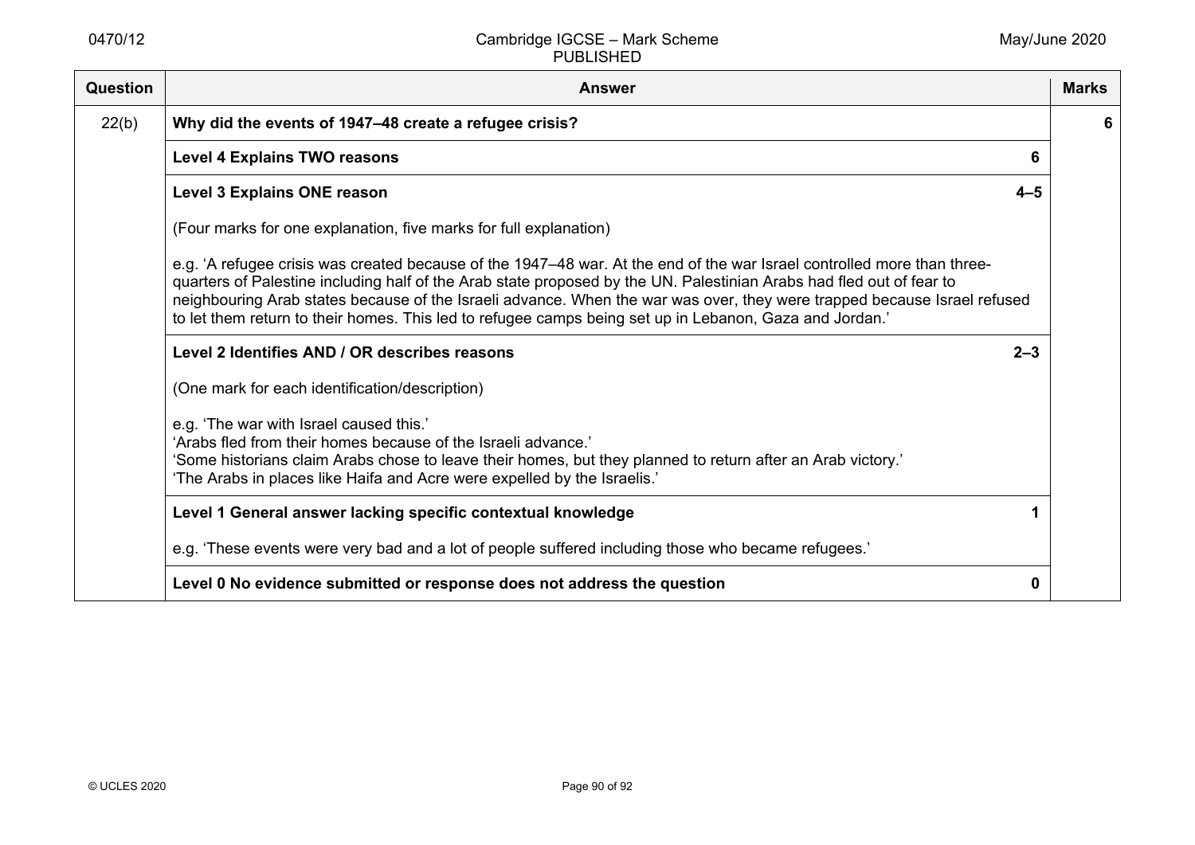| Question | Answer | Marks |
| --- | --- | --- |
| 22(b) | **Why did the events of 1947–48 create a refugee crisis?** | **6** |
| | **Level 4 Explains TWO reasons** **6** | |
| | **Level 3 Explains ONE reason** **4–5**<br><br>(Four marks for one explanation, five marks for full explanation)<br><br>e.g. 'A refugee crisis was created because of the 1947–48 war. At the end of the war Israel controlled more than three-quarters of Palestine including half of the Arab state proposed by the UN. Palestinian Arabs had fled out of fear to neighbouring Arab states because of the Israeli advance. When the war was over, they were trapped because Israel refused to let them return to their homes. This led to refugee camps being set up in Lebanon, Gaza and Jordan.' | |
| | **Level 2 Identifies AND / OR describes reasons** **2–3**<br><br>(One mark for each identification/description)<br><br>e.g. 'The war with Israel caused this.'<br>'Arabs fled from their homes because of the Israeli advance.'<br>'Some historians claim Arabs chose to leave their homes, but they planned to return after an Arab victory.'<br>'The Arabs in places like Haifa and Acre were expelled by the Israelis.' | |
| | **Level 1 General answer lacking specific contextual knowledge** **1**<br><br>e.g. 'These events were very bad and a lot of people suffered including those who became refugees.' | |
| | **Level 0 No evidence submitted or response does not address the question** **0** | |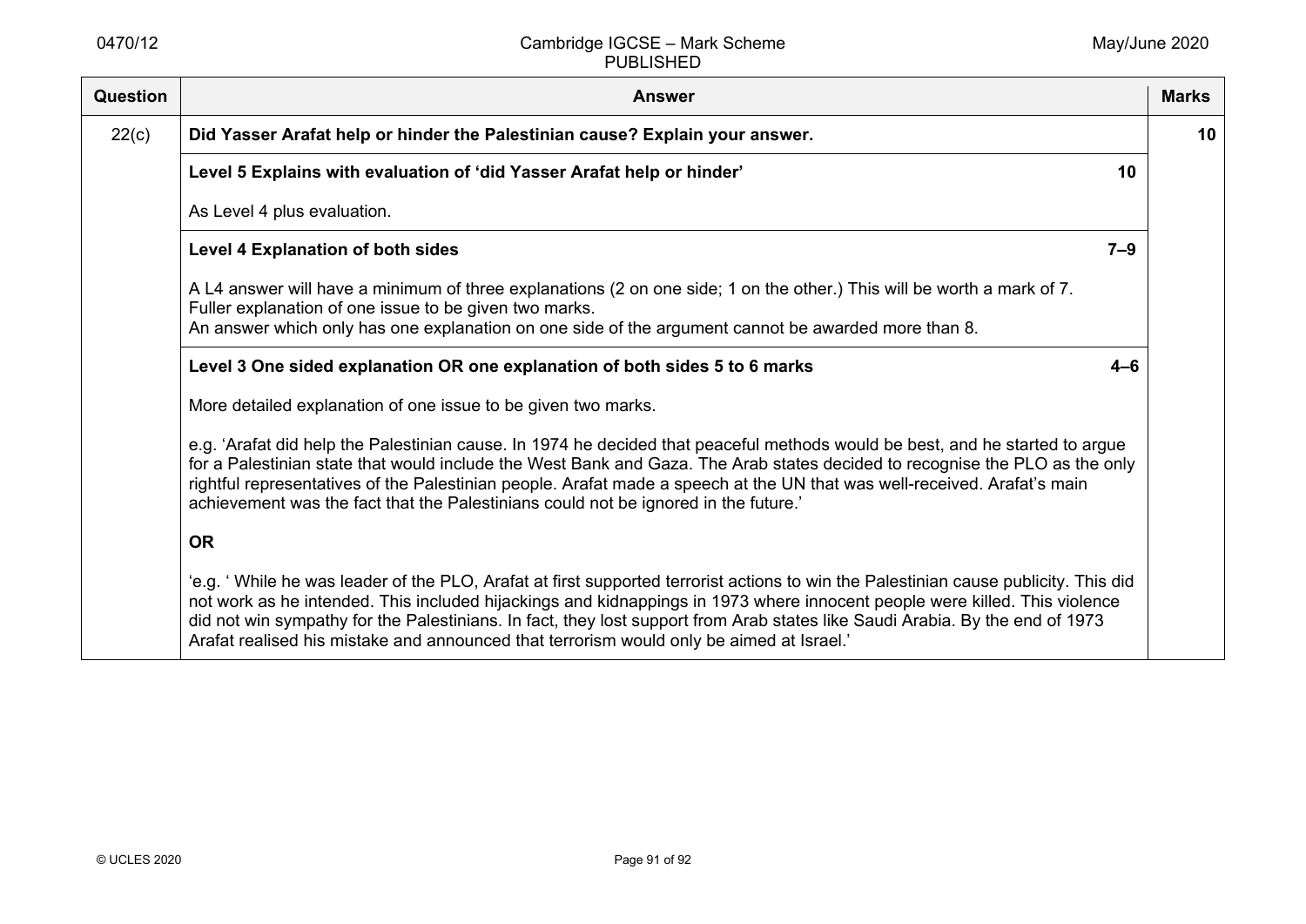| Question | Answer | Marks |
|---|---|---|
| 22(c) | **Did Yasser Arafat help or hinder the Palestinian cause? Explain your answer.** | **10** |
| | **Level 5 Explains with evaluation of 'did Yasser Arafat help or hinder'** **10**<br><br>As Level 4 plus evaluation. | |
| | **Level 4 Explanation of both sides** **7–9**<br><br>A L4 answer will have a minimum of three explanations (2 on one side; 1 on the other.) This will be worth a mark of 7.<br>Fuller explanation of one issue to be given two marks.<br>An answer which only has one explanation on one side of the argument cannot be awarded more than 8. | |
| | **Level 3 One sided explanation OR one explanation of both sides 5 to 6 marks** **4–6**<br><br>More detailed explanation of one issue to be given two marks.<br><br>e.g. 'Arafat did help the Palestinian cause. In 1974 he decided that peaceful methods would be best, and he started to argue for a Palestinian state that would include the West Bank and Gaza. The Arab states decided to recognise the PLO as the only rightful representatives of the Palestinian people. Arafat made a speech at the UN that was well-received. Arafat's main achievement was the fact that the Palestinians could not be ignored in the future.'<br><br>**OR**<br><br>'e.g. ' While he was leader of the PLO, Arafat at first supported terrorist actions to win the Palestinian cause publicity. This did not work as he intended. This included hijackings and kidnappings in 1973 where innocent people were killed. This violence did not win sympathy for the Palestinians. In fact, they lost support from Arab states like Saudi Arabia. By the end of 1973 Arafat realised his mistake and announced that terrorism would only be aimed at Israel.' | |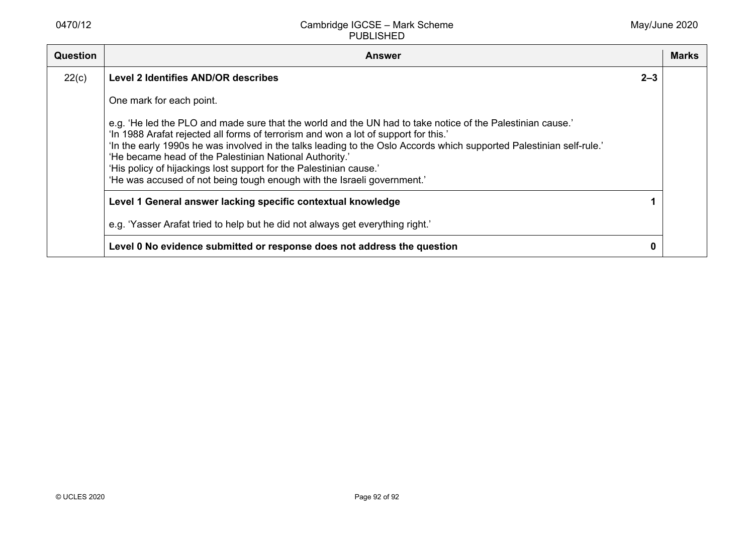| Question | Answer | Marks |
|---|---|---|
| 22(c) | **Level 2 Identifies AND/OR describes** **2–3**<br><br>One mark for each point.<br><br>e.g. 'He led the PLO and made sure that the world and the UN had to take notice of the Palestinian cause.'<br>'In 1988 Arafat rejected all forms of terrorism and won a lot of support for this.'<br>'In the early 1990s he was involved in the talks leading to the Oslo Accords which supported Palestinian self-rule.'<br>'He became head of the Palestinian National Authority.'<br>'His policy of hijackings lost support for the Palestinian cause.'<br>'He was accused of not being tough enough with the Israeli government.' | |
| | **Level 1 General answer lacking specific contextual knowledge** **1**<br><br>e.g. 'Yasser Arafat tried to help but he did not always get everything right.' | |
| | **Level 0 No evidence submitted or response does not address the question** **0** | |